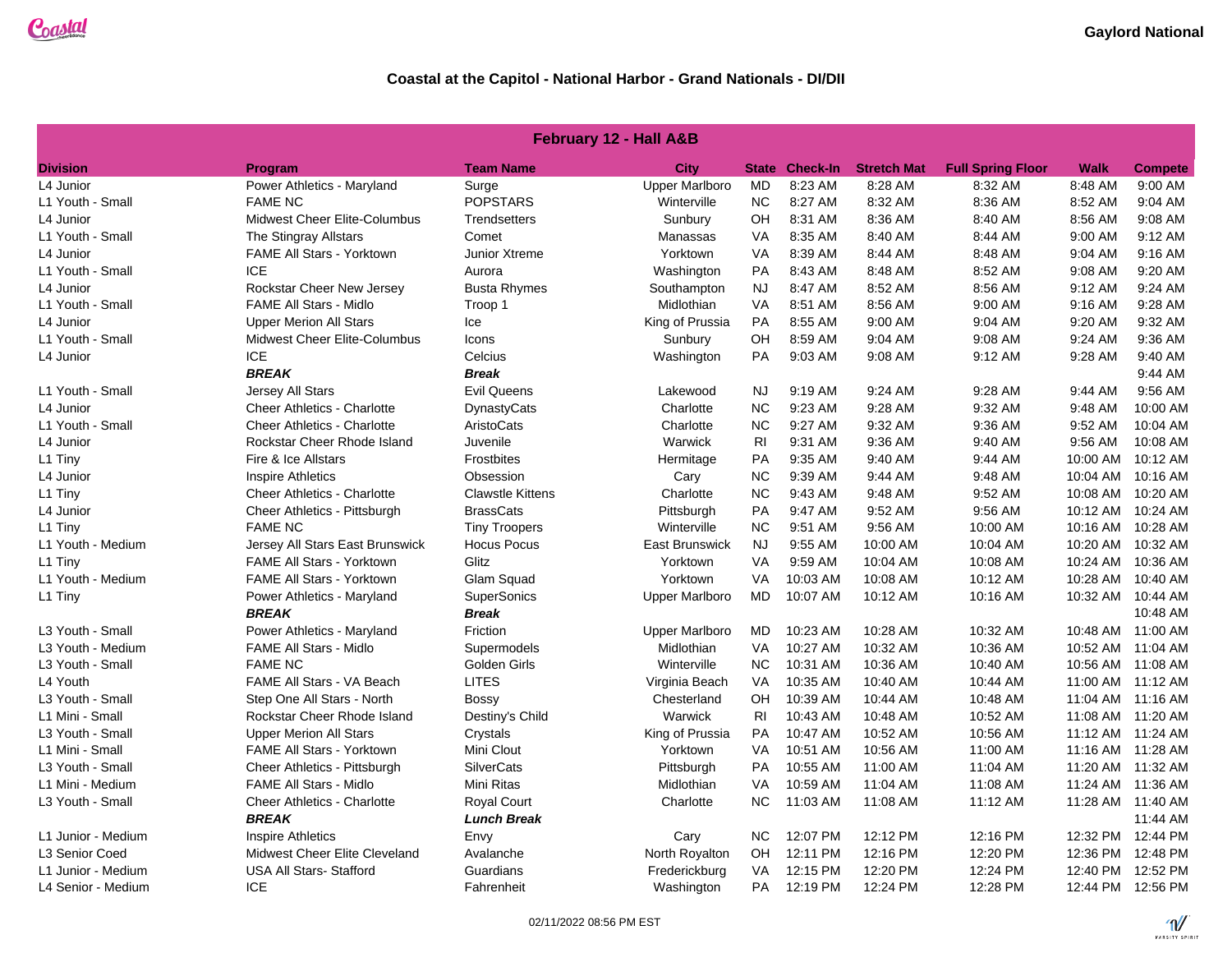# Coastal at the Capitol - National Harbor - Grand Nationals - DI/DII

Gaylord National

| February 12 - Hall A&B | | | | | | | | | |
|---|---|---|---|---|---|---|---|---|---|
| **Division** | **Program** | **Team Name** | **City** | **State** | **Check-In** | **Stretch Mat** | **Full Spring Floor** | **Walk** | **Compete** |
| L4 Junior | Power Athletics - Maryland | Surge | Upper Marlboro | MD | 8:23 AM | 8:28 AM | 8:32 AM | 8:48 AM | 9:00 AM |
| L1 Youth - Small | FAME NC | POPSTARS | Winterville | NC | 8:27 AM | 8:32 AM | 8:36 AM | 8:52 AM | 9:04 AM |
| L4 Junior | Midwest Cheer Elite-Columbus | Trendsetters | Sunbury | OH | 8:31 AM | 8:36 AM | 8:40 AM | 8:56 AM | 9:08 AM |
| L1 Youth - Small | The Stingray Allstars | Comet | Manassas | VA | 8:35 AM | 8:40 AM | 8:44 AM | 9:00 AM | 9:12 AM |
| L4 Junior | FAME All Stars - Yorktown | Junior Xtreme | Yorktown | VA | 8:39 AM | 8:44 AM | 8:48 AM | 9:04 AM | 9:16 AM |
| L1 Youth - Small | ICE | Aurora | Washington | PA | 8:43 AM | 8:48 AM | 8:52 AM | 9:08 AM | 9:20 AM |
| L4 Junior | Rockstar Cheer New Jersey | Busta Rhymes | Southampton | NJ | 8:47 AM | 8:52 AM | 8:56 AM | 9:12 AM | 9:24 AM |
| L1 Youth - Small | FAME All Stars - Midlo | Troop 1 | Midlothian | VA | 8:51 AM | 8:56 AM | 9:00 AM | 9:16 AM | 9:28 AM |
| L4 Junior | Upper Merion All Stars | Ice | King of Prussia | PA | 8:55 AM | 9:00 AM | 9:04 AM | 9:20 AM | 9:32 AM |
| L1 Youth - Small | Midwest Cheer Elite-Columbus | Icons | Sunbury | OH | 8:59 AM | 9:04 AM | 9:08 AM | 9:24 AM | 9:36 AM |
| L4 Junior | ICE | Celcius | Washington | PA | 9:03 AM | 9:08 AM | 9:12 AM | 9:28 AM | 9:40 AM |
| | ***BREAK*** | ***Break*** | | | | | | | 9:44 AM |
| L1 Youth - Small | Jersey All Stars | Evil Queens | Lakewood | NJ | 9:19 AM | 9:24 AM | 9:28 AM | 9:44 AM | 9:56 AM |
| L4 Junior | Cheer Athletics - Charlotte | DynastyCats | Charlotte | NC | 9:23 AM | 9:28 AM | 9:32 AM | 9:48 AM | 10:00 AM |
| L1 Youth - Small | Cheer Athletics - Charlotte | AristoCats | Charlotte | NC | 9:27 AM | 9:32 AM | 9:36 AM | 9:52 AM | 10:04 AM |
| L4 Junior | Rockstar Cheer Rhode Island | Juvenile | Warwick | RI | 9:31 AM | 9:36 AM | 9:40 AM | 9:56 AM | 10:08 AM |
| L1 Tiny | Fire & Ice Allstars | Frostbites | Hermitage | PA | 9:35 AM | 9:40 AM | 9:44 AM | 10:00 AM | 10:12 AM |
| L4 Junior | Inspire Athletics | Obsession | Cary | NC | 9:39 AM | 9:44 AM | 9:48 AM | 10:04 AM | 10:16 AM |
| L1 Tiny | Cheer Athletics - Charlotte | Clawstle Kittens | Charlotte | NC | 9:43 AM | 9:48 AM | 9:52 AM | 10:08 AM | 10:20 AM |
| L4 Junior | Cheer Athletics - Pittsburgh | BrassCats | Pittsburgh | PA | 9:47 AM | 9:52 AM | 9:56 AM | 10:12 AM | 10:24 AM |
| L1 Tiny | FAME NC | Tiny Troopers | Winterville | NC | 9:51 AM | 9:56 AM | 10:00 AM | 10:16 AM | 10:28 AM |
| L1 Youth - Medium | Jersey All Stars East Brunswick | Hocus Pocus | East Brunswick | NJ | 9:55 AM | 10:00 AM | 10:04 AM | 10:20 AM | 10:32 AM |
| L1 Tiny | FAME All Stars - Yorktown | Glitz | Yorktown | VA | 9:59 AM | 10:04 AM | 10:08 AM | 10:24 AM | 10:36 AM |
| L1 Youth - Medium | FAME All Stars - Yorktown | Glam Squad | Yorktown | VA | 10:03 AM | 10:08 AM | 10:12 AM | 10:28 AM | 10:40 AM |
| L1 Tiny | Power Athletics - Maryland | SuperSonics | Upper Marlboro | MD | 10:07 AM | 10:12 AM | 10:16 AM | 10:32 AM | 10:44 AM |
| | ***BREAK*** | ***Break*** | | | | | | | 10:48 AM |
| L3 Youth - Small | Power Athletics - Maryland | Friction | Upper Marlboro | MD | 10:23 AM | 10:28 AM | 10:32 AM | 10:48 AM | 11:00 AM |
| L3 Youth - Medium | FAME All Stars - Midlo | Supermodels | Midlothian | VA | 10:27 AM | 10:32 AM | 10:36 AM | 10:52 AM | 11:04 AM |
| L3 Youth - Small | FAME NC | Golden Girls | Winterville | NC | 10:31 AM | 10:36 AM | 10:40 AM | 10:56 AM | 11:08 AM |
| L4 Youth | FAME All Stars - VA Beach | LITES | Virginia Beach | VA | 10:35 AM | 10:40 AM | 10:44 AM | 11:00 AM | 11:12 AM |
| L3 Youth - Small | Step One All Stars - North | Bossy | Chesterland | OH | 10:39 AM | 10:44 AM | 10:48 AM | 11:04 AM | 11:16 AM |
| L1 Mini - Small | Rockstar Cheer Rhode Island | Destiny's Child | Warwick | RI | 10:43 AM | 10:48 AM | 10:52 AM | 11:08 AM | 11:20 AM |
| L3 Youth - Small | Upper Merion All Stars | Crystals | King of Prussia | PA | 10:47 AM | 10:52 AM | 10:56 AM | 11:12 AM | 11:24 AM |
| L1 Mini - Small | FAME All Stars - Yorktown | Mini Clout | Yorktown | VA | 10:51 AM | 10:56 AM | 11:00 AM | 11:16 AM | 11:28 AM |
| L3 Youth - Small | Cheer Athletics - Pittsburgh | SilverCats | Pittsburgh | PA | 10:55 AM | 11:00 AM | 11:04 AM | 11:20 AM | 11:32 AM |
| L1 Mini - Medium | FAME All Stars - Midlo | Mini Ritas | Midlothian | VA | 10:59 AM | 11:04 AM | 11:08 AM | 11:24 AM | 11:36 AM |
| L3 Youth - Small | Cheer Athletics - Charlotte | Royal Court | Charlotte | NC | 11:03 AM | 11:08 AM | 11:12 AM | 11:28 AM | 11:40 AM |
| | ***BREAK*** | ***Lunch Break*** | | | | | | | 11:44 AM |
| L1 Junior - Medium | Inspire Athletics | Envy | Cary | NC | 12:07 PM | 12:12 PM | 12:16 PM | 12:32 PM | 12:44 PM |
| L3 Senior Coed | Midwest Cheer Elite Cleveland | Avalanche | North Royalton | OH | 12:11 PM | 12:16 PM | 12:20 PM | 12:36 PM | 12:48 PM |
| L1 Junior - Medium | USA All Stars- Stafford | Guardians | Frederickburg | VA | 12:15 PM | 12:20 PM | 12:24 PM | 12:40 PM | 12:52 PM |
| L4 Senior - Medium | ICE | Fahrenheit | Washington | PA | 12:19 PM | 12:24 PM | 12:28 PM | 12:44 PM | 12:56 PM |

02/11/2022 08:56 PM EST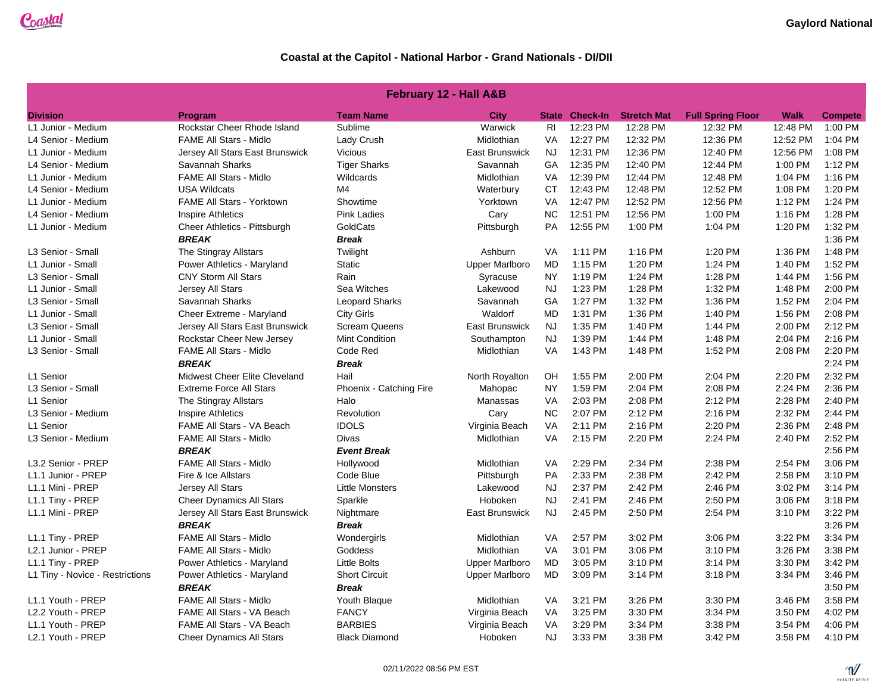Gaylord National

## Coastal at the Capitol - National Harbor - Grand Nationals - DI/DII

| February 12 - Hall A&B | | | | | | | | | |
|---|---|---|---|---|---|---|---|---|---|
| **Division** | **Program** | **Team Name** | **City** | **State** | **Check-In** | **Stretch Mat** | **Full Spring Floor** | **Walk** | **Compete** |
| L1 Junior - Medium | Rockstar Cheer Rhode Island | Sublime | Warwick | RI | 12:23 PM | 12:28 PM | 12:32 PM | 12:48 PM | 1:00 PM |
| L4 Senior - Medium | FAME All Stars - Midlo | Lady Crush | Midlothian | VA | 12:27 PM | 12:32 PM | 12:36 PM | 12:52 PM | 1:04 PM |
| L1 Junior - Medium | Jersey All Stars East Brunswick | Vicious | East Brunswick | NJ | 12:31 PM | 12:36 PM | 12:40 PM | 12:56 PM | 1:08 PM |
| L4 Senior - Medium | Savannah Sharks | Tiger Sharks | Savannah | GA | 12:35 PM | 12:40 PM | 12:44 PM | 1:00 PM | 1:12 PM |
| L1 Junior - Medium | FAME All Stars - Midlo | Wildcards | Midlothian | VA | 12:39 PM | 12:44 PM | 12:48 PM | 1:04 PM | 1:16 PM |
| L4 Senior - Medium | USA Wildcats | M4 | Waterbury | CT | 12:43 PM | 12:48 PM | 12:52 PM | 1:08 PM | 1:20 PM |
| L1 Junior - Medium | FAME All Stars - Yorktown | Showtime | Yorktown | VA | 12:47 PM | 12:52 PM | 12:56 PM | 1:12 PM | 1:24 PM |
| L4 Senior - Medium | Inspire Athletics | Pink Ladies | Cary | NC | 12:51 PM | 12:56 PM | 1:00 PM | 1:16 PM | 1:28 PM |
| L1 Junior - Medium | Cheer Athletics - Pittsburgh | GoldCats | Pittsburgh | PA | 12:55 PM | 1:00 PM | 1:04 PM | 1:20 PM | 1:32 PM |
| | ***BREAK*** | ***Break*** | | | | | | | 1:36 PM |
| L3 Senior - Small | The Stingray Allstars | Twilight | Ashburn | VA | 1:11 PM | 1:16 PM | 1:20 PM | 1:36 PM | 1:48 PM |
| L1 Junior - Small | Power Athletics - Maryland | Static | Upper Marlboro | MD | 1:15 PM | 1:20 PM | 1:24 PM | 1:40 PM | 1:52 PM |
| L3 Senior - Small | CNY Storm All Stars | Rain | Syracuse | NY | 1:19 PM | 1:24 PM | 1:28 PM | 1:44 PM | 1:56 PM |
| L1 Junior - Small | Jersey All Stars | Sea Witches | Lakewood | NJ | 1:23 PM | 1:28 PM | 1:32 PM | 1:48 PM | 2:00 PM |
| L3 Senior - Small | Savannah Sharks | Leopard Sharks | Savannah | GA | 1:27 PM | 1:32 PM | 1:36 PM | 1:52 PM | 2:04 PM |
| L1 Junior - Small | Cheer Extreme - Maryland | City Girls | Waldorf | MD | 1:31 PM | 1:36 PM | 1:40 PM | 1:56 PM | 2:08 PM |
| L3 Senior - Small | Jersey All Stars East Brunswick | Scream Queens | East Brunswick | NJ | 1:35 PM | 1:40 PM | 1:44 PM | 2:00 PM | 2:12 PM |
| L1 Junior - Small | Rockstar Cheer New Jersey | Mint Condition | Southampton | NJ | 1:39 PM | 1:44 PM | 1:48 PM | 2:04 PM | 2:16 PM |
| L3 Senior - Small | FAME All Stars - Midlo | Code Red | Midlothian | VA | 1:43 PM | 1:48 PM | 1:52 PM | 2:08 PM | 2:20 PM |
| | ***BREAK*** | ***Break*** | | | | | | | 2:24 PM |
| L1 Senior | Midwest Cheer Elite Cleveland | Hail | North Royalton | OH | 1:55 PM | 2:00 PM | 2:04 PM | 2:20 PM | 2:32 PM |
| L3 Senior - Small | Extreme Force All Stars | Phoenix - Catching Fire | Mahopac | NY | 1:59 PM | 2:04 PM | 2:08 PM | 2:24 PM | 2:36 PM |
| L1 Senior | The Stingray Allstars | Halo | Manassas | VA | 2:03 PM | 2:08 PM | 2:12 PM | 2:28 PM | 2:40 PM |
| L3 Senior - Medium | Inspire Athletics | Revolution | Cary | NC | 2:07 PM | 2:12 PM | 2:16 PM | 2:32 PM | 2:44 PM |
| L1 Senior | FAME All Stars - VA Beach | IDOLS | Virginia Beach | VA | 2:11 PM | 2:16 PM | 2:20 PM | 2:36 PM | 2:48 PM |
| L3 Senior - Medium | FAME All Stars - Midlo | Divas | Midlothian | VA | 2:15 PM | 2:20 PM | 2:24 PM | 2:40 PM | 2:52 PM |
| | ***BREAK*** | ***Event Break*** | | | | | | | 2:56 PM |
| L3.2 Senior - PREP | FAME All Stars - Midlo | Hollywood | Midlothian | VA | 2:29 PM | 2:34 PM | 2:38 PM | 2:54 PM | 3:06 PM |
| L1.1 Junior - PREP | Fire & Ice Allstars | Code Blue | Pittsburgh | PA | 2:33 PM | 2:38 PM | 2:42 PM | 2:58 PM | 3:10 PM |
| L1.1 Mini - PREP | Jersey All Stars | Little Monsters | Lakewood | NJ | 2:37 PM | 2:42 PM | 2:46 PM | 3:02 PM | 3:14 PM |
| L1.1 Tiny - PREP | Cheer Dynamics All Stars | Sparkle | Hoboken | NJ | 2:41 PM | 2:46 PM | 2:50 PM | 3:06 PM | 3:18 PM |
| L1.1 Mini - PREP | Jersey All Stars East Brunswick | Nightmare | East Brunswick | NJ | 2:45 PM | 2:50 PM | 2:54 PM | 3:10 PM | 3:22 PM |
| | ***BREAK*** | ***Break*** | | | | | | | 3:26 PM |
| L1.1 Tiny - PREP | FAME All Stars - Midlo | Wondergirls | Midlothian | VA | 2:57 PM | 3:02 PM | 3:06 PM | 3:22 PM | 3:34 PM |
| L2.1 Junior - PREP | FAME All Stars - Midlo | Goddess | Midlothian | VA | 3:01 PM | 3:06 PM | 3:10 PM | 3:26 PM | 3:38 PM |
| L1.1 Tiny - PREP | Power Athletics - Maryland | Little Bolts | Upper Marlboro | MD | 3:05 PM | 3:10 PM | 3:14 PM | 3:30 PM | 3:42 PM |
| L1 Tiny - Novice - Restrictions | Power Athletics - Maryland | Short Circuit | Upper Marlboro | MD | 3:09 PM | 3:14 PM | 3:18 PM | 3:34 PM | 3:46 PM |
| | ***BREAK*** | ***Break*** | | | | | | | 3:50 PM |
| L1.1 Youth - PREP | FAME All Stars - Midlo | Youth Blaque | Midlothian | VA | 3:21 PM | 3:26 PM | 3:30 PM | 3:46 PM | 3:58 PM |
| L2.2 Youth - PREP | FAME All Stars - VA Beach | FANCY | Virginia Beach | VA | 3:25 PM | 3:30 PM | 3:34 PM | 3:50 PM | 4:02 PM |
| L1.1 Youth - PREP | FAME All Stars - VA Beach | BARBIES | Virginia Beach | VA | 3:29 PM | 3:34 PM | 3:38 PM | 3:54 PM | 4:06 PM |
| L2.1 Youth - PREP | Cheer Dynamics All Stars | Black Diamond | Hoboken | NJ | 3:33 PM | 3:38 PM | 3:42 PM | 3:58 PM | 4:10 PM |

02/11/2022 08:56 PM EST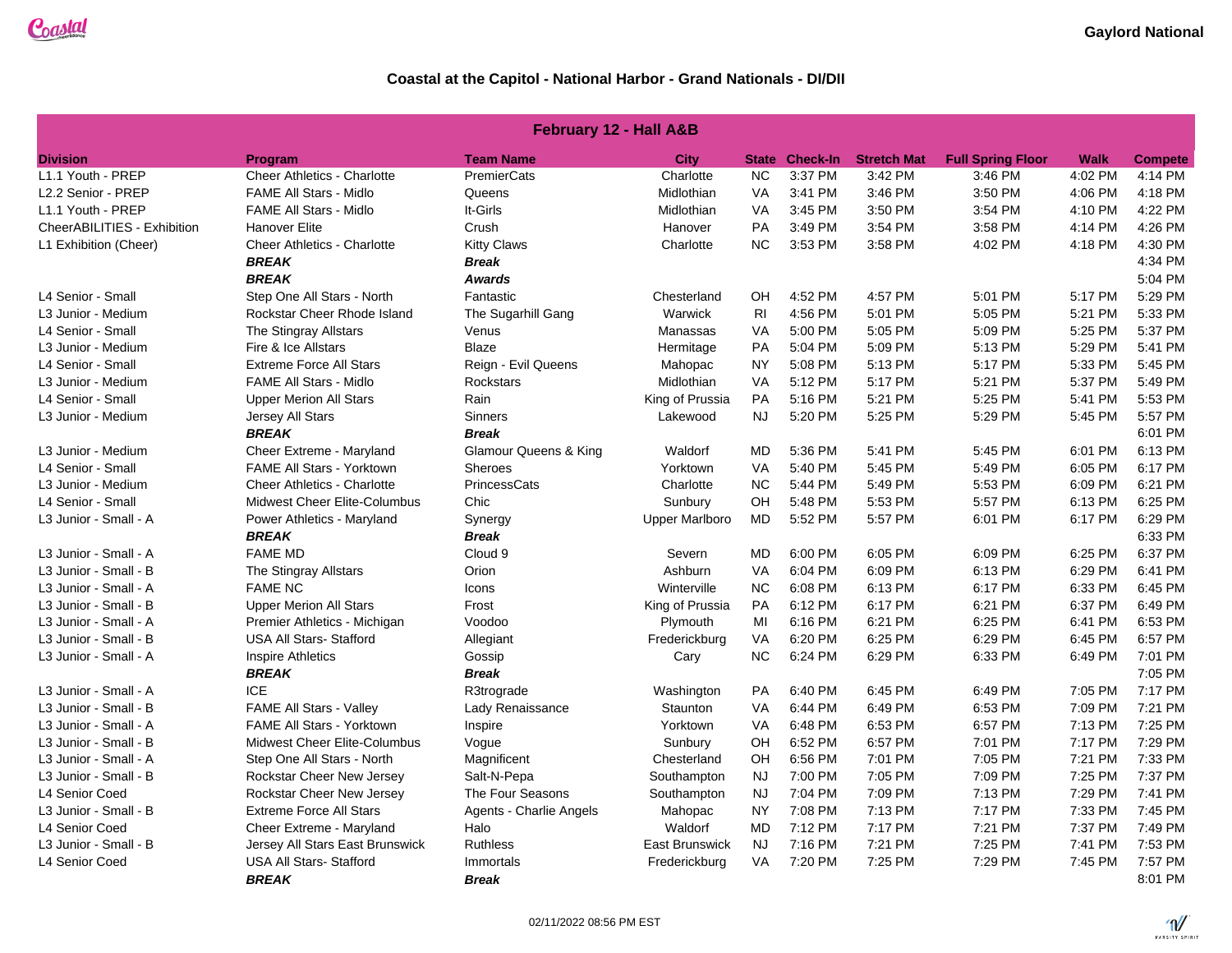# Coastal at the Capitol - National Harbor - Grand Nationals - DI/DII

Gaylord National

## February 12 - Hall A&B

| Division | Program | Team Name | City | State | Check-In | Stretch Mat | Full Spring Floor | Walk | Compete |
|---|---|---|---|---|---|---|---|---|---|
| L1.1 Youth - PREP | Cheer Athletics - Charlotte | PremierCats | Charlotte | NC | 3:37 PM | 3:42 PM | 3:46 PM | 4:02 PM | 4:14 PM |
| L2.2 Senior - PREP | FAME All Stars - Midlo | Queens | Midlothian | VA | 3:41 PM | 3:46 PM | 3:50 PM | 4:06 PM | 4:18 PM |
| L1.1 Youth - PREP | FAME All Stars - Midlo | It-Girls | Midlothian | VA | 3:45 PM | 3:50 PM | 3:54 PM | 4:10 PM | 4:22 PM |
| CheerABILITIES - Exhibition | Hanover Elite | Crush | Hanover | PA | 3:49 PM | 3:54 PM | 3:58 PM | 4:14 PM | 4:26 PM |
| L1 Exhibition (Cheer) | Cheer Athletics - Charlotte | Kitty Claws | Charlotte | NC | 3:53 PM | 3:58 PM | 4:02 PM | 4:18 PM | 4:30 PM |
| | ***BREAK*** | ***Break*** | | | | | | | 4:34 PM |
| | ***BREAK*** | ***Awards*** | | | | | | | 5:04 PM |
| L4 Senior - Small | Step One All Stars - North | Fantastic | Chesterland | OH | 4:52 PM | 4:57 PM | 5:01 PM | 5:17 PM | 5:29 PM |
| L3 Junior - Medium | Rockstar Cheer Rhode Island | The Sugarhill Gang | Warwick | RI | 4:56 PM | 5:01 PM | 5:05 PM | 5:21 PM | 5:33 PM |
| L4 Senior - Small | The Stingray Allstars | Venus | Manassas | VA | 5:00 PM | 5:05 PM | 5:09 PM | 5:25 PM | 5:37 PM |
| L3 Junior - Medium | Fire & Ice Allstars | Blaze | Hermitage | PA | 5:04 PM | 5:09 PM | 5:13 PM | 5:29 PM | 5:41 PM |
| L4 Senior - Small | Extreme Force All Stars | Reign - Evil Queens | Mahopac | NY | 5:08 PM | 5:13 PM | 5:17 PM | 5:33 PM | 5:45 PM |
| L3 Junior - Medium | FAME All Stars - Midlo | Rockstars | Midlothian | VA | 5:12 PM | 5:17 PM | 5:21 PM | 5:37 PM | 5:49 PM |
| L4 Senior - Small | Upper Merion All Stars | Rain | King of Prussia | PA | 5:16 PM | 5:21 PM | 5:25 PM | 5:41 PM | 5:53 PM |
| L3 Junior - Medium | Jersey All Stars | Sinners | Lakewood | NJ | 5:20 PM | 5:25 PM | 5:29 PM | 5:45 PM | 5:57 PM |
| | ***BREAK*** | ***Break*** | | | | | | | 6:01 PM |
| L3 Junior - Medium | Cheer Extreme - Maryland | Glamour Queens & King | Waldorf | MD | 5:36 PM | 5:41 PM | 5:45 PM | 6:01 PM | 6:13 PM |
| L4 Senior - Small | FAME All Stars - Yorktown | Sheroes | Yorktown | VA | 5:40 PM | 5:45 PM | 5:49 PM | 6:05 PM | 6:17 PM |
| L3 Junior - Medium | Cheer Athletics - Charlotte | PrincessCats | Charlotte | NC | 5:44 PM | 5:49 PM | 5:53 PM | 6:09 PM | 6:21 PM |
| L4 Senior - Small | Midwest Cheer Elite-Columbus | Chic | Sunbury | OH | 5:48 PM | 5:53 PM | 5:57 PM | 6:13 PM | 6:25 PM |
| L3 Junior - Small - A | Power Athletics - Maryland | Synergy | Upper Marlboro | MD | 5:52 PM | 5:57 PM | 6:01 PM | 6:17 PM | 6:29 PM |
| | ***BREAK*** | ***Break*** | | | | | | | 6:33 PM |
| L3 Junior - Small - A | FAME MD | Cloud 9 | Severn | MD | 6:00 PM | 6:05 PM | 6:09 PM | 6:25 PM | 6:37 PM |
| L3 Junior - Small - B | The Stingray Allstars | Orion | Ashburn | VA | 6:04 PM | 6:09 PM | 6:13 PM | 6:29 PM | 6:41 PM |
| L3 Junior - Small - A | FAME NC | Icons | Winterville | NC | 6:08 PM | 6:13 PM | 6:17 PM | 6:33 PM | 6:45 PM |
| L3 Junior - Small - B | Upper Merion All Stars | Frost | King of Prussia | PA | 6:12 PM | 6:17 PM | 6:21 PM | 6:37 PM | 6:49 PM |
| L3 Junior - Small - A | Premier Athletics - Michigan | Voodoo | Plymouth | MI | 6:16 PM | 6:21 PM | 6:25 PM | 6:41 PM | 6:53 PM |
| L3 Junior - Small - B | USA All Stars- Stafford | Allegiant | Fredericksburg | VA | 6:20 PM | 6:25 PM | 6:29 PM | 6:45 PM | 6:57 PM |
| L3 Junior - Small - A | Inspire Athletics | Gossip | Cary | NC | 6:24 PM | 6:29 PM | 6:33 PM | 6:49 PM | 7:01 PM |
| | ***BREAK*** | ***Break*** | | | | | | | 7:05 PM |
| L3 Junior - Small - A | ICE | R3trograde | Washington | PA | 6:40 PM | 6:45 PM | 6:49 PM | 7:05 PM | 7:17 PM |
| L3 Junior - Small - B | FAME All Stars - Valley | Lady Renaissance | Staunton | VA | 6:44 PM | 6:49 PM | 6:53 PM | 7:09 PM | 7:21 PM |
| L3 Junior - Small - A | FAME All Stars - Yorktown | Inspire | Yorktown | VA | 6:48 PM | 6:53 PM | 6:57 PM | 7:13 PM | 7:25 PM |
| L3 Junior - Small - B | Midwest Cheer Elite-Columbus | Vogue | Sunbury | OH | 6:52 PM | 6:57 PM | 7:01 PM | 7:17 PM | 7:29 PM |
| L3 Junior - Small - A | Step One All Stars - North | Magnificent | Chesterland | OH | 6:56 PM | 7:01 PM | 7:05 PM | 7:21 PM | 7:33 PM |
| L3 Junior - Small - B | Rockstar Cheer New Jersey | Salt-N-Pepa | Southampton | NJ | 7:00 PM | 7:05 PM | 7:09 PM | 7:25 PM | 7:37 PM |
| L4 Senior Coed | Rockstar Cheer New Jersey | The Four Seasons | Southampton | NJ | 7:04 PM | 7:09 PM | 7:13 PM | 7:29 PM | 7:41 PM |
| L3 Junior - Small - B | Extreme Force All Stars | Agents - Charlie Angels | Mahopac | NY | 7:08 PM | 7:13 PM | 7:17 PM | 7:33 PM | 7:45 PM |
| L4 Senior Coed | Cheer Extreme - Maryland | Halo | Waldorf | MD | 7:12 PM | 7:17 PM | 7:21 PM | 7:37 PM | 7:49 PM |
| L3 Junior - Small - B | Jersey All Stars East Brunswick | Ruthless | East Brunswick | NJ | 7:16 PM | 7:21 PM | 7:25 PM | 7:41 PM | 7:53 PM |
| L4 Senior Coed | USA All Stars- Stafford | Immortals | Fredericksburg | VA | 7:20 PM | 7:25 PM | 7:29 PM | 7:45 PM | 7:57 PM |
| | ***BREAK*** | ***Break*** | | | | | | | 8:01 PM |

02/11/2022 08:56 PM EST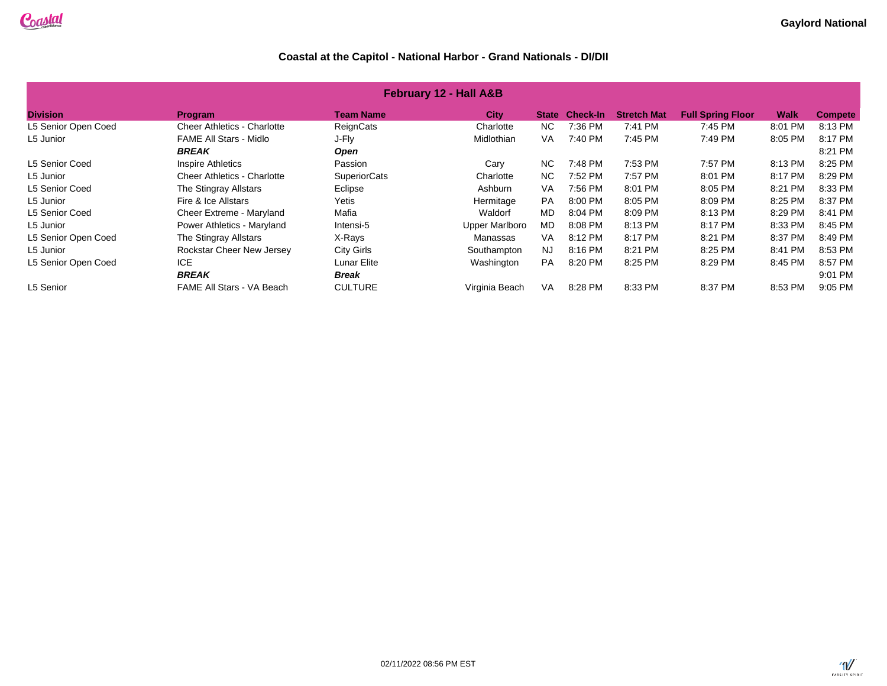Gaylord National

## Coastal at the Capitol - National Harbor - Grand Nationals - DI/DII

| February 12 - Hall A&B | | | | | | | | | |
|---|---|---|---|---|---|---|---|---|---|
| **Division** | **Program** | **Team Name** | **City** | **State** | **Check-In** | **Stretch Mat** | **Full Spring Floor** | **Walk** | **Compete** |
| L5 Senior Open Coed | Cheer Athletics - Charlotte | ReignCats | Charlotte | NC | 7:36 PM | 7:41 PM | 7:45 PM | 8:01 PM | 8:13 PM |
| L5 Junior | FAME All Stars - Midlo | J-Fly | Midlothian | VA | 7:40 PM | 7:45 PM | 7:49 PM | 8:05 PM | 8:17 PM |
| | ***BREAK*** | ***Open*** | | | | | | | 8:21 PM |
| L5 Senior Coed | Inspire Athletics | Passion | Cary | NC | 7:48 PM | 7:53 PM | 7:57 PM | 8:13 PM | 8:25 PM |
| L5 Junior | Cheer Athletics - Charlotte | SuperiorCats | Charlotte | NC | 7:52 PM | 7:57 PM | 8:01 PM | 8:17 PM | 8:29 PM |
| L5 Senior Coed | The Stingray Allstars | Eclipse | Ashburn | VA | 7:56 PM | 8:01 PM | 8:05 PM | 8:21 PM | 8:33 PM |
| L5 Junior | Fire & Ice Allstars | Yetis | Hermitage | PA | 8:00 PM | 8:05 PM | 8:09 PM | 8:25 PM | 8:37 PM |
| L5 Senior Coed | Cheer Extreme - Maryland | Mafia | Waldorf | MD | 8:04 PM | 8:09 PM | 8:13 PM | 8:29 PM | 8:41 PM |
| L5 Junior | Power Athletics - Maryland | Intensi-5 | Upper Marlboro | MD | 8:08 PM | 8:13 PM | 8:17 PM | 8:33 PM | 8:45 PM |
| L5 Senior Open Coed | The Stingray Allstars | X-Rays | Manassas | VA | 8:12 PM | 8:17 PM | 8:21 PM | 8:37 PM | 8:49 PM |
| L5 Junior | Rockstar Cheer New Jersey | City Girls | Southampton | NJ | 8:16 PM | 8:21 PM | 8:25 PM | 8:41 PM | 8:53 PM |
| L5 Senior Open Coed | ICE | Lunar Elite | Washington | PA | 8:20 PM | 8:25 PM | 8:29 PM | 8:45 PM | 8:57 PM |
| | ***BREAK*** | ***Break*** | | | | | | | 9:01 PM |
| L5 Senior | FAME All Stars - VA Beach | CULTURE | Virginia Beach | VA | 8:28 PM | 8:33 PM | 8:37 PM | 8:53 PM | 9:05 PM |

02/11/2022 08:56 PM EST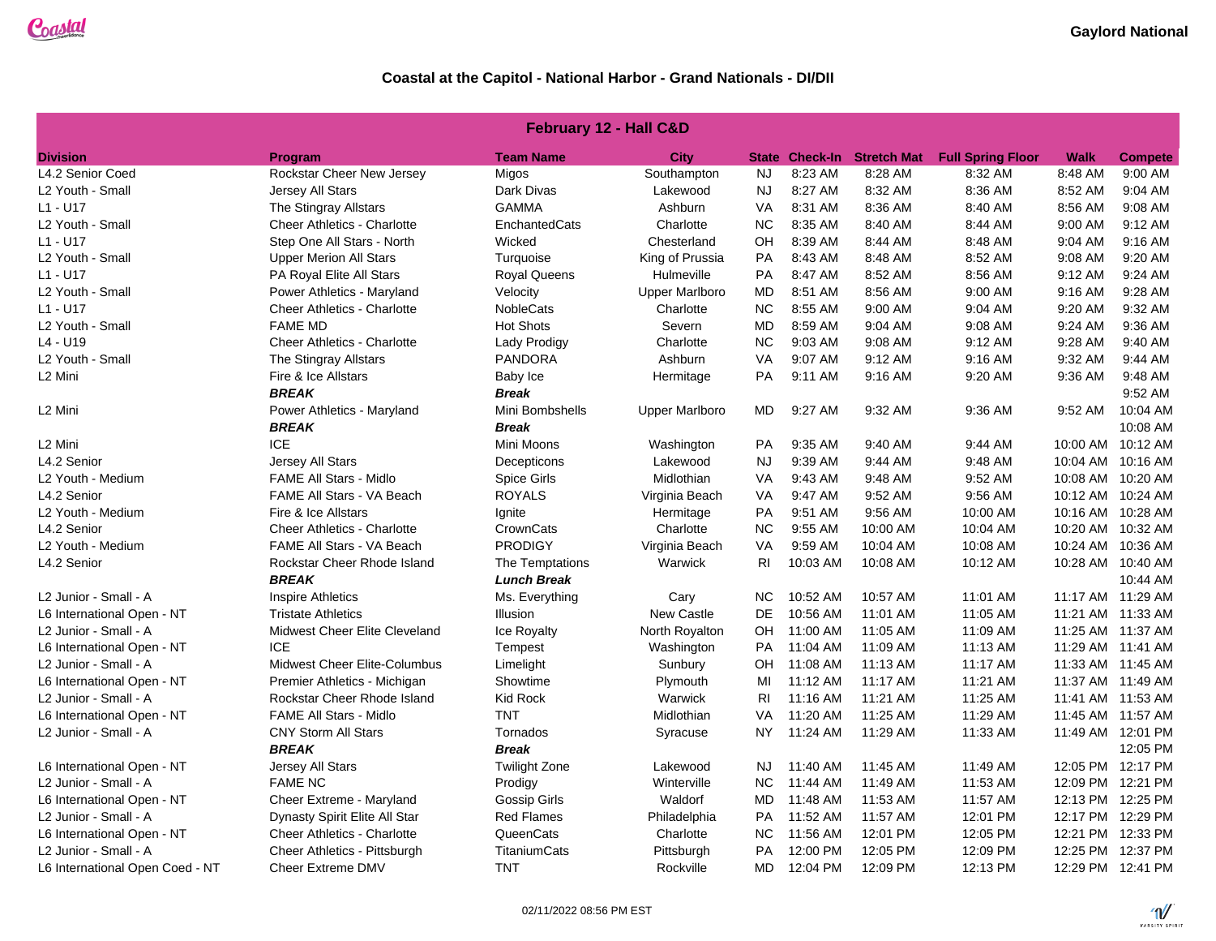Gaylord National

## Coastal at the Capitol - National Harbor - Grand Nationals - DI/DII

| February 12 - Hall C&D | | | | | | | | | |
|---|---|---|---|---|---|---|---|---|---|
| **Division** | **Program** | **Team Name** | **City** | **State** | **Check-In** | **Stretch Mat** | **Full Spring Floor** | **Walk** | **Compete** |
| L4.2 Senior Coed | Rockstar Cheer New Jersey | Migos | Southampton | NJ | 8:23 AM | 8:28 AM | 8:32 AM | 8:48 AM | 9:00 AM |
| L2 Youth - Small | Jersey All Stars | Dark Divas | Lakewood | NJ | 8:27 AM | 8:32 AM | 8:36 AM | 8:52 AM | 9:04 AM |
| L1 - U17 | The Stingray Allstars | GAMMA | Ashburn | VA | 8:31 AM | 8:36 AM | 8:40 AM | 8:56 AM | 9:08 AM |
| L2 Youth - Small | Cheer Athletics - Charlotte | EnchantedCats | Charlotte | NC | 8:35 AM | 8:40 AM | 8:44 AM | 9:00 AM | 9:12 AM |
| L1 - U17 | Step One All Stars - North | Wicked | Chesterland | OH | 8:39 AM | 8:44 AM | 8:48 AM | 9:04 AM | 9:16 AM |
| L2 Youth - Small | Upper Merion All Stars | Turquoise | King of Prussia | PA | 8:43 AM | 8:48 AM | 8:52 AM | 9:08 AM | 9:20 AM |
| L1 - U17 | PA Royal Elite All Stars | Royal Queens | Hulmeville | PA | 8:47 AM | 8:52 AM | 8:56 AM | 9:12 AM | 9:24 AM |
| L2 Youth - Small | Power Athletics - Maryland | Velocity | Upper Marlboro | MD | 8:51 AM | 8:56 AM | 9:00 AM | 9:16 AM | 9:28 AM |
| L1 - U17 | Cheer Athletics - Charlotte | NobleCats | Charlotte | NC | 8:55 AM | 9:00 AM | 9:04 AM | 9:20 AM | 9:32 AM |
| L2 Youth - Small | FAME MD | Hot Shots | Severn | MD | 8:59 AM | 9:04 AM | 9:08 AM | 9:24 AM | 9:36 AM |
| L4 - U19 | Cheer Athletics - Charlotte | Lady Prodigy | Charlotte | NC | 9:03 AM | 9:08 AM | 9:12 AM | 9:28 AM | 9:40 AM |
| L2 Youth - Small | The Stingray Allstars | PANDORA | Ashburn | VA | 9:07 AM | 9:12 AM | 9:16 AM | 9:32 AM | 9:44 AM |
| L2 Mini | Fire & Ice Allstars | Baby Ice | Hermitage | PA | 9:11 AM | 9:16 AM | 9:20 AM | 9:36 AM | 9:48 AM |
| | ***BREAK*** | ***Break*** | | | | | | | 9:52 AM |
| L2 Mini | Power Athletics - Maryland | Mini Bombshells | Upper Marlboro | MD | 9:27 AM | 9:32 AM | 9:36 AM | 9:52 AM | 10:04 AM |
| | ***BREAK*** | ***Break*** | | | | | | | 10:08 AM |
| L2 Mini | ICE | Mini Moons | Washington | PA | 9:35 AM | 9:40 AM | 9:44 AM | 10:00 AM | 10:12 AM |
| L4.2 Senior | Jersey All Stars | Decepticons | Lakewood | NJ | 9:39 AM | 9:44 AM | 9:48 AM | 10:04 AM | 10:16 AM |
| L2 Youth - Medium | FAME All Stars - Midlo | Spice Girls | Midlothian | VA | 9:43 AM | 9:48 AM | 9:52 AM | 10:08 AM | 10:20 AM |
| L4.2 Senior | FAME All Stars - VA Beach | ROYALS | Virginia Beach | VA | 9:47 AM | 9:52 AM | 9:56 AM | 10:12 AM | 10:24 AM |
| L2 Youth - Medium | Fire & Ice Allstars | Ignite | Hermitage | PA | 9:51 AM | 9:56 AM | 10:00 AM | 10:16 AM | 10:28 AM |
| L4.2 Senior | Cheer Athletics - Charlotte | CrownCats | Charlotte | NC | 9:55 AM | 10:00 AM | 10:04 AM | 10:20 AM | 10:32 AM |
| L2 Youth - Medium | FAME All Stars - VA Beach | PRODIGY | Virginia Beach | VA | 9:59 AM | 10:04 AM | 10:08 AM | 10:24 AM | 10:36 AM |
| L4.2 Senior | Rockstar Cheer Rhode Island | The Temptations | Warwick | RI | 10:03 AM | 10:08 AM | 10:12 AM | 10:28 AM | 10:40 AM |
| | ***BREAK*** | ***Lunch Break*** | | | | | | | 10:44 AM |
| L2 Junior - Small - A | Inspire Athletics | Ms. Everything | Cary | NC | 10:52 AM | 10:57 AM | 11:01 AM | 11:17 AM | 11:29 AM |
| L6 International Open - NT | Tristate Athletics | Illusion | New Castle | DE | 10:56 AM | 11:01 AM | 11:05 AM | 11:21 AM | 11:33 AM |
| L2 Junior - Small - A | Midwest Cheer Elite Cleveland | Ice Royalty | North Royalton | OH | 11:00 AM | 11:05 AM | 11:09 AM | 11:25 AM | 11:37 AM |
| L6 International Open - NT | ICE | Tempest | Washington | PA | 11:04 AM | 11:09 AM | 11:13 AM | 11:29 AM | 11:41 AM |
| L2 Junior - Small - A | Midwest Cheer Elite-Columbus | Limelight | Sunbury | OH | 11:08 AM | 11:13 AM | 11:17 AM | 11:33 AM | 11:45 AM |
| L6 International Open - NT | Premier Athletics - Michigan | Showtime | Plymouth | MI | 11:12 AM | 11:17 AM | 11:21 AM | 11:37 AM | 11:49 AM |
| L2 Junior - Small - A | Rockstar Cheer Rhode Island | Kid Rock | Warwick | RI | 11:16 AM | 11:21 AM | 11:25 AM | 11:41 AM | 11:53 AM |
| L6 International Open - NT | FAME All Stars - Midlo | TNT | Midlothian | VA | 11:20 AM | 11:25 AM | 11:29 AM | 11:45 AM | 11:57 AM |
| L2 Junior - Small - A | CNY Storm All Stars | Tornados | Syracuse | NY | 11:24 AM | 11:29 AM | 11:33 AM | 11:49 AM | 12:01 PM |
| | ***BREAK*** | ***Break*** | | | | | | | 12:05 PM |
| L6 International Open - NT | Jersey All Stars | Twilight Zone | Lakewood | NJ | 11:40 AM | 11:45 AM | 11:49 AM | 12:05 PM | 12:17 PM |
| L2 Junior - Small - A | FAME NC | Prodigy | Winterville | NC | 11:44 AM | 11:49 AM | 11:53 AM | 12:09 PM | 12:21 PM |
| L6 International Open - NT | Cheer Extreme - Maryland | Gossip Girls | Waldorf | MD | 11:48 AM | 11:53 AM | 11:57 AM | 12:13 PM | 12:25 PM |
| L2 Junior - Small - A | Dynasty Spirit Elite All Star | Red Flames | Philadelphia | PA | 11:52 AM | 11:57 AM | 12:01 PM | 12:17 PM | 12:29 PM |
| L6 International Open - NT | Cheer Athletics - Charlotte | QueenCats | Charlotte | NC | 11:56 AM | 12:01 PM | 12:05 PM | 12:21 PM | 12:33 PM |
| L2 Junior - Small - A | Cheer Athletics - Pittsburgh | TitaniumCats | Pittsburgh | PA | 12:00 PM | 12:05 PM | 12:09 PM | 12:25 PM | 12:37 PM |
| L6 International Open Coed - NT | Cheer Extreme DMV | TNT | Rockville | MD | 12:04 PM | 12:09 PM | 12:13 PM | 12:29 PM | 12:41 PM |

02/11/2022 08:56 PM EST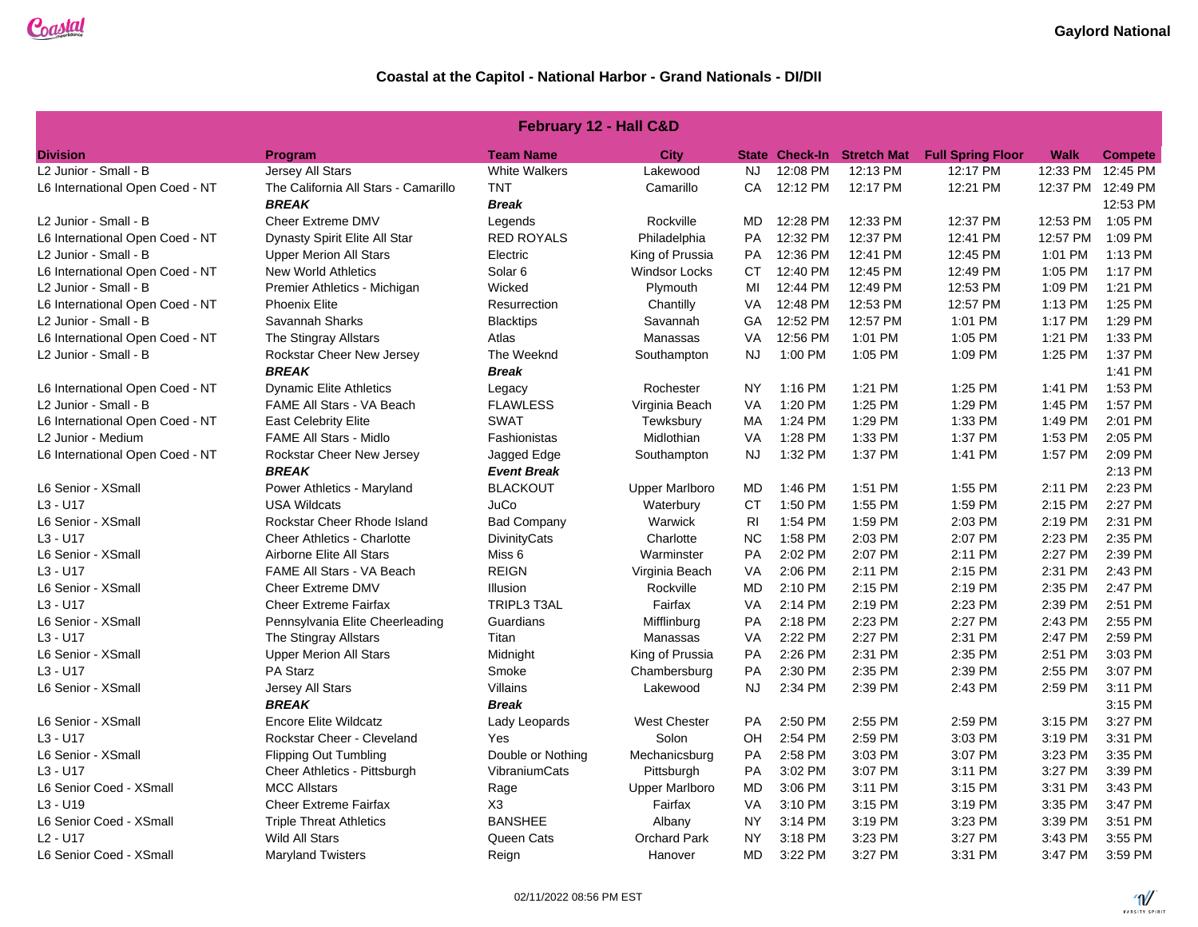# Coastal at the Capitol - National Harbor - Grand Nationals - DI/DII

Gaylord National

| February 12 - Hall C&D | | | | | | | | | |
|---|---|---|---|---|---|---|---|---|---|
| **Division** | **Program** | **Team Name** | **City** | **State** | **Check-In** | **Stretch Mat** | **Full Spring Floor** | **Walk** | **Compete** |
| L2 Junior - Small - B | Jersey All Stars | White Walkers | Lakewood | NJ | 12:08 PM | 12:13 PM | 12:17 PM | 12:33 PM | 12:45 PM |
| L6 International Open Coed - NT | The California All Stars - Camarillo | TNT | Camarillo | CA | 12:12 PM | 12:17 PM | 12:21 PM | 12:37 PM | 12:49 PM |
| | ***BREAK*** | ***Break*** | | | | | | | 12:53 PM |
| L2 Junior - Small - B | Cheer Extreme DMV | Legends | Rockville | MD | 12:28 PM | 12:33 PM | 12:37 PM | 12:53 PM | 1:05 PM |
| L6 International Open Coed - NT | Dynasty Spirit Elite All Star | RED ROYALS | Philadelphia | PA | 12:32 PM | 12:37 PM | 12:41 PM | 12:57 PM | 1:09 PM |
| L2 Junior - Small - B | Upper Merion All Stars | Electric | King of Prussia | PA | 12:36 PM | 12:41 PM | 12:45 PM | 1:01 PM | 1:13 PM |
| L6 International Open Coed - NT | New World Athletics | Solar 6 | Windsor Locks | CT | 12:40 PM | 12:45 PM | 12:49 PM | 1:05 PM | 1:17 PM |
| L2 Junior - Small - B | Premier Athletics - Michigan | Wicked | Plymouth | MI | 12:44 PM | 12:49 PM | 12:53 PM | 1:09 PM | 1:21 PM |
| L6 International Open Coed - NT | Phoenix Elite | Resurrection | Chantilly | VA | 12:48 PM | 12:53 PM | 12:57 PM | 1:13 PM | 1:25 PM |
| L2 Junior - Small - B | Savannah Sharks | Blacktips | Savannah | GA | 12:52 PM | 12:57 PM | 1:01 PM | 1:17 PM | 1:29 PM |
| L6 International Open Coed - NT | The Stingray Allstars | Atlas | Manassas | VA | 12:56 PM | 1:01 PM | 1:05 PM | 1:21 PM | 1:33 PM |
| L2 Junior - Small - B | Rockstar Cheer New Jersey | The Weeknd | Southampton | NJ | 1:00 PM | 1:05 PM | 1:09 PM | 1:25 PM | 1:37 PM |
| | ***BREAK*** | ***Break*** | | | | | | | 1:41 PM |
| L6 International Open Coed - NT | Dynamic Elite Athletics | Legacy | Rochester | NY | 1:16 PM | 1:21 PM | 1:25 PM | 1:41 PM | 1:53 PM |
| L2 Junior - Small - B | FAME All Stars - VA Beach | FLAWLESS | Virginia Beach | VA | 1:20 PM | 1:25 PM | 1:29 PM | 1:45 PM | 1:57 PM |
| L6 International Open Coed - NT | East Celebrity Elite | SWAT | Tewksbury | MA | 1:24 PM | 1:29 PM | 1:33 PM | 1:49 PM | 2:01 PM |
| L2 Junior - Medium | FAME All Stars - Midlo | Fashionistas | Midlothian | VA | 1:28 PM | 1:33 PM | 1:37 PM | 1:53 PM | 2:05 PM |
| L6 International Open Coed - NT | Rockstar Cheer New Jersey | Jagged Edge | Southampton | NJ | 1:32 PM | 1:37 PM | 1:41 PM | 1:57 PM | 2:09 PM |
| | ***BREAK*** | ***Event Break*** | | | | | | | 2:13 PM |
| L6 Senior - XSmall | Power Athletics - Maryland | BLACKOUT | Upper Marlboro | MD | 1:46 PM | 1:51 PM | 1:55 PM | 2:11 PM | 2:23 PM |
| L3 - U17 | USA Wildcats | JuCo | Waterbury | CT | 1:50 PM | 1:55 PM | 1:59 PM | 2:15 PM | 2:27 PM |
| L6 Senior - XSmall | Rockstar Cheer Rhode Island | Bad Company | Warwick | RI | 1:54 PM | 1:59 PM | 2:03 PM | 2:19 PM | 2:31 PM |
| L3 - U17 | Cheer Athletics - Charlotte | DivinityCats | Charlotte | NC | 1:58 PM | 2:03 PM | 2:07 PM | 2:23 PM | 2:35 PM |
| L6 Senior - XSmall | Airborne Elite All Stars | Miss 6 | Warminster | PA | 2:02 PM | 2:07 PM | 2:11 PM | 2:27 PM | 2:39 PM |
| L3 - U17 | FAME All Stars - VA Beach | REIGN | Virginia Beach | VA | 2:06 PM | 2:11 PM | 2:15 PM | 2:31 PM | 2:43 PM |
| L6 Senior - XSmall | Cheer Extreme DMV | Illusion | Rockville | MD | 2:10 PM | 2:15 PM | 2:19 PM | 2:35 PM | 2:47 PM |
| L3 - U17 | Cheer Extreme Fairfax | TRIPL3 T3AL | Fairfax | VA | 2:14 PM | 2:19 PM | 2:23 PM | 2:39 PM | 2:51 PM |
| L6 Senior - XSmall | Pennsylvania Elite Cheerleading | Guardians | Mifflinburg | PA | 2:18 PM | 2:23 PM | 2:27 PM | 2:43 PM | 2:55 PM |
| L3 - U17 | The Stingray Allstars | Titan | Manassas | VA | 2:22 PM | 2:27 PM | 2:31 PM | 2:47 PM | 2:59 PM |
| L6 Senior - XSmall | Upper Merion All Stars | Midnight | King of Prussia | PA | 2:26 PM | 2:31 PM | 2:35 PM | 2:51 PM | 3:03 PM |
| L3 - U17 | PA Starz | Smoke | Chambersburg | PA | 2:30 PM | 2:35 PM | 2:39 PM | 2:55 PM | 3:07 PM |
| L6 Senior - XSmall | Jersey All Stars | Villains | Lakewood | NJ | 2:34 PM | 2:39 PM | 2:43 PM | 2:59 PM | 3:11 PM |
| | ***BREAK*** | ***Break*** | | | | | | | 3:15 PM |
| L6 Senior - XSmall | Encore Elite Wildcatz | Lady Leopards | West Chester | PA | 2:50 PM | 2:55 PM | 2:59 PM | 3:15 PM | 3:27 PM |
| L3 - U17 | Rockstar Cheer - Cleveland | Yes | Solon | OH | 2:54 PM | 2:59 PM | 3:03 PM | 3:19 PM | 3:31 PM |
| L6 Senior - XSmall | Flipping Out Tumbling | Double or Nothing | Mechanicsburg | PA | 2:58 PM | 3:03 PM | 3:07 PM | 3:23 PM | 3:35 PM |
| L3 - U17 | Cheer Athletics - Pittsburgh | VibraniumCats | Pittsburgh | PA | 3:02 PM | 3:07 PM | 3:11 PM | 3:27 PM | 3:39 PM |
| L6 Senior Coed - XSmall | MCC Allstars | Rage | Upper Marlboro | MD | 3:06 PM | 3:11 PM | 3:15 PM | 3:31 PM | 3:43 PM |
| L3 - U19 | Cheer Extreme Fairfax | X3 | Fairfax | VA | 3:10 PM | 3:15 PM | 3:19 PM | 3:35 PM | 3:47 PM |
| L6 Senior Coed - XSmall | Triple Threat Athletics | BANSHEE | Albany | NY | 3:14 PM | 3:19 PM | 3:23 PM | 3:39 PM | 3:51 PM |
| L2 - U17 | Wild All Stars | Queen Cats | Orchard Park | NY | 3:18 PM | 3:23 PM | 3:27 PM | 3:43 PM | 3:55 PM |
| L6 Senior Coed - XSmall | Maryland Twisters | Reign | Hanover | MD | 3:22 PM | 3:27 PM | 3:31 PM | 3:47 PM | 3:59 PM |

02/11/2022 08:56 PM EST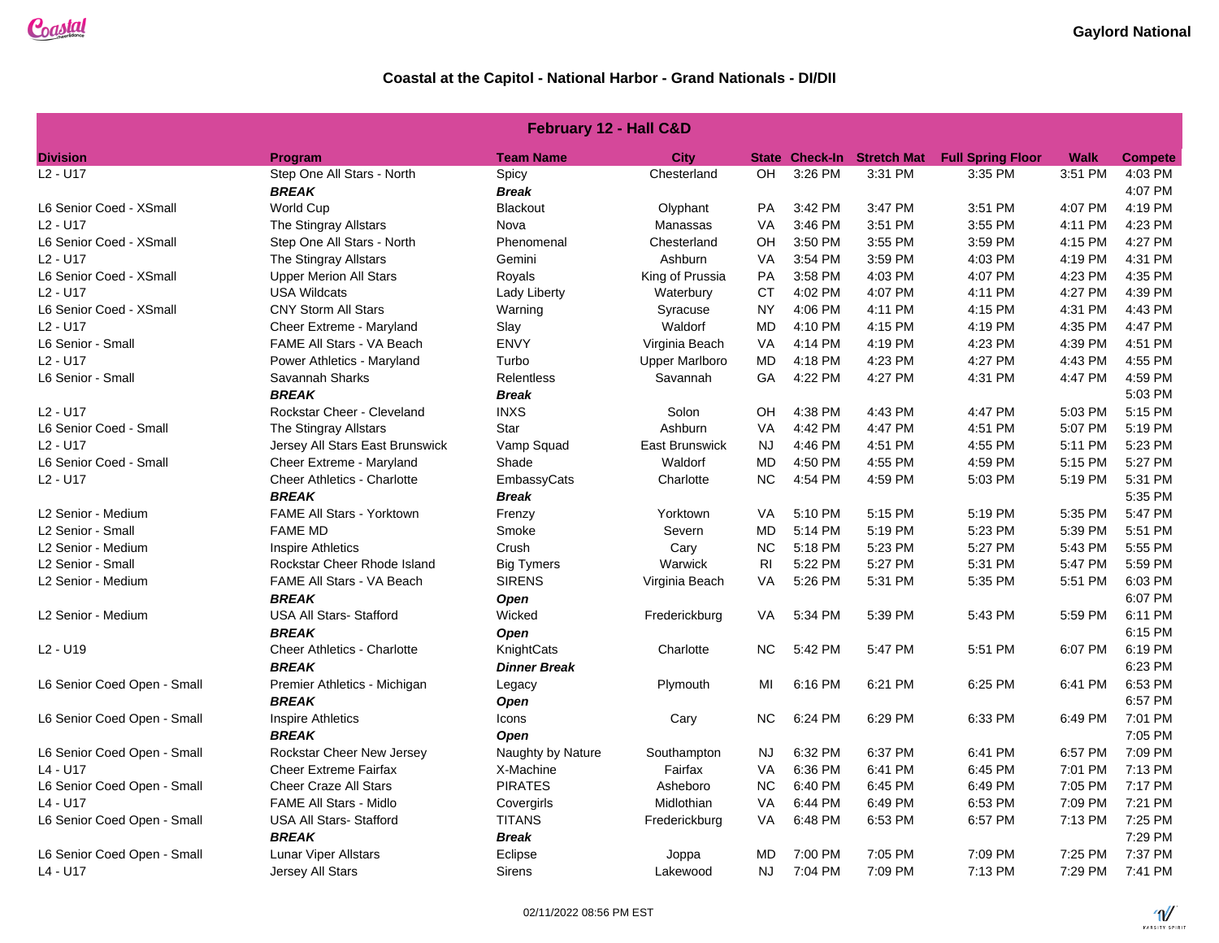# Coastal at the Capitol - National Harbor - Grand Nationals - DI/DII

Gaylord National

| February 12 - Hall C&D | | | | | | | | | |
|---|---|---|---|---|---|---|---|---|---|
| **Division** | **Program** | **Team Name** | **City** | **State** | **Check-In** | **Stretch Mat** | **Full Spring Floor** | **Walk** | **Compete** |
| L2 - U17 | Step One All Stars - North | Spicy | Chesterland | OH | 3:26 PM | 3:31 PM | 3:35 PM | 3:51 PM | 4:03 PM |
| | ***BREAK*** | ***Break*** | | | | | | | 4:07 PM |
| L6 Senior Coed - XSmall | World Cup | Blackout | Olyphant | PA | 3:42 PM | 3:47 PM | 3:51 PM | 4:07 PM | 4:19 PM |
| L2 - U17 | The Stingray Allstars | Nova | Manassas | VA | 3:46 PM | 3:51 PM | 3:55 PM | 4:11 PM | 4:23 PM |
| L6 Senior Coed - XSmall | Step One All Stars - North | Phenomenal | Chesterland | OH | 3:50 PM | 3:55 PM | 3:59 PM | 4:15 PM | 4:27 PM |
| L2 - U17 | The Stingray Allstars | Gemini | Ashburn | VA | 3:54 PM | 3:59 PM | 4:03 PM | 4:19 PM | 4:31 PM |
| L6 Senior Coed - XSmall | Upper Merion All Stars | Royals | King of Prussia | PA | 3:58 PM | 4:03 PM | 4:07 PM | 4:23 PM | 4:35 PM |
| L2 - U17 | USA Wildcats | Lady Liberty | Waterbury | CT | 4:02 PM | 4:07 PM | 4:11 PM | 4:27 PM | 4:39 PM |
| L6 Senior Coed - XSmall | CNY Storm All Stars | Warning | Syracuse | NY | 4:06 PM | 4:11 PM | 4:15 PM | 4:31 PM | 4:43 PM |
| L2 - U17 | Cheer Extreme - Maryland | Slay | Waldorf | MD | 4:10 PM | 4:15 PM | 4:19 PM | 4:35 PM | 4:47 PM |
| L6 Senior - Small | FAME All Stars - VA Beach | ENVY | Virginia Beach | VA | 4:14 PM | 4:19 PM | 4:23 PM | 4:39 PM | 4:51 PM |
| L2 - U17 | Power Athletics - Maryland | Turbo | Upper Marlboro | MD | 4:18 PM | 4:23 PM | 4:27 PM | 4:43 PM | 4:55 PM |
| L6 Senior - Small | Savannah Sharks | Relentless | Savannah | GA | 4:22 PM | 4:27 PM | 4:31 PM | 4:47 PM | 4:59 PM |
| | ***BREAK*** | ***Break*** | | | | | | | 5:03 PM |
| L2 - U17 | Rockstar Cheer - Cleveland | INXS | Solon | OH | 4:38 PM | 4:43 PM | 4:47 PM | 5:03 PM | 5:15 PM |
| L6 Senior Coed - Small | The Stingray Allstars | Star | Ashburn | VA | 4:42 PM | 4:47 PM | 4:51 PM | 5:07 PM | 5:19 PM |
| L2 - U17 | Jersey All Stars East Brunswick | Vamp Squad | East Brunswick | NJ | 4:46 PM | 4:51 PM | 4:55 PM | 5:11 PM | 5:23 PM |
| L6 Senior Coed - Small | Cheer Extreme - Maryland | Shade | Waldorf | MD | 4:50 PM | 4:55 PM | 4:59 PM | 5:15 PM | 5:27 PM |
| L2 - U17 | Cheer Athletics - Charlotte | EmbassyCats | Charlotte | NC | 4:54 PM | 4:59 PM | 5:03 PM | 5:19 PM | 5:31 PM |
| | ***BREAK*** | ***Break*** | | | | | | | 5:35 PM |
| L2 Senior - Medium | FAME All Stars - Yorktown | Frenzy | Yorktown | VA | 5:10 PM | 5:15 PM | 5:19 PM | 5:35 PM | 5:47 PM |
| L2 Senior - Small | FAME MD | Smoke | Severn | MD | 5:14 PM | 5:19 PM | 5:23 PM | 5:39 PM | 5:51 PM |
| L2 Senior - Medium | Inspire Athletics | Crush | Cary | NC | 5:18 PM | 5:23 PM | 5:27 PM | 5:43 PM | 5:55 PM |
| L2 Senior - Small | Rockstar Cheer Rhode Island | Big Tymers | Warwick | RI | 5:22 PM | 5:27 PM | 5:31 PM | 5:47 PM | 5:59 PM |
| L2 Senior - Medium | FAME All Stars - VA Beach | SIRENS | Virginia Beach | VA | 5:26 PM | 5:31 PM | 5:35 PM | 5:51 PM | 6:03 PM |
| | ***BREAK*** | ***Open*** | | | | | | | 6:07 PM |
| L2 Senior - Medium | USA All Stars- Stafford | Wicked | Frederickburg | VA | 5:34 PM | 5:39 PM | 5:43 PM | 5:59 PM | 6:11 PM |
| | ***BREAK*** | ***Open*** | | | | | | | 6:15 PM |
| L2 - U19 | Cheer Athletics - Charlotte | KnightCats | Charlotte | NC | 5:42 PM | 5:47 PM | 5:51 PM | 6:07 PM | 6:19 PM |
| | ***BREAK*** | ***Dinner Break*** | | | | | | | 6:23 PM |
| L6 Senior Coed Open - Small | Premier Athletics - Michigan | Legacy | Plymouth | MI | 6:16 PM | 6:21 PM | 6:25 PM | 6:41 PM | 6:53 PM |
| | ***BREAK*** | ***Open*** | | | | | | | 6:57 PM |
| L6 Senior Coed Open - Small | Inspire Athletics | Icons | Cary | NC | 6:24 PM | 6:29 PM | 6:33 PM | 6:49 PM | 7:01 PM |
| | ***BREAK*** | ***Open*** | | | | | | | 7:05 PM |
| L6 Senior Coed Open - Small | Rockstar Cheer New Jersey | Naughty by Nature | Southampton | NJ | 6:32 PM | 6:37 PM | 6:41 PM | 6:57 PM | 7:09 PM |
| L4 - U17 | Cheer Extreme Fairfax | X-Machine | Fairfax | VA | 6:36 PM | 6:41 PM | 6:45 PM | 7:01 PM | 7:13 PM |
| L6 Senior Coed Open - Small | Cheer Craze All Stars | PIRATES | Asheboro | NC | 6:40 PM | 6:45 PM | 6:49 PM | 7:05 PM | 7:17 PM |
| L4 - U17 | FAME All Stars - Midlo | Covergirls | Midlothian | VA | 6:44 PM | 6:49 PM | 6:53 PM | 7:09 PM | 7:21 PM |
| L6 Senior Coed Open - Small | USA All Stars- Stafford | TITANS | Fredericksburg | VA | 6:48 PM | 6:53 PM | 6:57 PM | 7:13 PM | 7:25 PM |
| | ***BREAK*** | ***Break*** | | | | | | | 7:29 PM |
| L6 Senior Coed Open - Small | Lunar Viper Allstars | Eclipse | Joppa | MD | 7:00 PM | 7:05 PM | 7:09 PM | 7:25 PM | 7:37 PM |
| L4 - U17 | Jersey All Stars | Sirens | Lakewood | NJ | 7:04 PM | 7:09 PM | 7:13 PM | 7:29 PM | 7:41 PM |

02/11/2022 08:56 PM EST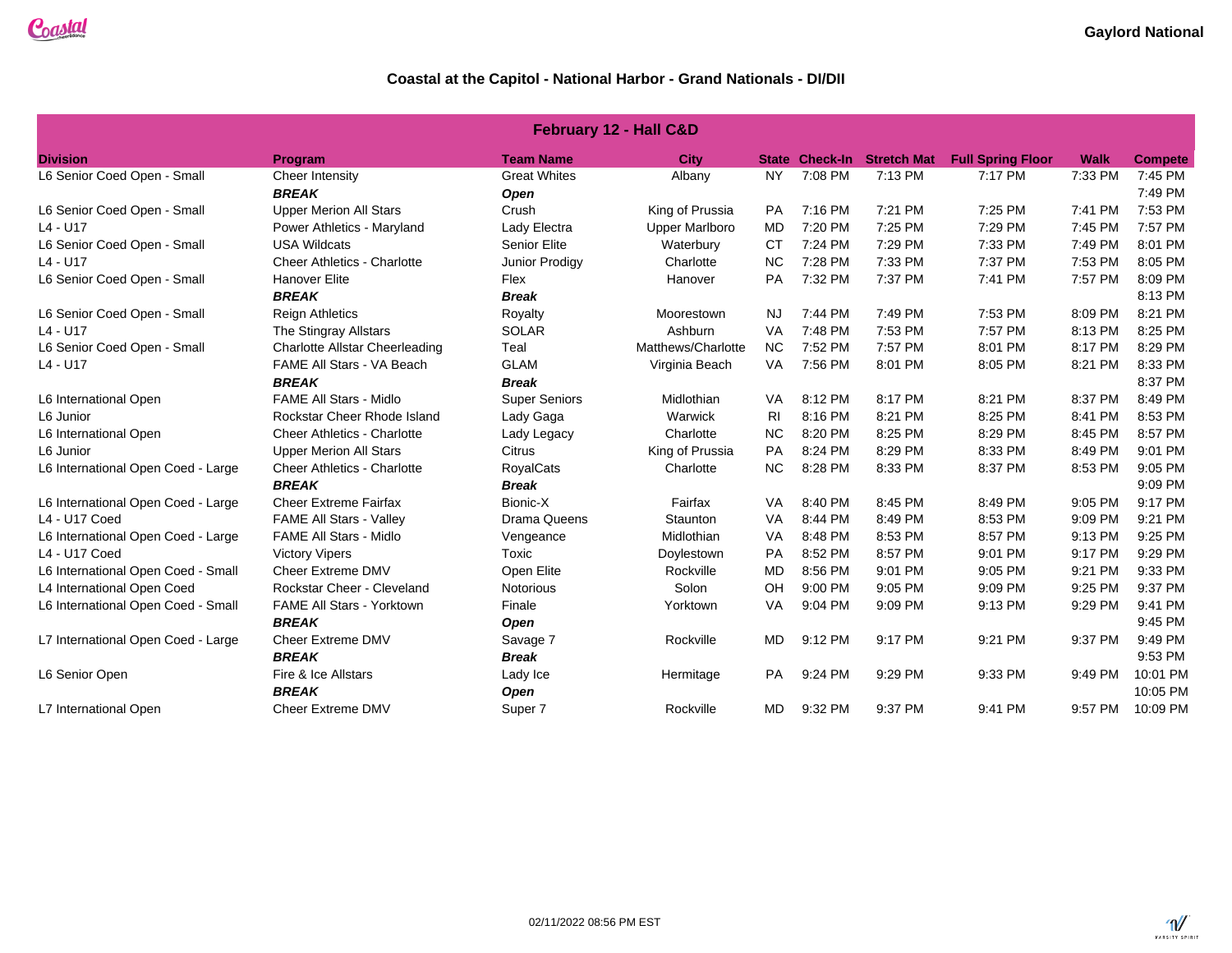Gaylord National

## Coastal at the Capitol - National Harbor - Grand Nationals - DI/DII

| February 12 - Hall C&D | | | | | | | | | |
|---|---|---|---|---|---|---|---|---|---|
| **Division** | **Program** | **Team Name** | **City** | **State** | **Check-In** | **Stretch Mat** | **Full Spring Floor** | **Walk** | **Compete** |
| L6 Senior Coed Open - Small | Cheer Intensity | Great Whites | Albany | NY | 7:08 PM | 7:13 PM | 7:17 PM | 7:33 PM | 7:45 PM |
| | ***BREAK*** | ***Open*** | | | | | | | 7:49 PM |
| L6 Senior Coed Open - Small | Upper Merion All Stars | Crush | King of Prussia | PA | 7:16 PM | 7:21 PM | 7:25 PM | 7:41 PM | 7:53 PM |
| L4 - U17 | Power Athletics - Maryland | Lady Electra | Upper Marlboro | MD | 7:20 PM | 7:25 PM | 7:29 PM | 7:45 PM | 7:57 PM |
| L6 Senior Coed Open - Small | USA Wildcats | Senior Elite | Waterbury | CT | 7:24 PM | 7:29 PM | 7:33 PM | 7:49 PM | 8:01 PM |
| L4 - U17 | Cheer Athletics - Charlotte | Junior Prodigy | Charlotte | NC | 7:28 PM | 7:33 PM | 7:37 PM | 7:53 PM | 8:05 PM |
| L6 Senior Coed Open - Small | Hanover Elite | Flex | Hanover | PA | 7:32 PM | 7:37 PM | 7:41 PM | 7:57 PM | 8:09 PM |
| | ***BREAK*** | ***Break*** | | | | | | | 8:13 PM |
| L6 Senior Coed Open - Small | Reign Athletics | Royalty | Moorestown | NJ | 7:44 PM | 7:49 PM | 7:53 PM | 8:09 PM | 8:21 PM |
| L4 - U17 | The Stingray Allstars | SOLAR | Ashburn | VA | 7:48 PM | 7:53 PM | 7:57 PM | 8:13 PM | 8:25 PM |
| L6 Senior Coed Open - Small | Charlotte Allstar Cheerleading | Teal | Matthews/Charlotte | NC | 7:52 PM | 7:57 PM | 8:01 PM | 8:17 PM | 8:29 PM |
| L4 - U17 | FAME All Stars - VA Beach | GLAM | Virginia Beach | VA | 7:56 PM | 8:01 PM | 8:05 PM | 8:21 PM | 8:33 PM |
| | ***BREAK*** | ***Break*** | | | | | | | 8:37 PM |
| L6 International Open | FAME All Stars - Midlo | Super Seniors | Midlothian | VA | 8:12 PM | 8:17 PM | 8:21 PM | 8:37 PM | 8:49 PM |
| L6 Junior | Rockstar Cheer Rhode Island | Lady Gaga | Warwick | RI | 8:16 PM | 8:21 PM | 8:25 PM | 8:41 PM | 8:53 PM |
| L6 International Open | Cheer Athletics - Charlotte | Lady Legacy | Charlotte | NC | 8:20 PM | 8:25 PM | 8:29 PM | 8:45 PM | 8:57 PM |
| L6 Junior | Upper Merion All Stars | Citrus | King of Prussia | PA | 8:24 PM | 8:29 PM | 8:33 PM | 8:49 PM | 9:01 PM |
| L6 International Open Coed - Large | Cheer Athletics - Charlotte | RoyalCats | Charlotte | NC | 8:28 PM | 8:33 PM | 8:37 PM | 8:53 PM | 9:05 PM |
| | ***BREAK*** | ***Break*** | | | | | | | 9:09 PM |
| L6 International Open Coed - Large | Cheer Extreme Fairfax | Bionic-X | Fairfax | VA | 8:40 PM | 8:45 PM | 8:49 PM | 9:05 PM | 9:17 PM |
| L4 - U17 Coed | FAME All Stars - Valley | Drama Queens | Staunton | VA | 8:44 PM | 8:49 PM | 8:53 PM | 9:09 PM | 9:21 PM |
| L6 International Open Coed - Large | FAME All Stars - Midlo | Vengeance | Midlothian | VA | 8:48 PM | 8:53 PM | 8:57 PM | 9:13 PM | 9:25 PM |
| L4 - U17 Coed | Victory Vipers | Toxic | Doylestown | PA | 8:52 PM | 8:57 PM | 9:01 PM | 9:17 PM | 9:29 PM |
| L6 International Open Coed - Small | Cheer Extreme DMV | Open Elite | Rockville | MD | 8:56 PM | 9:01 PM | 9:05 PM | 9:21 PM | 9:33 PM |
| L4 International Open Coed | Rockstar Cheer - Cleveland | Notorious | Solon | OH | 9:00 PM | 9:05 PM | 9:09 PM | 9:25 PM | 9:37 PM |
| L6 International Open Coed - Small | FAME All Stars - Yorktown | Finale | Yorktown | VA | 9:04 PM | 9:09 PM | 9:13 PM | 9:29 PM | 9:41 PM |
| | ***BREAK*** | ***Open*** | | | | | | | 9:45 PM |
| L7 International Open Coed - Large | Cheer Extreme DMV | Savage 7 | Rockville | MD | 9:12 PM | 9:17 PM | 9:21 PM | 9:37 PM | 9:49 PM |
| | ***BREAK*** | ***Break*** | | | | | | | 9:53 PM |
| L6 Senior Open | Fire & Ice Allstars | Lady Ice | Hermitage | PA | 9:24 PM | 9:29 PM | 9:33 PM | 9:49 PM | 10:01 PM |
| | ***BREAK*** | ***Open*** | | | | | | | 10:05 PM |
| L7 International Open | Cheer Extreme DMV | Super 7 | Rockville | MD | 9:32 PM | 9:37 PM | 9:41 PM | 9:57 PM | 10:09 PM |

02/11/2022 08:56 PM EST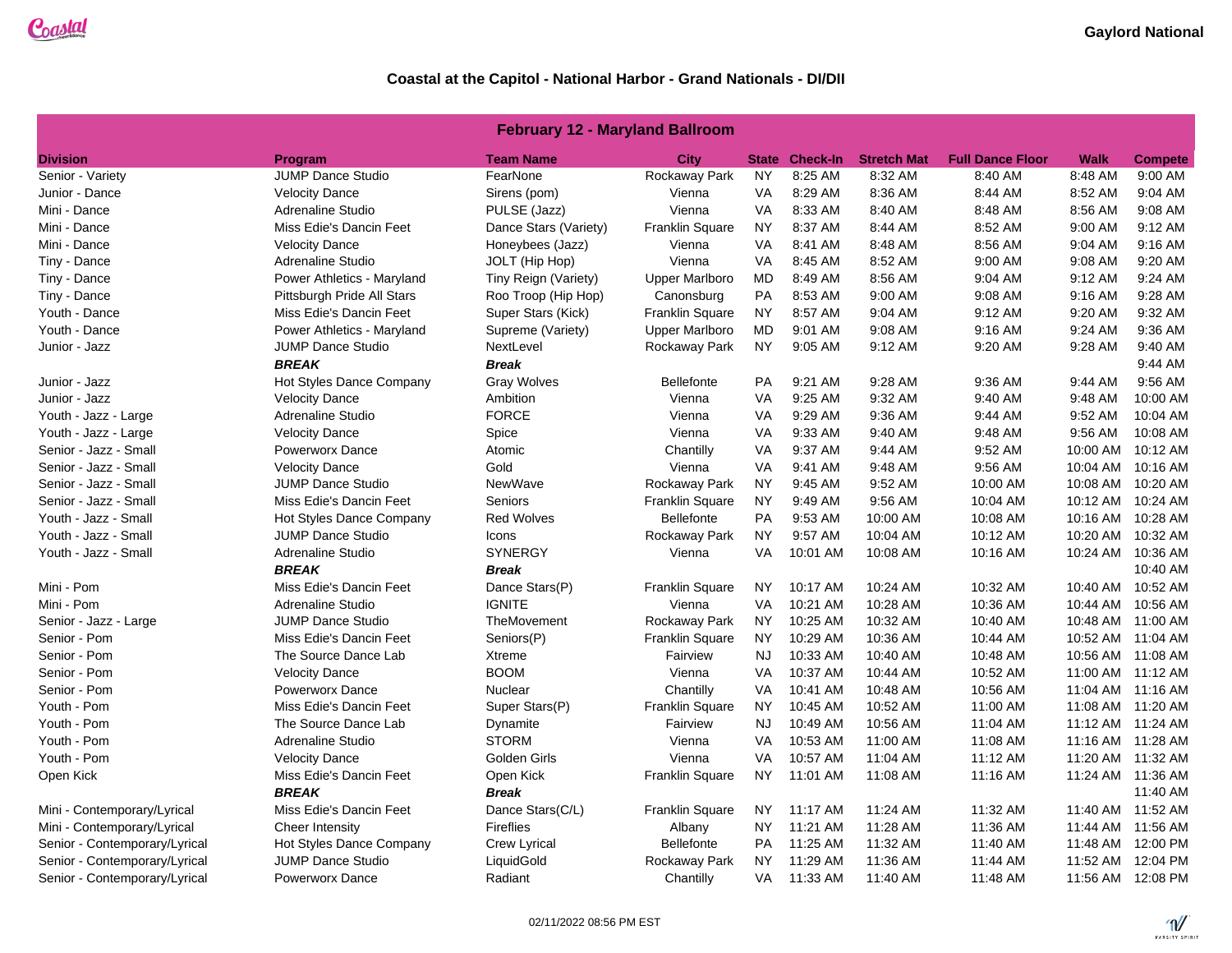## Coastal at the Capitol - National Harbor - Grand Nationals - DI/DII

Gaylord National

| February 12 - Maryland Ballroom | | | | | | | | | |
|---|---|---|---|---|---|---|---|---|---|
| **Division** | **Program** | **Team Name** | **City** | **State** | **Check-In** | **Stretch Mat** | **Full Dance Floor** | **Walk** | **Compete** |
| Senior - Variety | JUMP Dance Studio | FearNone | Rockaway Park | NY | 8:25 AM | 8:32 AM | 8:40 AM | 8:48 AM | 9:00 AM |
| Junior - Dance | Velocity Dance | Sirens (pom) | Vienna | VA | 8:29 AM | 8:36 AM | 8:44 AM | 8:52 AM | 9:04 AM |
| Mini - Dance | Adrenaline Studio | PULSE (Jazz) | Vienna | VA | 8:33 AM | 8:40 AM | 8:48 AM | 8:56 AM | 9:08 AM |
| Mini - Dance | Miss Edie's Dancin Feet | Dance Stars (Variety) | Franklin Square | NY | 8:37 AM | 8:44 AM | 8:52 AM | 9:00 AM | 9:12 AM |
| Mini - Dance | Velocity Dance | Honeybees (Jazz) | Vienna | VA | 8:41 AM | 8:48 AM | 8:56 AM | 9:04 AM | 9:16 AM |
| Tiny - Dance | Adrenaline Studio | JOLT (Hip Hop) | Vienna | VA | 8:45 AM | 8:52 AM | 9:00 AM | 9:08 AM | 9:20 AM |
| Tiny - Dance | Power Athletics - Maryland | Tiny Reign (Variety) | Upper Marlboro | MD | 8:49 AM | 8:56 AM | 9:04 AM | 9:12 AM | 9:24 AM |
| Tiny - Dance | Pittsburgh Pride All Stars | Roo Troop (Hip Hop) | Canonsburg | PA | 8:53 AM | 9:00 AM | 9:08 AM | 9:16 AM | 9:28 AM |
| Youth - Dance | Miss Edie's Dancin Feet | Super Stars (Kick) | Franklin Square | NY | 8:57 AM | 9:04 AM | 9:12 AM | 9:20 AM | 9:32 AM |
| Youth - Dance | Power Athletics - Maryland | Supreme (Variety) | Upper Marlboro | MD | 9:01 AM | 9:08 AM | 9:16 AM | 9:24 AM | 9:36 AM |
| Junior - Jazz | JUMP Dance Studio | NextLevel | Rockaway Park | NY | 9:05 AM | 9:12 AM | 9:20 AM | 9:28 AM | 9:40 AM |
| | ***BREAK*** | ***Break*** | | | | | | | 9:44 AM |
| Junior - Jazz | Hot Styles Dance Company | Gray Wolves | Bellefonte | PA | 9:21 AM | 9:28 AM | 9:36 AM | 9:44 AM | 9:56 AM |
| Junior - Jazz | Velocity Dance | Ambition | Vienna | VA | 9:25 AM | 9:32 AM | 9:40 AM | 9:48 AM | 10:00 AM |
| Youth - Jazz - Large | Adrenaline Studio | FORCE | Vienna | VA | 9:29 AM | 9:36 AM | 9:44 AM | 9:52 AM | 10:04 AM |
| Youth - Jazz - Large | Velocity Dance | Spice | Vienna | VA | 9:33 AM | 9:40 AM | 9:48 AM | 9:56 AM | 10:08 AM |
| Senior - Jazz - Small | Powerworx Dance | Atomic | Chantilly | VA | 9:37 AM | 9:44 AM | 9:52 AM | 10:00 AM | 10:12 AM |
| Senior - Jazz - Small | Velocity Dance | Gold | Vienna | VA | 9:41 AM | 9:48 AM | 9:56 AM | 10:04 AM | 10:16 AM |
| Senior - Jazz - Small | JUMP Dance Studio | NewWave | Rockaway Park | NY | 9:45 AM | 9:52 AM | 10:00 AM | 10:08 AM | 10:20 AM |
| Senior - Jazz - Small | Miss Edie's Dancin Feet | Seniors | Franklin Square | NY | 9:49 AM | 9:56 AM | 10:04 AM | 10:12 AM | 10:24 AM |
| Youth - Jazz - Small | Hot Styles Dance Company | Red Wolves | Bellefonte | PA | 9:53 AM | 10:00 AM | 10:08 AM | 10:16 AM | 10:28 AM |
| Youth - Jazz - Small | JUMP Dance Studio | Icons | Rockaway Park | NY | 9:57 AM | 10:04 AM | 10:12 AM | 10:20 AM | 10:32 AM |
| Youth - Jazz - Small | Adrenaline Studio | SYNERGY | Vienna | VA | 10:01 AM | 10:08 AM | 10:16 AM | 10:24 AM | 10:36 AM |
| | ***BREAK*** | ***Break*** | | | | | | | 10:40 AM |
| Mini - Pom | Miss Edie's Dancin Feet | Dance Stars(P) | Franklin Square | NY | 10:17 AM | 10:24 AM | 10:32 AM | 10:40 AM | 10:52 AM |
| Mini - Pom | Adrenaline Studio | IGNITE | Vienna | VA | 10:21 AM | 10:28 AM | 10:36 AM | 10:44 AM | 10:56 AM |
| Senior - Jazz - Large | JUMP Dance Studio | TheMovement | Rockaway Park | NY | 10:25 AM | 10:32 AM | 10:40 AM | 10:48 AM | 11:00 AM |
| Senior - Pom | Miss Edie's Dancin Feet | Seniors(P) | Franklin Square | NY | 10:29 AM | 10:36 AM | 10:44 AM | 10:52 AM | 11:04 AM |
| Senior - Pom | The Source Dance Lab | Xtreme | Fairview | NJ | 10:33 AM | 10:40 AM | 10:48 AM | 10:56 AM | 11:08 AM |
| Senior - Pom | Velocity Dance | BOOM | Vienna | VA | 10:37 AM | 10:44 AM | 10:52 AM | 11:00 AM | 11:12 AM |
| Senior - Pom | Powerworx Dance | Nuclear | Chantilly | VA | 10:41 AM | 10:48 AM | 10:56 AM | 11:04 AM | 11:16 AM |
| Youth - Pom | Miss Edie's Dancin Feet | Super Stars(P) | Franklin Square | NY | 10:45 AM | 10:52 AM | 11:00 AM | 11:08 AM | 11:20 AM |
| Youth - Pom | The Source Dance Lab | Dynamite | Fairview | NJ | 10:49 AM | 10:56 AM | 11:04 AM | 11:12 AM | 11:24 AM |
| Youth - Pom | Adrenaline Studio | STORM | Vienna | VA | 10:53 AM | 11:00 AM | 11:08 AM | 11:16 AM | 11:28 AM |
| Youth - Pom | Velocity Dance | Golden Girls | Vienna | VA | 10:57 AM | 11:04 AM | 11:12 AM | 11:20 AM | 11:32 AM |
| Open Kick | Miss Edie's Dancin Feet | Open Kick | Franklin Square | NY | 11:01 AM | 11:08 AM | 11:16 AM | 11:24 AM | 11:36 AM |
| | ***BREAK*** | ***Break*** | | | | | | | 11:40 AM |
| Mini - Contemporary/Lyrical | Miss Edie's Dancin Feet | Dance Stars(C/L) | Franklin Square | NY | 11:17 AM | 11:24 AM | 11:32 AM | 11:40 AM | 11:52 AM |
| Mini - Contemporary/Lyrical | Cheer Intensity | Fireflies | Albany | NY | 11:21 AM | 11:28 AM | 11:36 AM | 11:44 AM | 11:56 AM |
| Senior - Contemporary/Lyrical | Hot Styles Dance Company | Crew Lyrical | Bellefonte | PA | 11:25 AM | 11:32 AM | 11:40 AM | 11:48 AM | 12:00 PM |
| Senior - Contemporary/Lyrical | JUMP Dance Studio | LiquidGold | Rockaway Park | NY | 11:29 AM | 11:36 AM | 11:44 AM | 11:52 AM | 12:04 PM |
| Senior - Contemporary/Lyrical | Powerworx Dance | Radiant | Chantilly | VA | 11:33 AM | 11:40 AM | 11:48 AM | 11:56 AM | 12:08 PM |

02/11/2022 08:56 PM EST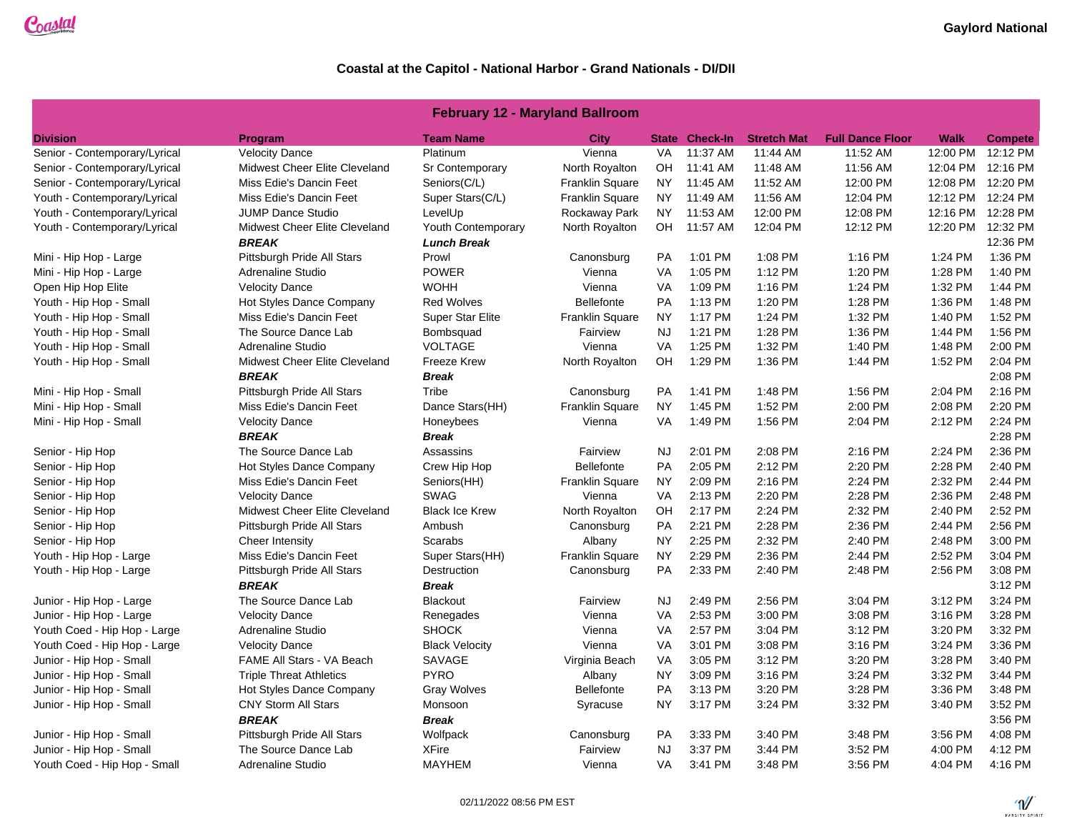Gaylord National

## Coastal at the Capitol - National Harbor - Grand Nationals - DI/DII

| February 12 - Maryland Ballroom | | | | | | | | | |
|---|---|---|---|---|---|---|---|---|---|
| **Division** | **Program** | **Team Name** | **City** | **State** | **Check-In** | **Stretch Mat** | **Full Dance Floor** | **Walk** | **Compete** |
| Senior - Contemporary/Lyrical | Velocity Dance | Platinum | Vienna | VA | 11:37 AM | 11:44 AM | 11:52 AM | 12:00 PM | 12:12 PM |
| Senior - Contemporary/Lyrical | Midwest Cheer Elite Cleveland | Sr Contemporary | North Royalton | OH | 11:41 AM | 11:48 AM | 11:56 AM | 12:04 PM | 12:16 PM |
| Senior - Contemporary/Lyrical | Miss Edie's Dancin Feet | Seniors(C/L) | Franklin Square | NY | 11:45 AM | 11:52 AM | 12:00 PM | 12:08 PM | 12:20 PM |
| Youth - Contemporary/Lyrical | Miss Edie's Dancin Feet | Super Stars(C/L) | Franklin Square | NY | 11:49 AM | 11:56 AM | 12:04 PM | 12:12 PM | 12:24 PM |
| Youth - Contemporary/Lyrical | JUMP Dance Studio | LevelUp | Rockaway Park | NY | 11:53 AM | 12:00 PM | 12:08 PM | 12:16 PM | 12:28 PM |
| Youth - Contemporary/Lyrical | Midwest Cheer Elite Cleveland | Youth Contemporary | North Royalton | OH | 11:57 AM | 12:04 PM | 12:12 PM | 12:20 PM | 12:32 PM |
| | ***BREAK*** | ***Lunch Break*** | | | | | | | 12:36 PM |
| Mini - Hip Hop - Large | Pittsburgh Pride All Stars | Prowl | Canonsburg | PA | 1:01 PM | 1:08 PM | 1:16 PM | 1:24 PM | 1:36 PM |
| Mini - Hip Hop - Large | Adrenaline Studio | POWER | Vienna | VA | 1:05 PM | 1:12 PM | 1:20 PM | 1:28 PM | 1:40 PM |
| Open Hip Hop Elite | Velocity Dance | WOHH | Vienna | VA | 1:09 PM | 1:16 PM | 1:24 PM | 1:32 PM | 1:44 PM |
| Youth - Hip Hop - Small | Hot Styles Dance Company | Red Wolves | Bellefonte | PA | 1:13 PM | 1:20 PM | 1:28 PM | 1:36 PM | 1:48 PM |
| Youth - Hip Hop - Small | Miss Edie's Dancin Feet | Super Star Elite | Franklin Square | NY | 1:17 PM | 1:24 PM | 1:32 PM | 1:40 PM | 1:52 PM |
| Youth - Hip Hop - Small | The Source Dance Lab | Bombsquad | Fairview | NJ | 1:21 PM | 1:28 PM | 1:36 PM | 1:44 PM | 1:56 PM |
| Youth - Hip Hop - Small | Adrenaline Studio | VOLTAGE | Vienna | VA | 1:25 PM | 1:32 PM | 1:40 PM | 1:48 PM | 2:00 PM |
| Youth - Hip Hop - Small | Midwest Cheer Elite Cleveland | Freeze Krew | North Royalton | OH | 1:29 PM | 1:36 PM | 1:44 PM | 1:52 PM | 2:04 PM |
| | ***BREAK*** | ***Break*** | | | | | | | 2:08 PM |
| Mini - Hip Hop - Small | Pittsburgh Pride All Stars | Tribe | Canonsburg | PA | 1:41 PM | 1:48 PM | 1:56 PM | 2:04 PM | 2:16 PM |
| Mini - Hip Hop - Small | Miss Edie's Dancin Feet | Dance Stars(HH) | Franklin Square | NY | 1:45 PM | 1:52 PM | 2:00 PM | 2:08 PM | 2:20 PM |
| Mini - Hip Hop - Small | Velocity Dance | Honeybees | Vienna | VA | 1:49 PM | 1:56 PM | 2:04 PM | 2:12 PM | 2:24 PM |
| | ***BREAK*** | ***Break*** | | | | | | | 2:28 PM |
| Senior - Hip Hop | The Source Dance Lab | Assassins | Fairview | NJ | 2:01 PM | 2:08 PM | 2:16 PM | 2:24 PM | 2:36 PM |
| Senior - Hip Hop | Hot Styles Dance Company | Crew Hip Hop | Bellefonte | PA | 2:05 PM | 2:12 PM | 2:20 PM | 2:28 PM | 2:40 PM |
| Senior - Hip Hop | Miss Edie's Dancin Feet | Seniors(HH) | Franklin Square | NY | 2:09 PM | 2:16 PM | 2:24 PM | 2:32 PM | 2:44 PM |
| Senior - Hip Hop | Velocity Dance | SWAG | Vienna | VA | 2:13 PM | 2:20 PM | 2:28 PM | 2:36 PM | 2:48 PM |
| Senior - Hip Hop | Midwest Cheer Elite Cleveland | Black Ice Krew | North Royalton | OH | 2:17 PM | 2:24 PM | 2:32 PM | 2:40 PM | 2:52 PM |
| Senior - Hip Hop | Pittsburgh Pride All Stars | Ambush | Canonsburg | PA | 2:21 PM | 2:28 PM | 2:36 PM | 2:44 PM | 2:56 PM |
| Senior - Hip Hop | Cheer Intensity | Scarabs | Albany | NY | 2:25 PM | 2:32 PM | 2:40 PM | 2:48 PM | 3:00 PM |
| Youth - Hip Hop - Large | Miss Edie's Dancin Feet | Super Stars(HH) | Franklin Square | NY | 2:29 PM | 2:36 PM | 2:44 PM | 2:52 PM | 3:04 PM |
| Youth - Hip Hop - Large | Pittsburgh Pride All Stars | Destruction | Canonsburg | PA | 2:33 PM | 2:40 PM | 2:48 PM | 2:56 PM | 3:08 PM |
| | ***BREAK*** | ***Break*** | | | | | | | 3:12 PM |
| Junior - Hip Hop - Large | The Source Dance Lab | Blackout | Fairview | NJ | 2:49 PM | 2:56 PM | 3:04 PM | 3:12 PM | 3:24 PM |
| Junior - Hip Hop - Large | Velocity Dance | Renegades | Vienna | VA | 2:53 PM | 3:00 PM | 3:08 PM | 3:16 PM | 3:28 PM |
| Youth Coed - Hip Hop - Large | Adrenaline Studio | SHOCK | Vienna | VA | 2:57 PM | 3:04 PM | 3:12 PM | 3:20 PM | 3:32 PM |
| Youth Coed - Hip Hop - Large | Velocity Dance | Black Velocity | Vienna | VA | 3:01 PM | 3:08 PM | 3:16 PM | 3:24 PM | 3:36 PM |
| Junior - Hip Hop - Small | FAME All Stars - VA Beach | SAVAGE | Virginia Beach | VA | 3:05 PM | 3:12 PM | 3:20 PM | 3:28 PM | 3:40 PM |
| Junior - Hip Hop - Small | Triple Threat Athletics | PYRO | Albany | NY | 3:09 PM | 3:16 PM | 3:24 PM | 3:32 PM | 3:44 PM |
| Junior - Hip Hop - Small | Hot Styles Dance Company | Gray Wolves | Bellefonte | PA | 3:13 PM | 3:20 PM | 3:28 PM | 3:36 PM | 3:48 PM |
| Junior - Hip Hop - Small | CNY Storm All Stars | Monsoon | Syracuse | NY | 3:17 PM | 3:24 PM | 3:32 PM | 3:40 PM | 3:52 PM |
| | ***BREAK*** | ***Break*** | | | | | | | 3:56 PM |
| Junior - Hip Hop - Small | Pittsburgh Pride All Stars | Wolfpack | Canonsburg | PA | 3:33 PM | 3:40 PM | 3:48 PM | 3:56 PM | 4:08 PM |
| Junior - Hip Hop - Small | The Source Dance Lab | XFire | Fairview | NJ | 3:37 PM | 3:44 PM | 3:52 PM | 4:00 PM | 4:12 PM |
| Youth Coed - Hip Hop - Small | Adrenaline Studio | MAYHEM | Vienna | VA | 3:41 PM | 3:48 PM | 3:56 PM | 4:04 PM | 4:16 PM |

02/11/2022 08:56 PM EST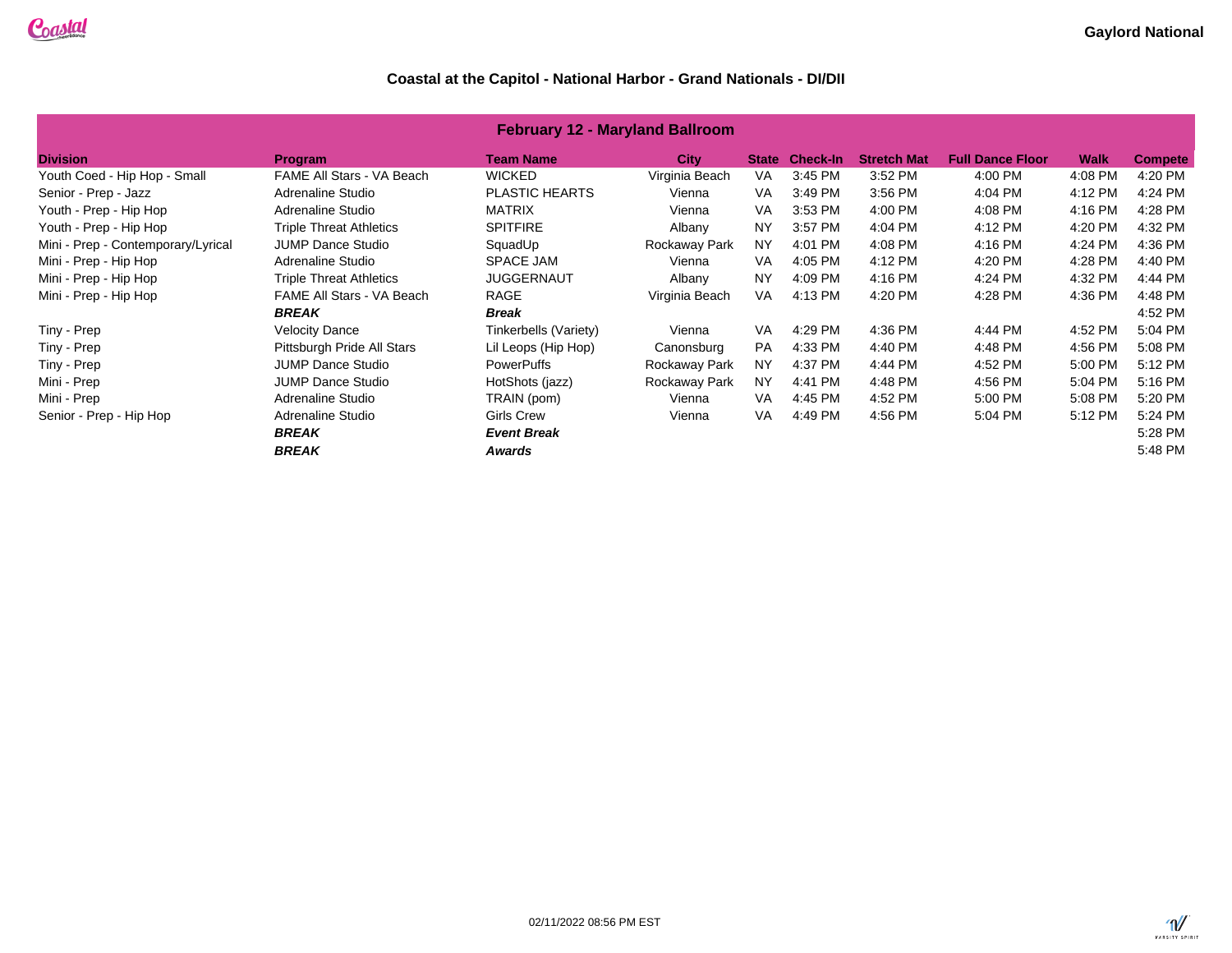Gaylord National

## Coastal at the Capitol - National Harbor - Grand Nationals - DI/DII

| February 12 - Maryland Ballroom | | | | | | | | | |
|---|---|---|---|---|---|---|---|---|---|
| **Division** | **Program** | **Team Name** | **City** | **State** | **Check-In** | **Stretch Mat** | **Full Dance Floor** | **Walk** | **Compete** |
| Youth Coed - Hip Hop - Small | FAME All Stars - VA Beach | WICKED | Virginia Beach | VA | 3:45 PM | 3:52 PM | 4:00 PM | 4:08 PM | 4:20 PM |
| Senior - Prep - Jazz | Adrenaline Studio | PLASTIC HEARTS | Vienna | VA | 3:49 PM | 3:56 PM | 4:04 PM | 4:12 PM | 4:24 PM |
| Youth - Prep - Hip Hop | Adrenaline Studio | MATRIX | Vienna | VA | 3:53 PM | 4:00 PM | 4:08 PM | 4:16 PM | 4:28 PM |
| Youth - Prep - Hip Hop | Triple Threat Athletics | SPITFIRE | Albany | NY | 3:57 PM | 4:04 PM | 4:12 PM | 4:20 PM | 4:32 PM |
| Mini - Prep - Contemporary/Lyrical | JUMP Dance Studio | SquadUp | Rockaway Park | NY | 4:01 PM | 4:08 PM | 4:16 PM | 4:24 PM | 4:36 PM |
| Mini - Prep - Hip Hop | Adrenaline Studio | SPACE JAM | Vienna | VA | 4:05 PM | 4:12 PM | 4:20 PM | 4:28 PM | 4:40 PM |
| Mini - Prep - Hip Hop | Triple Threat Athletics | JUGGERNAUT | Albany | NY | 4:09 PM | 4:16 PM | 4:24 PM | 4:32 PM | 4:44 PM |
| Mini - Prep - Hip Hop | FAME All Stars - VA Beach | RAGE | Virginia Beach | VA | 4:13 PM | 4:20 PM | 4:28 PM | 4:36 PM | 4:48 PM |
| | ***BREAK*** | ***Break*** | | | | | | | 4:52 PM |
| Tiny - Prep | Velocity Dance | Tinkerbells (Variety) | Vienna | VA | 4:29 PM | 4:36 PM | 4:44 PM | 4:52 PM | 5:04 PM |
| Tiny - Prep | Pittsburgh Pride All Stars | Lil Leops (Hip Hop) | Canonsburg | PA | 4:33 PM | 4:40 PM | 4:48 PM | 4:56 PM | 5:08 PM |
| Tiny - Prep | JUMP Dance Studio | PowerPuffs | Rockaway Park | NY | 4:37 PM | 4:44 PM | 4:52 PM | 5:00 PM | 5:12 PM |
| Mini - Prep | JUMP Dance Studio | HotShots (jazz) | Rockaway Park | NY | 4:41 PM | 4:48 PM | 4:56 PM | 5:04 PM | 5:16 PM |
| Mini - Prep | Adrenaline Studio | TRAIN (pom) | Vienna | VA | 4:45 PM | 4:52 PM | 5:00 PM | 5:08 PM | 5:20 PM |
| Senior - Prep - Hip Hop | Adrenaline Studio | Girls Crew | Vienna | VA | 4:49 PM | 4:56 PM | 5:04 PM | 5:12 PM | 5:24 PM |
| | ***BREAK*** | ***Event Break*** | | | | | | | 5:28 PM |
| | ***BREAK*** | ***Awards*** | | | | | | | 5:48 PM |

02/11/2022 08:56 PM EST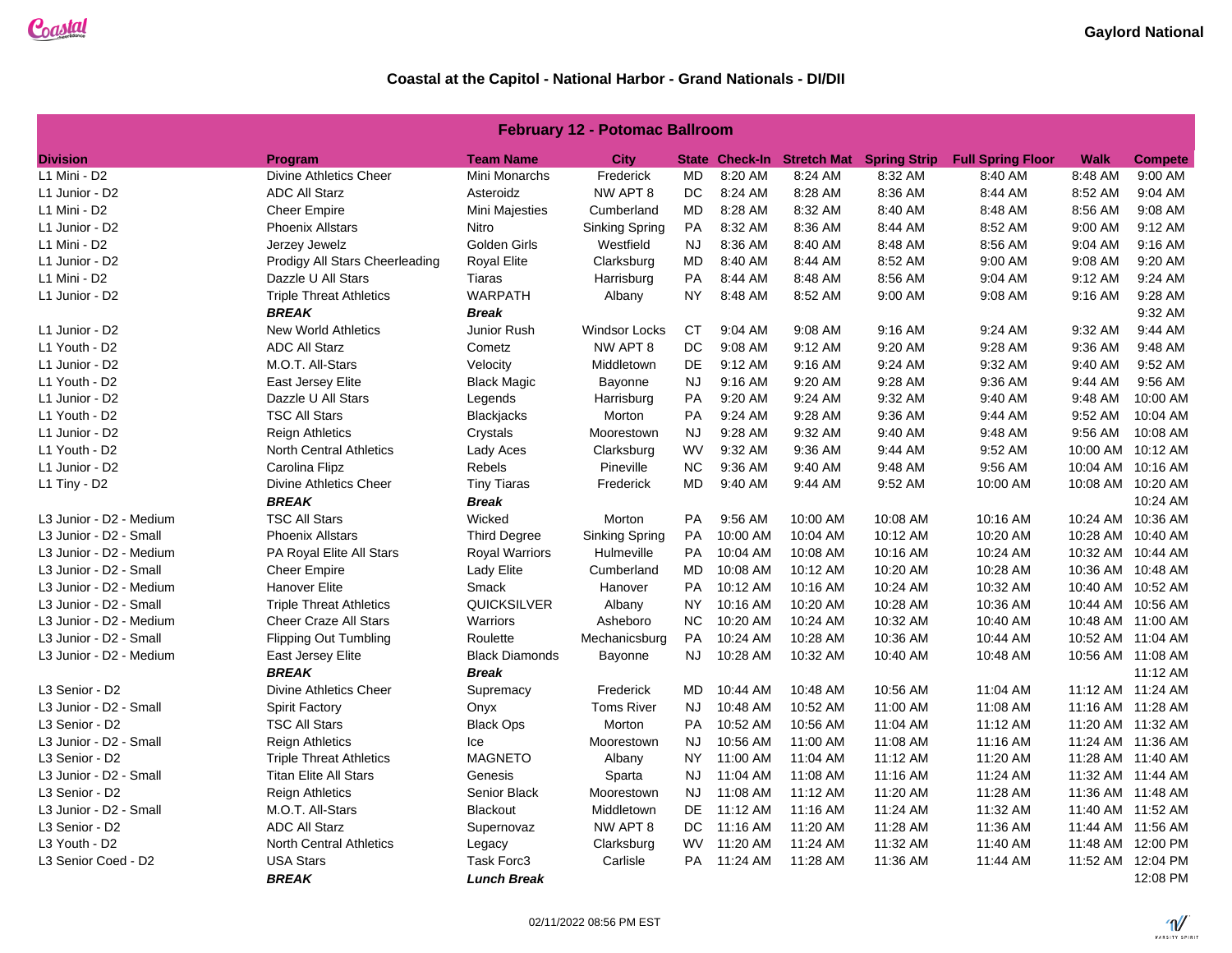Coastal

Gaylord National

## Coastal at the Capitol - National Harbor - Grand Nationals - DI/DII

| February 12 - Potomac Ballroom | | | | | | | | | | |
|---|---|---|---|---|---|---|---|---|---|---|
| **Division** | **Program** | **Team Name** | **City** | **State** | **Check-In** | **Stretch Mat** | **Spring Strip** | **Full Spring Floor** | **Walk** | **Compete** |
| L1 Mini - D2 | Divine Athletics Cheer | Mini Monarchs | Frederick | MD | 8:20 AM | 8:24 AM | 8:32 AM | 8:40 AM | 8:48 AM | 9:00 AM |
| L1 Junior - D2 | ADC All Starz | Asteroidz | NW APT 8 | DC | 8:24 AM | 8:28 AM | 8:36 AM | 8:44 AM | 8:52 AM | 9:04 AM |
| L1 Mini - D2 | Cheer Empire | Mini Majesties | Cumberland | MD | 8:28 AM | 8:32 AM | 8:40 AM | 8:48 AM | 8:56 AM | 9:08 AM |
| L1 Junior - D2 | Phoenix Allstars | Nitro | Sinking Spring | PA | 8:32 AM | 8:36 AM | 8:44 AM | 8:52 AM | 9:00 AM | 9:12 AM |
| L1 Mini - D2 | Jerzey Jewelz | Golden Girls | Westfield | NJ | 8:36 AM | 8:40 AM | 8:48 AM | 8:56 AM | 9:04 AM | 9:16 AM |
| L1 Junior - D2 | Prodigy All Stars Cheerleading | Royal Elite | Clarksburg | MD | 8:40 AM | 8:44 AM | 8:52 AM | 9:00 AM | 9:08 AM | 9:20 AM |
| L1 Mini - D2 | Dazzle U All Stars | Tiaras | Harrisburg | PA | 8:44 AM | 8:48 AM | 8:56 AM | 9:04 AM | 9:12 AM | 9:24 AM |
| L1 Junior - D2 | Triple Threat Athletics | WARPATH | Albany | NY | 8:48 AM | 8:52 AM | 9:00 AM | 9:08 AM | 9:16 AM | 9:28 AM |
| | ***BREAK*** | ***Break*** | | | | | | | | 9:32 AM |
| L1 Junior - D2 | New World Athletics | Junior Rush | Windsor Locks | CT | 9:04 AM | 9:08 AM | 9:16 AM | 9:24 AM | 9:32 AM | 9:44 AM |
| L1 Youth - D2 | ADC All Starz | Cometz | NW APT 8 | DC | 9:08 AM | 9:12 AM | 9:20 AM | 9:28 AM | 9:36 AM | 9:48 AM |
| L1 Junior - D2 | M.O.T. All-Stars | Velocity | Middletown | DE | 9:12 AM | 9:16 AM | 9:24 AM | 9:32 AM | 9:40 AM | 9:52 AM |
| L1 Youth - D2 | East Jersey Elite | Black Magic | Bayonne | NJ | 9:16 AM | 9:20 AM | 9:28 AM | 9:36 AM | 9:44 AM | 9:56 AM |
| L1 Junior - D2 | Dazzle U All Stars | Legends | Harrisburg | PA | 9:20 AM | 9:24 AM | 9:32 AM | 9:40 AM | 9:48 AM | 10:00 AM |
| L1 Youth - D2 | TSC All Stars | Blackjacks | Morton | PA | 9:24 AM | 9:28 AM | 9:36 AM | 9:44 AM | 9:52 AM | 10:04 AM |
| L1 Junior - D2 | Reign Athletics | Crystals | Moorestown | NJ | 9:28 AM | 9:32 AM | 9:40 AM | 9:48 AM | 9:56 AM | 10:08 AM |
| L1 Youth - D2 | North Central Athletics | Lady Aces | Clarksburg | WV | 9:32 AM | 9:36 AM | 9:44 AM | 9:52 AM | 10:00 AM | 10:12 AM |
| L1 Junior - D2 | Carolina Flipz | Rebels | Pineville | NC | 9:36 AM | 9:40 AM | 9:48 AM | 9:56 AM | 10:04 AM | 10:16 AM |
| L1 Tiny - D2 | Divine Athletics Cheer | Tiny Tiaras | Frederick | MD | 9:40 AM | 9:44 AM | 9:52 AM | 10:00 AM | 10:08 AM | 10:20 AM |
| | ***BREAK*** | ***Break*** | | | | | | | | 10:24 AM |
| L3 Junior - D2 - Medium | TSC All Stars | Wicked | Morton | PA | 9:56 AM | 10:00 AM | 10:08 AM | 10:16 AM | 10:24 AM | 10:36 AM |
| L3 Junior - D2 - Small | Phoenix Allstars | Third Degree | Sinking Spring | PA | 10:00 AM | 10:04 AM | 10:12 AM | 10:20 AM | 10:28 AM | 10:40 AM |
| L3 Junior - D2 - Medium | PA Royal Elite All Stars | Royal Warriors | Hulmeville | PA | 10:04 AM | 10:08 AM | 10:16 AM | 10:24 AM | 10:32 AM | 10:44 AM |
| L3 Junior - D2 - Small | Cheer Empire | Lady Elite | Cumberland | MD | 10:08 AM | 10:12 AM | 10:20 AM | 10:28 AM | 10:36 AM | 10:48 AM |
| L3 Junior - D2 - Medium | Hanover Elite | Smack | Hanover | PA | 10:12 AM | 10:16 AM | 10:24 AM | 10:32 AM | 10:40 AM | 10:52 AM |
| L3 Junior - D2 - Small | Triple Threat Athletics | QUICKSILVER | Albany | NY | 10:16 AM | 10:20 AM | 10:28 AM | 10:36 AM | 10:44 AM | 10:56 AM |
| L3 Junior - D2 - Medium | Cheer Craze All Stars | Warriors | Asheboro | NC | 10:20 AM | 10:24 AM | 10:32 AM | 10:40 AM | 10:48 AM | 11:00 AM |
| L3 Junior - D2 - Small | Flipping Out Tumbling | Roulette | Mechanicsburg | PA | 10:24 AM | 10:28 AM | 10:36 AM | 10:44 AM | 10:52 AM | 11:04 AM |
| L3 Junior - D2 - Medium | East Jersey Elite | Black Diamonds | Bayonne | NJ | 10:28 AM | 10:32 AM | 10:40 AM | 10:48 AM | 10:56 AM | 11:08 AM |
| | ***BREAK*** | ***Break*** | | | | | | | | 11:12 AM |
| L3 Senior - D2 | Divine Athletics Cheer | Supremacy | Frederick | MD | 10:44 AM | 10:48 AM | 10:56 AM | 11:04 AM | 11:12 AM | 11:24 AM |
| L3 Junior - D2 - Small | Spirit Factory | Onyx | Toms River | NJ | 10:48 AM | 10:52 AM | 11:00 AM | 11:08 AM | 11:16 AM | 11:28 AM |
| L3 Senior - D2 | TSC All Stars | Black Ops | Morton | PA | 10:52 AM | 10:56 AM | 11:04 AM | 11:12 AM | 11:20 AM | 11:32 AM |
| L3 Junior - D2 - Small | Reign Athletics | Ice | Moorestown | NJ | 10:56 AM | 11:00 AM | 11:08 AM | 11:16 AM | 11:24 AM | 11:36 AM |
| L3 Senior - D2 | Triple Threat Athletics | MAGNETO | Albany | NY | 11:00 AM | 11:04 AM | 11:12 AM | 11:20 AM | 11:28 AM | 11:40 AM |
| L3 Junior - D2 - Small | Titan Elite All Stars | Genesis | Sparta | NJ | 11:04 AM | 11:08 AM | 11:16 AM | 11:24 AM | 11:32 AM | 11:44 AM |
| L3 Senior - D2 | Reign Athletics | Senior Black | Moorestown | NJ | 11:08 AM | 11:12 AM | 11:20 AM | 11:28 AM | 11:36 AM | 11:48 AM |
| L3 Junior - D2 - Small | M.O.T. All-Stars | Blackout | Middletown | DE | 11:12 AM | 11:16 AM | 11:24 AM | 11:32 AM | 11:40 AM | 11:52 AM |
| L3 Senior - D2 | ADC All Starz | Supernovaz | NW APT 8 | DC | 11:16 AM | 11:20 AM | 11:28 AM | 11:36 AM | 11:44 AM | 11:56 AM |
| L3 Youth - D2 | North Central Athletics | Legacy | Clarksburg | WV | 11:20 AM | 11:24 AM | 11:32 AM | 11:40 AM | 11:48 AM | 12:00 PM |
| L3 Senior Coed - D2 | USA Stars | Task Forc3 | Carlisle | PA | 11:24 AM | 11:28 AM | 11:36 AM | 11:44 AM | 11:52 AM | 12:04 PM |
| | ***BREAK*** | ***Lunch Break*** | | | | | | | | 12:08 PM |

02/11/2022 08:56 PM EST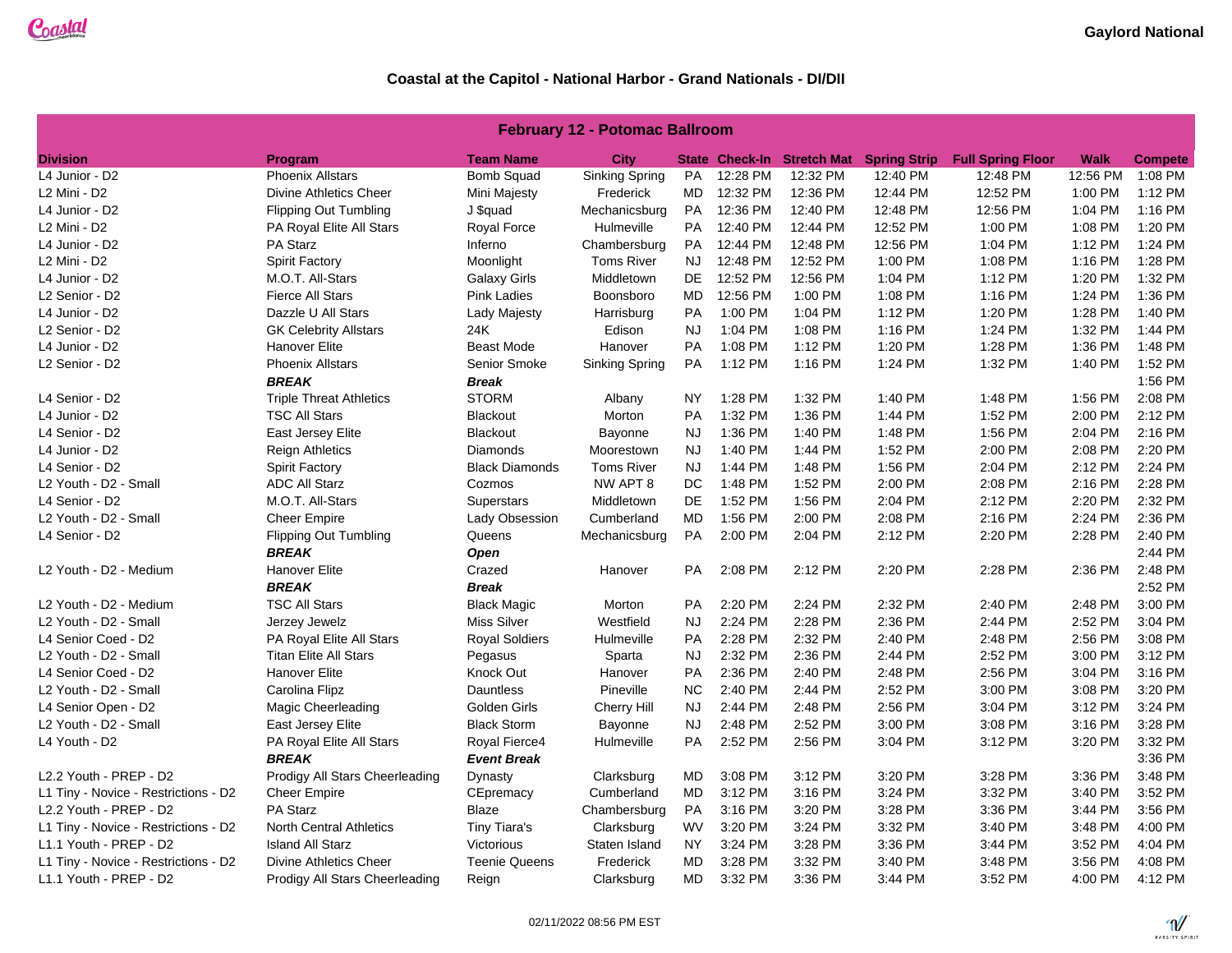Gaylord National

## Coastal at the Capitol - National Harbor - Grand Nationals - DI/DII

| February 12 - Potomac Ballroom | | | | | | | | | | |
|---|---|---|---|---|---|---|---|---|---|---|
| **Division** | **Program** | **Team Name** | **City** | **State** | **Check-In** | **Stretch Mat** | **Spring Strip** | **Full Spring Floor** | **Walk** | **Compete** |
| L4 Junior - D2 | Phoenix Allstars | Bomb Squad | Sinking Spring | PA | 12:28 PM | 12:32 PM | 12:40 PM | 12:48 PM | 12:56 PM | 1:08 PM |
| L2 Mini - D2 | Divine Athletics Cheer | Mini Majesty | Frederick | MD | 12:32 PM | 12:36 PM | 12:44 PM | 12:52 PM | 1:00 PM | 1:12 PM |
| L4 Junior - D2 | Flipping Out Tumbling | J $quad | Mechanicsburg | PA | 12:36 PM | 12:40 PM | 12:48 PM | 12:56 PM | 1:04 PM | 1:16 PM |
| L2 Mini - D2 | PA Royal Elite All Stars | Royal Force | Hulmeville | PA | 12:40 PM | 12:44 PM | 12:52 PM | 1:00 PM | 1:08 PM | 1:20 PM |
| L4 Junior - D2 | PA Starz | Inferno | Chambersburg | PA | 12:44 PM | 12:48 PM | 12:56 PM | 1:04 PM | 1:12 PM | 1:24 PM |
| L2 Mini - D2 | Spirit Factory | Moonlight | Toms River | NJ | 12:48 PM | 12:52 PM | 1:00 PM | 1:08 PM | 1:16 PM | 1:28 PM |
| L4 Junior - D2 | M.O.T. All-Stars | Galaxy Girls | Middletown | DE | 12:52 PM | 12:56 PM | 1:04 PM | 1:12 PM | 1:20 PM | 1:32 PM |
| L2 Senior - D2 | Fierce All Stars | Pink Ladies | Boonsboro | MD | 12:56 PM | 1:00 PM | 1:08 PM | 1:16 PM | 1:24 PM | 1:36 PM |
| L4 Junior - D2 | Dazzle U All Stars | Lady Majesty | Harrisburg | PA | 1:00 PM | 1:04 PM | 1:12 PM | 1:20 PM | 1:28 PM | 1:40 PM |
| L2 Senior - D2 | GK Celebrity Allstars | 24K | Edison | NJ | 1:04 PM | 1:08 PM | 1:16 PM | 1:24 PM | 1:32 PM | 1:44 PM |
| L4 Junior - D2 | Hanover Elite | Beast Mode | Hanover | PA | 1:08 PM | 1:12 PM | 1:20 PM | 1:28 PM | 1:36 PM | 1:48 PM |
| L2 Senior - D2 | Phoenix Allstars | Senior Smoke | Sinking Spring | PA | 1:12 PM | 1:16 PM | 1:24 PM | 1:32 PM | 1:40 PM | 1:52 PM |
| | ***BREAK*** | ***Break*** | | | | | | | | 1:56 PM |
| L4 Senior - D2 | Triple Threat Athletics | STORM | Albany | NY | 1:28 PM | 1:32 PM | 1:40 PM | 1:48 PM | 1:56 PM | 2:08 PM |
| L4 Junior - D2 | TSC All Stars | Blackout | Morton | PA | 1:32 PM | 1:36 PM | 1:44 PM | 1:52 PM | 2:00 PM | 2:12 PM |
| L4 Senior - D2 | East Jersey Elite | Blackout | Bayonne | NJ | 1:36 PM | 1:40 PM | 1:48 PM | 1:56 PM | 2:04 PM | 2:16 PM |
| L4 Junior - D2 | Reign Athletics | Diamonds | Moorestown | NJ | 1:40 PM | 1:44 PM | 1:52 PM | 2:00 PM | 2:08 PM | 2:20 PM |
| L4 Senior - D2 | Spirit Factory | Black Diamonds | Toms River | NJ | 1:44 PM | 1:48 PM | 1:56 PM | 2:04 PM | 2:12 PM | 2:24 PM |
| L2 Youth - D2 - Small | ADC All Starz | Cozmos | NW APT 8 | DC | 1:48 PM | 1:52 PM | 2:00 PM | 2:08 PM | 2:16 PM | 2:28 PM |
| L4 Senior - D2 | M.O.T. All-Stars | Superstars | Middletown | DE | 1:52 PM | 1:56 PM | 2:04 PM | 2:12 PM | 2:20 PM | 2:32 PM |
| L2 Youth - D2 - Small | Cheer Empire | Lady Obsession | Cumberland | MD | 1:56 PM | 2:00 PM | 2:08 PM | 2:16 PM | 2:24 PM | 2:36 PM |
| L4 Senior - D2 | Flipping Out Tumbling | Queens | Mechanicsburg | PA | 2:00 PM | 2:04 PM | 2:12 PM | 2:20 PM | 2:28 PM | 2:40 PM |
| | ***BREAK*** | ***Open*** | | | | | | | | 2:44 PM |
| L2 Youth - D2 - Medium | Hanover Elite | Crazed | Hanover | PA | 2:08 PM | 2:12 PM | 2:20 PM | 2:28 PM | 2:36 PM | 2:48 PM |
| | ***BREAK*** | ***Break*** | | | | | | | | 2:52 PM |
| L2 Youth - D2 - Medium | TSC All Stars | Black Magic | Morton | PA | 2:20 PM | 2:24 PM | 2:32 PM | 2:40 PM | 2:48 PM | 3:00 PM |
| L2 Youth - D2 - Small | Jerzey Jewelz | Miss Silver | Westfield | NJ | 2:24 PM | 2:28 PM | 2:36 PM | 2:44 PM | 2:52 PM | 3:04 PM |
| L4 Senior Coed - D2 | PA Royal Elite All Stars | Royal Soldiers | Hulmeville | PA | 2:28 PM | 2:32 PM | 2:40 PM | 2:48 PM | 2:56 PM | 3:08 PM |
| L2 Youth - D2 - Small | Titan Elite All Stars | Pegasus | Sparta | NJ | 2:32 PM | 2:36 PM | 2:44 PM | 2:52 PM | 3:00 PM | 3:12 PM |
| L4 Senior Coed - D2 | Hanover Elite | Knock Out | Hanover | PA | 2:36 PM | 2:40 PM | 2:48 PM | 2:56 PM | 3:04 PM | 3:16 PM |
| L2 Youth - D2 - Small | Carolina Flipz | Dauntless | Pineville | NC | 2:40 PM | 2:44 PM | 2:52 PM | 3:00 PM | 3:08 PM | 3:20 PM |
| L4 Senior Open - D2 | Magic Cheerleading | Golden Girls | Cherry Hill | NJ | 2:44 PM | 2:48 PM | 2:56 PM | 3:04 PM | 3:12 PM | 3:24 PM |
| L2 Youth - D2 - Small | East Jersey Elite | Black Storm | Bayonne | NJ | 2:48 PM | 2:52 PM | 3:00 PM | 3:08 PM | 3:16 PM | 3:28 PM |
| L4 Youth - D2 | PA Royal Elite All Stars | Royal Fierce4 | Hulmeville | PA | 2:52 PM | 2:56 PM | 3:04 PM | 3:12 PM | 3:20 PM | 3:32 PM |
| | ***BREAK*** | ***Event Break*** | | | | | | | | 3:36 PM |
| L2.2 Youth - PREP - D2 | Prodigy All Stars Cheerleading | Dynasty | Clarksburg | MD | 3:08 PM | 3:12 PM | 3:20 PM | 3:28 PM | 3:36 PM | 3:48 PM |
| L1 Tiny - Novice - Restrictions - D2 | Cheer Empire | CEpremacy | Cumberland | MD | 3:12 PM | 3:16 PM | 3:24 PM | 3:32 PM | 3:40 PM | 3:52 PM |
| L2.2 Youth - PREP - D2 | PA Starz | Blaze | Chambersburg | PA | 3:16 PM | 3:20 PM | 3:28 PM | 3:36 PM | 3:44 PM | 3:56 PM |
| L1 Tiny - Novice - Restrictions - D2 | North Central Athletics | Tiny Tiara's | Clarksburg | WV | 3:20 PM | 3:24 PM | 3:32 PM | 3:40 PM | 3:48 PM | 4:00 PM |
| L1.1 Youth - PREP - D2 | Island All Starz | Victorious | Staten Island | NY | 3:24 PM | 3:28 PM | 3:36 PM | 3:44 PM | 3:52 PM | 4:04 PM |
| L1 Tiny - Novice - Restrictions - D2 | Divine Athletics Cheer | Teenie Queens | Frederick | MD | 3:28 PM | 3:32 PM | 3:40 PM | 3:48 PM | 3:56 PM | 4:08 PM |
| L1.1 Youth - PREP - D2 | Prodigy All Stars Cheerleading | Reign | Clarksburg | MD | 3:32 PM | 3:36 PM | 3:44 PM | 3:52 PM | 4:00 PM | 4:12 PM |

02/11/2022 08:56 PM EST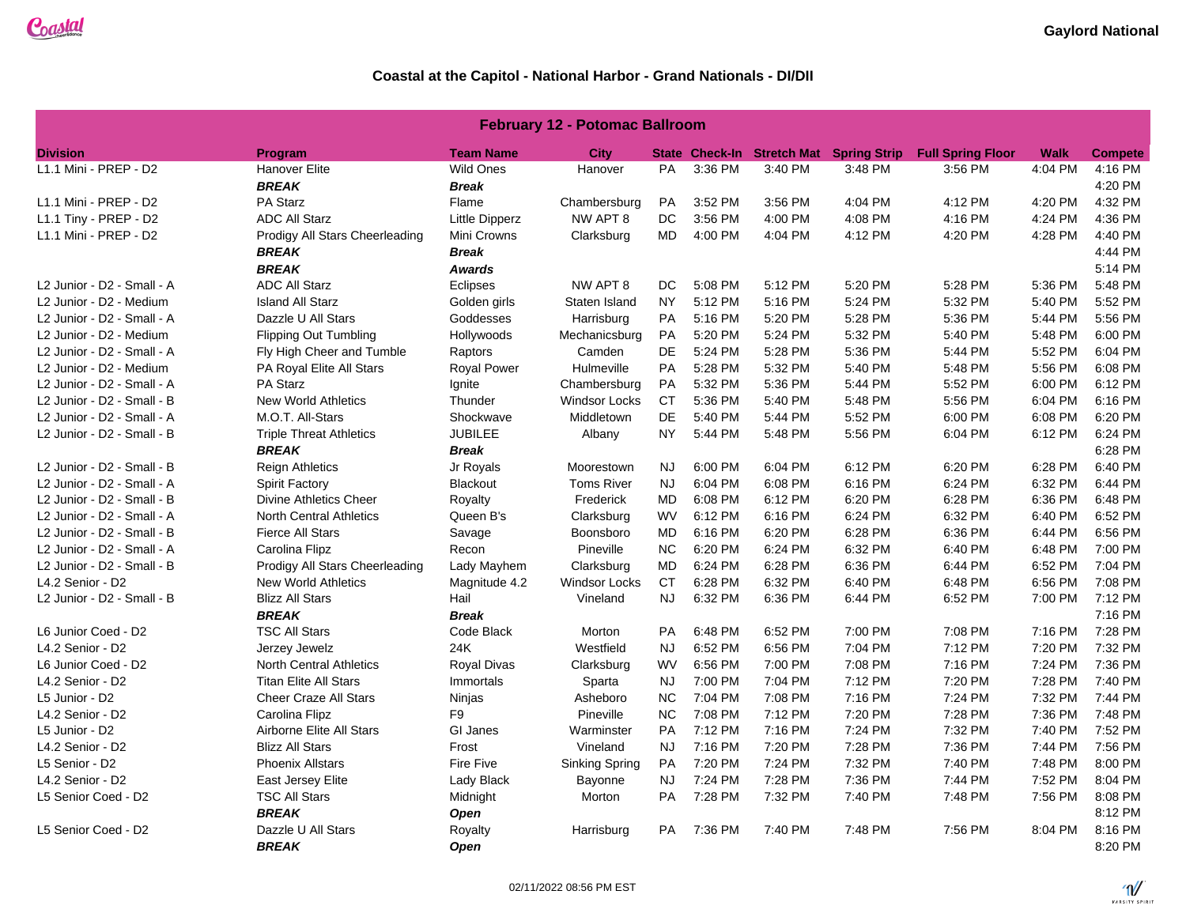Gaylord National

## Coastal at the Capitol - National Harbor - Grand Nationals - DI/DII

| February 12 - Potomac Ballroom | | | | | | | | | | |
|---|---|---|---|---|---|---|---|---|---|---|
| **Division** | **Program** | **Team Name** | **City** | **State** | **Check-In** | **Stretch Mat** | **Spring Strip** | **Full Spring Floor** | **Walk** | **Compete** |
| L1.1 Mini - PREP - D2 | Hanover Elite | Wild Ones | Hanover | PA | 3:36 PM | 3:40 PM | 3:48 PM | 3:56 PM | 4:04 PM | 4:16 PM |
| | ***BREAK*** | ***Break*** | | | | | | | | 4:20 PM |
| L1.1 Mini - PREP - D2 | PA Starz | Flame | Chambersburg | PA | 3:52 PM | 3:56 PM | 4:04 PM | 4:12 PM | 4:20 PM | 4:32 PM |
| L1.1 Tiny - PREP - D2 | ADC All Starz | Little Dipperz | NW APT 8 | DC | 3:56 PM | 4:00 PM | 4:08 PM | 4:16 PM | 4:24 PM | 4:36 PM |
| L1.1 Mini - PREP - D2 | Prodigy All Stars Cheerleading | Mini Crowns | Clarksburg | MD | 4:00 PM | 4:04 PM | 4:12 PM | 4:20 PM | 4:28 PM | 4:40 PM |
| | ***BREAK*** | ***Break*** | | | | | | | | 4:44 PM |
| | ***BREAK*** | ***Awards*** | | | | | | | | 5:14 PM |
| L2 Junior - D2 - Small - A | ADC All Starz | Eclipses | NW APT 8 | DC | 5:08 PM | 5:12 PM | 5:20 PM | 5:28 PM | 5:36 PM | 5:48 PM |
| L2 Junior - D2 - Medium | Island All Starz | Golden girls | Staten Island | NY | 5:12 PM | 5:16 PM | 5:24 PM | 5:32 PM | 5:40 PM | 5:52 PM |
| L2 Junior - D2 - Small - A | Dazzle U All Stars | Goddesses | Harrisburg | PA | 5:16 PM | 5:20 PM | 5:28 PM | 5:36 PM | 5:44 PM | 5:56 PM |
| L2 Junior - D2 - Medium | Flipping Out Tumbling | Hollywoods | Mechanicsburg | PA | 5:20 PM | 5:24 PM | 5:32 PM | 5:40 PM | 5:48 PM | 6:00 PM |
| L2 Junior - D2 - Small - A | Fly High Cheer and Tumble | Raptors | Camden | DE | 5:24 PM | 5:28 PM | 5:36 PM | 5:44 PM | 5:52 PM | 6:04 PM |
| L2 Junior - D2 - Medium | PA Royal Elite All Stars | Royal Power | Hulmeville | PA | 5:28 PM | 5:32 PM | 5:40 PM | 5:48 PM | 5:56 PM | 6:08 PM |
| L2 Junior - D2 - Small - A | PA Starz | Ignite | Chambersburg | PA | 5:32 PM | 5:36 PM | 5:44 PM | 5:52 PM | 6:00 PM | 6:12 PM |
| L2 Junior - D2 - Small - B | New World Athletics | Thunder | Windsor Locks | CT | 5:36 PM | 5:40 PM | 5:48 PM | 5:56 PM | 6:04 PM | 6:16 PM |
| L2 Junior - D2 - Small - A | M.O.T. All-Stars | Shockwave | Middletown | DE | 5:40 PM | 5:44 PM | 5:52 PM | 6:00 PM | 6:08 PM | 6:20 PM |
| L2 Junior - D2 - Small - B | Triple Threat Athletics | JUBILEE | Albany | NY | 5:44 PM | 5:48 PM | 5:56 PM | 6:04 PM | 6:12 PM | 6:24 PM |
| | ***BREAK*** | ***Break*** | | | | | | | | 6:28 PM |
| L2 Junior - D2 - Small - B | Reign Athletics | Jr Royals | Moorestown | NJ | 6:00 PM | 6:04 PM | 6:12 PM | 6:20 PM | 6:28 PM | 6:40 PM |
| L2 Junior - D2 - Small - A | Spirit Factory | Blackout | Toms River | NJ | 6:04 PM | 6:08 PM | 6:16 PM | 6:24 PM | 6:32 PM | 6:44 PM |
| L2 Junior - D2 - Small - B | Divine Athletics Cheer | Royalty | Frederick | MD | 6:08 PM | 6:12 PM | 6:20 PM | 6:28 PM | 6:36 PM | 6:48 PM |
| L2 Junior - D2 - Small - A | North Central Athletics | Queen B's | Clarksburg | WV | 6:12 PM | 6:16 PM | 6:24 PM | 6:32 PM | 6:40 PM | 6:52 PM |
| L2 Junior - D2 - Small - B | Fierce All Stars | Savage | Boonsboro | MD | 6:16 PM | 6:20 PM | 6:28 PM | 6:36 PM | 6:44 PM | 6:56 PM |
| L2 Junior - D2 - Small - A | Carolina Flipz | Recon | Pineville | NC | 6:20 PM | 6:24 PM | 6:32 PM | 6:40 PM | 6:48 PM | 7:00 PM |
| L2 Junior - D2 - Small - B | Prodigy All Stars Cheerleading | Lady Mayhem | Clarksburg | MD | 6:24 PM | 6:28 PM | 6:36 PM | 6:44 PM | 6:52 PM | 7:04 PM |
| L4.2 Senior - D2 | New World Athletics | Magnitude 4.2 | Windsor Locks | CT | 6:28 PM | 6:32 PM | 6:40 PM | 6:48 PM | 6:56 PM | 7:08 PM |
| L2 Junior - D2 - Small - B | Blizz All Stars | Hail | Vineland | NJ | 6:32 PM | 6:36 PM | 6:44 PM | 6:52 PM | 7:00 PM | 7:12 PM |
| | ***BREAK*** | ***Break*** | | | | | | | | 7:16 PM |
| L6 Junior Coed - D2 | TSC All Stars | Code Black | Morton | PA | 6:48 PM | 6:52 PM | 7:00 PM | 7:08 PM | 7:16 PM | 7:28 PM |
| L4.2 Senior - D2 | Jerzey Jewelz | 24K | Westfield | NJ | 6:52 PM | 6:56 PM | 7:04 PM | 7:12 PM | 7:20 PM | 7:32 PM |
| L6 Junior Coed - D2 | North Central Athletics | Royal Divas | Clarksburg | WV | 6:56 PM | 7:00 PM | 7:08 PM | 7:16 PM | 7:24 PM | 7:36 PM |
| L4.2 Senior - D2 | Titan Elite All Stars | Immortals | Sparta | NJ | 7:00 PM | 7:04 PM | 7:12 PM | 7:20 PM | 7:28 PM | 7:40 PM |
| L5 Junior - D2 | Cheer Craze All Stars | Ninjas | Asheboro | NC | 7:04 PM | 7:08 PM | 7:16 PM | 7:24 PM | 7:32 PM | 7:44 PM |
| L4.2 Senior - D2 | Carolina Flipz | F9 | Pineville | NC | 7:08 PM | 7:12 PM | 7:20 PM | 7:28 PM | 7:36 PM | 7:48 PM |
| L5 Junior - D2 | Airborne Elite All Stars | GI Janes | Warminster | PA | 7:12 PM | 7:16 PM | 7:24 PM | 7:32 PM | 7:40 PM | 7:52 PM |
| L4.2 Senior - D2 | Blizz All Stars | Frost | Vineland | NJ | 7:16 PM | 7:20 PM | 7:28 PM | 7:36 PM | 7:44 PM | 7:56 PM |
| L5 Senior - D2 | Phoenix Allstars | Fire Five | Sinking Spring | PA | 7:20 PM | 7:24 PM | 7:32 PM | 7:40 PM | 7:48 PM | 8:00 PM |
| L4.2 Senior - D2 | East Jersey Elite | Lady Black | Bayonne | NJ | 7:24 PM | 7:28 PM | 7:36 PM | 7:44 PM | 7:52 PM | 8:04 PM |
| L5 Senior Coed - D2 | TSC All Stars | Midnight | Morton | PA | 7:28 PM | 7:32 PM | 7:40 PM | 7:48 PM | 7:56 PM | 8:08 PM |
| | ***BREAK*** | ***Open*** | | | | | | | | 8:12 PM |
| L5 Senior Coed - D2 | Dazzle U All Stars | Royalty | Harrisburg | PA | 7:36 PM | 7:40 PM | 7:48 PM | 7:56 PM | 8:04 PM | 8:16 PM |
| | ***BREAK*** | ***Open*** | | | | | | | | 8:20 PM |

02/11/2022 08:56 PM EST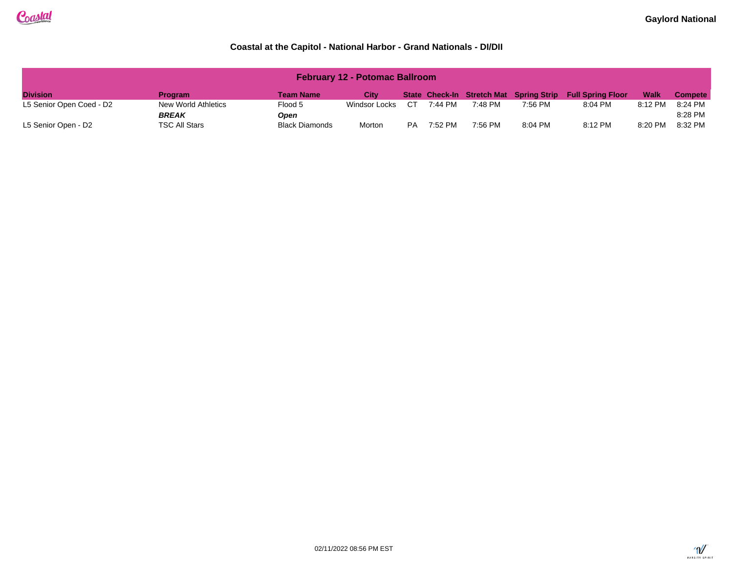**Gaylord National**

## Coastal at the Capitol - National Harbor - Grand Nationals - DI/DII

| February 12 - Potomac Ballroom | | | | | | | | | | |
|---|---|---|---|---|---|---|---|---|---|---|
| **Division** | **Program** | **Team Name** | **City** | **State** | **Check-In** | **Stretch Mat** | **Spring Strip** | **Full Spring Floor** | **Walk** | **Compete** |
| L5 Senior Open Coed - D2 | New World Athletics | Flood 5 | Windsor Locks | CT | 7:44 PM | 7:48 PM | 7:56 PM | 8:04 PM | 8:12 PM | 8:24 PM |
| | ***BREAK*** | ***Open*** | | | | | | | | 8:28 PM |
| L5 Senior Open - D2 | TSC All Stars | Black Diamonds | Morton | PA | 7:52 PM | 7:56 PM | 8:04 PM | 8:12 PM | 8:20 PM | 8:32 PM |

02/11/2022 08:56 PM EST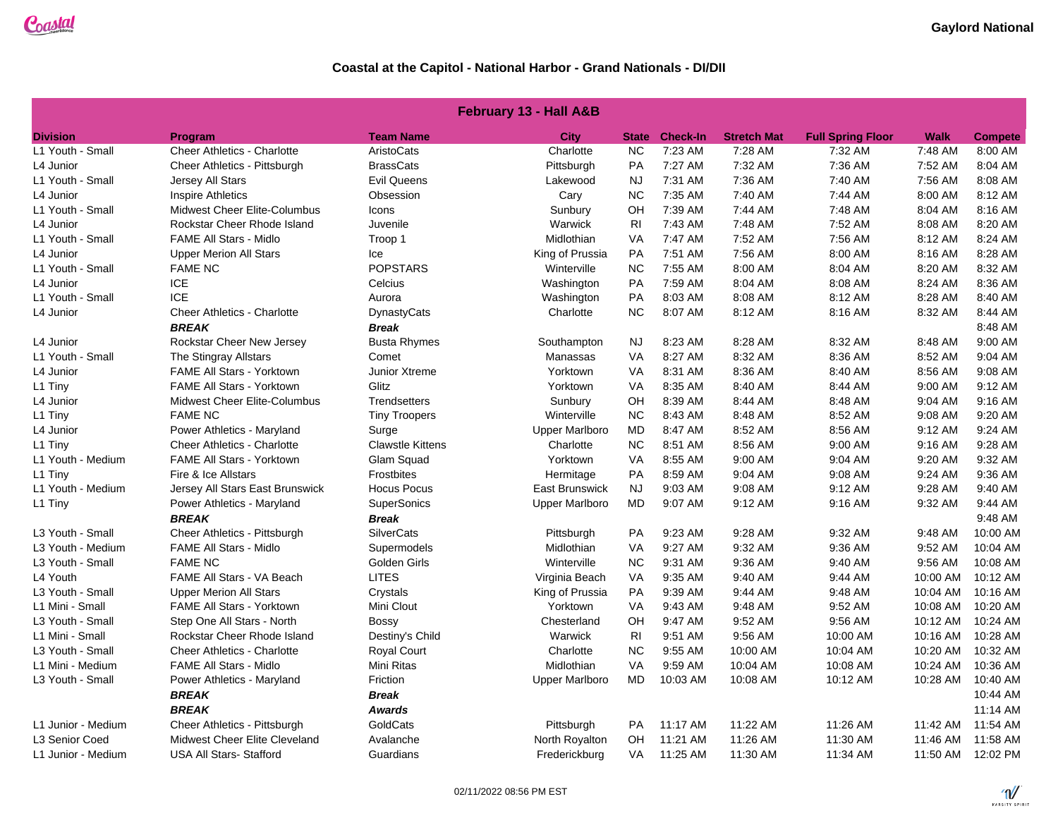# Coastal at the Capitol - National Harbor - Grand Nationals - DI/DII

Gaylord National

| February 13 - Hall A&B | | | | | | | | | |
|---|---|---|---|---|---|---|---|---|---|
| **Division** | **Program** | **Team Name** | **City** | **State** | **Check-In** | **Stretch Mat** | **Full Spring Floor** | **Walk** | **Compete** |
| L1 Youth - Small | Cheer Athletics - Charlotte | AristoCats | Charlotte | NC | 7:23 AM | 7:28 AM | 7:32 AM | 7:48 AM | 8:00 AM |
| L4 Junior | Cheer Athletics - Pittsburgh | BrassCats | Pittsburgh | PA | 7:27 AM | 7:32 AM | 7:36 AM | 7:52 AM | 8:04 AM |
| L1 Youth - Small | Jersey All Stars | Evil Queens | Lakewood | NJ | 7:31 AM | 7:36 AM | 7:40 AM | 7:56 AM | 8:08 AM |
| L4 Junior | Inspire Athletics | Obsession | Cary | NC | 7:35 AM | 7:40 AM | 7:44 AM | 8:00 AM | 8:12 AM |
| L1 Youth - Small | Midwest Cheer Elite-Columbus | Icons | Sunbury | OH | 7:39 AM | 7:44 AM | 7:48 AM | 8:04 AM | 8:16 AM |
| L4 Junior | Rockstar Cheer Rhode Island | Juvenile | Warwick | RI | 7:43 AM | 7:48 AM | 7:52 AM | 8:08 AM | 8:20 AM |
| L1 Youth - Small | FAME All Stars - Midlo | Troop 1 | Midlothian | VA | 7:47 AM | 7:52 AM | 7:56 AM | 8:12 AM | 8:24 AM |
| L4 Junior | Upper Merion All Stars | Ice | King of Prussia | PA | 7:51 AM | 7:56 AM | 8:00 AM | 8:16 AM | 8:28 AM |
| L1 Youth - Small | FAME NC | POPSTARS | Winterville | NC | 7:55 AM | 8:00 AM | 8:04 AM | 8:20 AM | 8:32 AM |
| L4 Junior | ICE | Celcius | Washington | PA | 7:59 AM | 8:04 AM | 8:08 AM | 8:24 AM | 8:36 AM |
| L1 Youth - Small | ICE | Aurora | Washington | PA | 8:03 AM | 8:08 AM | 8:12 AM | 8:28 AM | 8:40 AM |
| L4 Junior | Cheer Athletics - Charlotte | DynastyCats | Charlotte | NC | 8:07 AM | 8:12 AM | 8:16 AM | 8:32 AM | 8:44 AM |
| | ***BREAK*** | ***Break*** | | | | | | | 8:48 AM |
| L4 Junior | Rockstar Cheer New Jersey | Busta Rhymes | Southampton | NJ | 8:23 AM | 8:28 AM | 8:32 AM | 8:48 AM | 9:00 AM |
| L1 Youth - Small | The Stingray Allstars | Comet | Manassas | VA | 8:27 AM | 8:32 AM | 8:36 AM | 8:52 AM | 9:04 AM |
| L4 Junior | FAME All Stars - Yorktown | Junior Xtreme | Yorktown | VA | 8:31 AM | 8:36 AM | 8:40 AM | 8:56 AM | 9:08 AM |
| L1 Tiny | FAME All Stars - Yorktown | Glitz | Yorktown | VA | 8:35 AM | 8:40 AM | 8:44 AM | 9:00 AM | 9:12 AM |
| L4 Junior | Midwest Cheer Elite-Columbus | Trendsetters | Sunbury | OH | 8:39 AM | 8:44 AM | 8:48 AM | 9:04 AM | 9:16 AM |
| L1 Tiny | FAME NC | Tiny Troopers | Winterville | NC | 8:43 AM | 8:48 AM | 8:52 AM | 9:08 AM | 9:20 AM |
| L4 Junior | Power Athletics - Maryland | Surge | Upper Marlboro | MD | 8:47 AM | 8:52 AM | 8:56 AM | 9:12 AM | 9:24 AM |
| L1 Tiny | Cheer Athletics - Charlotte | Clawstle Kittens | Charlotte | NC | 8:51 AM | 8:56 AM | 9:00 AM | 9:16 AM | 9:28 AM |
| L1 Youth - Medium | FAME All Stars - Yorktown | Glam Squad | Yorktown | VA | 8:55 AM | 9:00 AM | 9:04 AM | 9:20 AM | 9:32 AM |
| L1 Tiny | Fire & Ice Allstars | Frostbites | Hermitage | PA | 8:59 AM | 9:04 AM | 9:08 AM | 9:24 AM | 9:36 AM |
| L1 Youth - Medium | Jersey All Stars East Brunswick | Hocus Pocus | East Brunswick | NJ | 9:03 AM | 9:08 AM | 9:12 AM | 9:28 AM | 9:40 AM |
| L1 Tiny | Power Athletics - Maryland | SuperSonics | Upper Marlboro | MD | 9:07 AM | 9:12 AM | 9:16 AM | 9:32 AM | 9:44 AM |
| | ***BREAK*** | ***Break*** | | | | | | | 9:48 AM |
| L3 Youth - Small | Cheer Athletics - Pittsburgh | SilverCats | Pittsburgh | PA | 9:23 AM | 9:28 AM | 9:32 AM | 9:48 AM | 10:00 AM |
| L3 Youth - Medium | FAME All Stars - Midlo | Supermodels | Midlothian | VA | 9:27 AM | 9:32 AM | 9:36 AM | 9:52 AM | 10:04 AM |
| L3 Youth - Small | FAME NC | Golden Girls | Winterville | NC | 9:31 AM | 9:36 AM | 9:40 AM | 9:56 AM | 10:08 AM |
| L4 Youth | FAME All Stars - VA Beach | LITES | Virginia Beach | VA | 9:35 AM | 9:40 AM | 9:44 AM | 10:00 AM | 10:12 AM |
| L3 Youth - Small | Upper Merion All Stars | Crystals | King of Prussia | PA | 9:39 AM | 9:44 AM | 9:48 AM | 10:04 AM | 10:16 AM |
| L1 Mini - Small | FAME All Stars - Yorktown | Mini Clout | Yorktown | VA | 9:43 AM | 9:48 AM | 9:52 AM | 10:08 AM | 10:20 AM |
| L3 Youth - Small | Step One All Stars - North | Bossy | Chesterland | OH | 9:47 AM | 9:52 AM | 9:56 AM | 10:12 AM | 10:24 AM |
| L1 Mini - Small | Rockstar Cheer Rhode Island | Destiny's Child | Warwick | RI | 9:51 AM | 9:56 AM | 10:00 AM | 10:16 AM | 10:28 AM |
| L3 Youth - Small | Cheer Athletics - Charlotte | Royal Court | Charlotte | NC | 9:55 AM | 10:00 AM | 10:04 AM | 10:20 AM | 10:32 AM |
| L1 Mini - Medium | FAME All Stars - Midlo | Mini Ritas | Midlothian | VA | 9:59 AM | 10:04 AM | 10:08 AM | 10:24 AM | 10:36 AM |
| L3 Youth - Small | Power Athletics - Maryland | Friction | Upper Marlboro | MD | 10:03 AM | 10:08 AM | 10:12 AM | 10:28 AM | 10:40 AM |
| | ***BREAK*** | ***Break*** | | | | | | | 10:44 AM |
| | ***BREAK*** | ***Awards*** | | | | | | | 11:14 AM |
| L1 Junior - Medium | Cheer Athletics - Pittsburgh | GoldCats | Pittsburgh | PA | 11:17 AM | 11:22 AM | 11:26 AM | 11:42 AM | 11:54 AM |
| L3 Senior Coed | Midwest Cheer Elite Cleveland | Avalanche | North Royalton | OH | 11:21 AM | 11:26 AM | 11:30 AM | 11:46 AM | 11:58 AM |
| L1 Junior - Medium | USA All Stars- Stafford | Guardians | Fredericksburg | VA | 11:25 AM | 11:30 AM | 11:34 AM | 11:50 AM | 12:02 PM |

02/11/2022 08:56 PM EST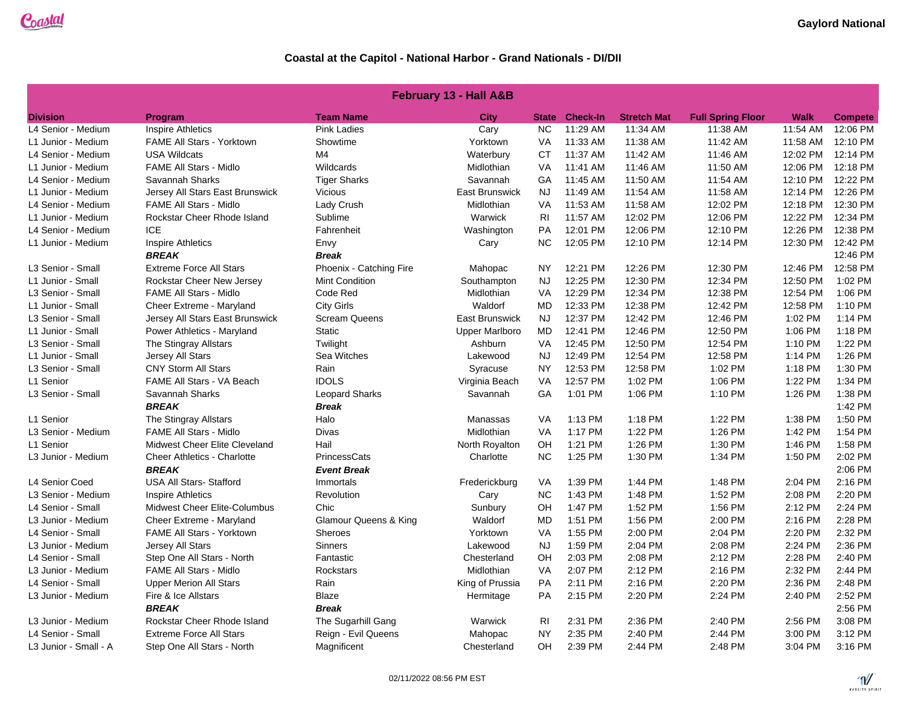Gaylord National

## Coastal at the Capitol - National Harbor - Grand Nationals - DI/DII

| February 13 - Hall A&B | | | | | | | | | |
|---|---|---|---|---|---|---|---|---|---|
| **Division** | **Program** | **Team Name** | **City** | **State** | **Check-In** | **Stretch Mat** | **Full Spring Floor** | **Walk** | **Compete** |
| L4 Senior - Medium | Inspire Athletics | Pink Ladies | Cary | NC | 11:29 AM | 11:34 AM | 11:38 AM | 11:54 AM | 12:06 PM |
| L1 Junior - Medium | FAME All Stars - Yorktown | Showtime | Yorktown | VA | 11:33 AM | 11:38 AM | 11:42 AM | 11:58 AM | 12:10 PM |
| L4 Senior - Medium | USA Wildcats | M4 | Waterbury | CT | 11:37 AM | 11:42 AM | 11:46 AM | 12:02 PM | 12:14 PM |
| L1 Junior - Medium | FAME All Stars - Midlo | Wildcards | Midlothian | VA | 11:41 AM | 11:46 AM | 11:50 AM | 12:06 PM | 12:18 PM |
| L4 Senior - Medium | Savannah Sharks | Tiger Sharks | Savannah | GA | 11:45 AM | 11:50 AM | 11:54 AM | 12:10 PM | 12:22 PM |
| L1 Junior - Medium | Jersey All Stars East Brunswick | Vicious | East Brunswick | NJ | 11:49 AM | 11:54 AM | 11:58 AM | 12:14 PM | 12:26 PM |
| L4 Senior - Medium | FAME All Stars - Midlo | Lady Crush | Midlothian | VA | 11:53 AM | 11:58 AM | 12:02 PM | 12:18 PM | 12:30 PM |
| L1 Junior - Medium | Rockstar Cheer Rhode Island | Sublime | Warwick | RI | 11:57 AM | 12:02 PM | 12:06 PM | 12:22 PM | 12:34 PM |
| L4 Senior - Medium | ICE | Fahrenheit | Washington | PA | 12:01 PM | 12:06 PM | 12:10 PM | 12:26 PM | 12:38 PM |
| L1 Junior - Medium | Inspire Athletics | Envy | Cary | NC | 12:05 PM | 12:10 PM | 12:14 PM | 12:30 PM | 12:42 PM |
| | ***BREAK*** | ***Break*** | | | | | | | 12:46 PM |
| L3 Senior - Small | Extreme Force All Stars | Phoenix - Catching Fire | Mahopac | NY | 12:21 PM | 12:26 PM | 12:30 PM | 12:46 PM | 12:58 PM |
| L1 Junior - Small | Rockstar Cheer New Jersey | Mint Condition | Southampton | NJ | 12:25 PM | 12:30 PM | 12:34 PM | 12:50 PM | 1:02 PM |
| L3 Senior - Small | FAME All Stars - Midlo | Code Red | Midlothian | VA | 12:29 PM | 12:34 PM | 12:38 PM | 12:54 PM | 1:06 PM |
| L1 Junior - Small | Cheer Extreme - Maryland | City Girls | Waldorf | MD | 12:33 PM | 12:38 PM | 12:42 PM | 12:58 PM | 1:10 PM |
| L3 Senior - Small | Jersey All Stars East Brunswick | Scream Queens | East Brunswick | NJ | 12:37 PM | 12:42 PM | 12:46 PM | 1:02 PM | 1:14 PM |
| L1 Junior - Small | Power Athletics - Maryland | Static | Upper Marlboro | MD | 12:41 PM | 12:46 PM | 12:50 PM | 1:06 PM | 1:18 PM |
| L3 Senior - Small | The Stingray Allstars | Twilight | Ashburn | VA | 12:45 PM | 12:50 PM | 12:54 PM | 1:10 PM | 1:22 PM |
| L1 Junior - Small | Jersey All Stars | Sea Witches | Lakewood | NJ | 12:49 PM | 12:54 PM | 12:58 PM | 1:14 PM | 1:26 PM |
| L3 Senior - Small | CNY Storm All Stars | Rain | Syracuse | NY | 12:53 PM | 12:58 PM | 1:02 PM | 1:18 PM | 1:30 PM |
| L1 Senior | FAME All Stars - VA Beach | IDOLS | Virginia Beach | VA | 12:57 PM | 1:02 PM | 1:06 PM | 1:22 PM | 1:34 PM |
| L3 Senior - Small | Savannah Sharks | Leopard Sharks | Savannah | GA | 1:01 PM | 1:06 PM | 1:10 PM | 1:26 PM | 1:38 PM |
| | ***BREAK*** | ***Break*** | | | | | | | 1:42 PM |
| L1 Senior | The Stingray Allstars | Halo | Manassas | VA | 1:13 PM | 1:18 PM | 1:22 PM | 1:38 PM | 1:50 PM |
| L3 Senior - Medium | FAME All Stars - Midlo | Divas | Midlothian | VA | 1:17 PM | 1:22 PM | 1:26 PM | 1:42 PM | 1:54 PM |
| L1 Senior | Midwest Cheer Elite Cleveland | Hail | North Royalton | OH | 1:21 PM | 1:26 PM | 1:30 PM | 1:46 PM | 1:58 PM |
| L3 Junior - Medium | Cheer Athletics - Charlotte | PrincessCats | Charlotte | NC | 1:25 PM | 1:30 PM | 1:34 PM | 1:50 PM | 2:02 PM |
| | ***BREAK*** | ***Event Break*** | | | | | | | 2:06 PM |
| L4 Senior Coed | USA All Stars- Stafford | Immortals | Fredericksburg | VA | 1:39 PM | 1:44 PM | 1:48 PM | 2:04 PM | 2:16 PM |
| L3 Senior - Medium | Inspire Athletics | Revolution | Cary | NC | 1:43 PM | 1:48 PM | 1:52 PM | 2:08 PM | 2:20 PM |
| L4 Senior - Small | Midwest Cheer Elite-Columbus | Chic | Sunbury | OH | 1:47 PM | 1:52 PM | 1:56 PM | 2:12 PM | 2:24 PM |
| L3 Junior - Medium | Cheer Extreme - Maryland | Glamour Queens & King | Waldorf | MD | 1:51 PM | 1:56 PM | 2:00 PM | 2:16 PM | 2:28 PM |
| L4 Senior - Small | FAME All Stars - Yorktown | Sheroes | Yorktown | VA | 1:55 PM | 2:00 PM | 2:04 PM | 2:20 PM | 2:32 PM |
| L3 Junior - Medium | Jersey All Stars | Sinners | Lakewood | NJ | 1:59 PM | 2:04 PM | 2:08 PM | 2:24 PM | 2:36 PM |
| L4 Senior - Small | Step One All Stars - North | Fantastic | Chesterland | OH | 2:03 PM | 2:08 PM | 2:12 PM | 2:28 PM | 2:40 PM |
| L3 Junior - Medium | FAME All Stars - Midlo | Rockstars | Midlothian | VA | 2:07 PM | 2:12 PM | 2:16 PM | 2:32 PM | 2:44 PM |
| L4 Senior - Small | Upper Merion All Stars | Rain | King of Prussia | PA | 2:11 PM | 2:16 PM | 2:20 PM | 2:36 PM | 2:48 PM |
| L3 Junior - Medium | Fire & Ice Allstars | Blaze | Hermitage | PA | 2:15 PM | 2:20 PM | 2:24 PM | 2:40 PM | 2:52 PM |
| | ***BREAK*** | ***Break*** | | | | | | | 2:56 PM |
| L3 Junior - Medium | Rockstar Cheer Rhode Island | The Sugarhill Gang | Warwick | RI | 2:31 PM | 2:36 PM | 2:40 PM | 2:56 PM | 3:08 PM |
| L4 Senior - Small | Extreme Force All Stars | Reign - Evil Queens | Mahopac | NY | 2:35 PM | 2:40 PM | 2:44 PM | 3:00 PM | 3:12 PM |
| L3 Junior - Small - A | Step One All Stars - North | Magnificent | Chesterland | OH | 2:39 PM | 2:44 PM | 2:48 PM | 3:04 PM | 3:16 PM |

02/11/2022 08:56 PM EST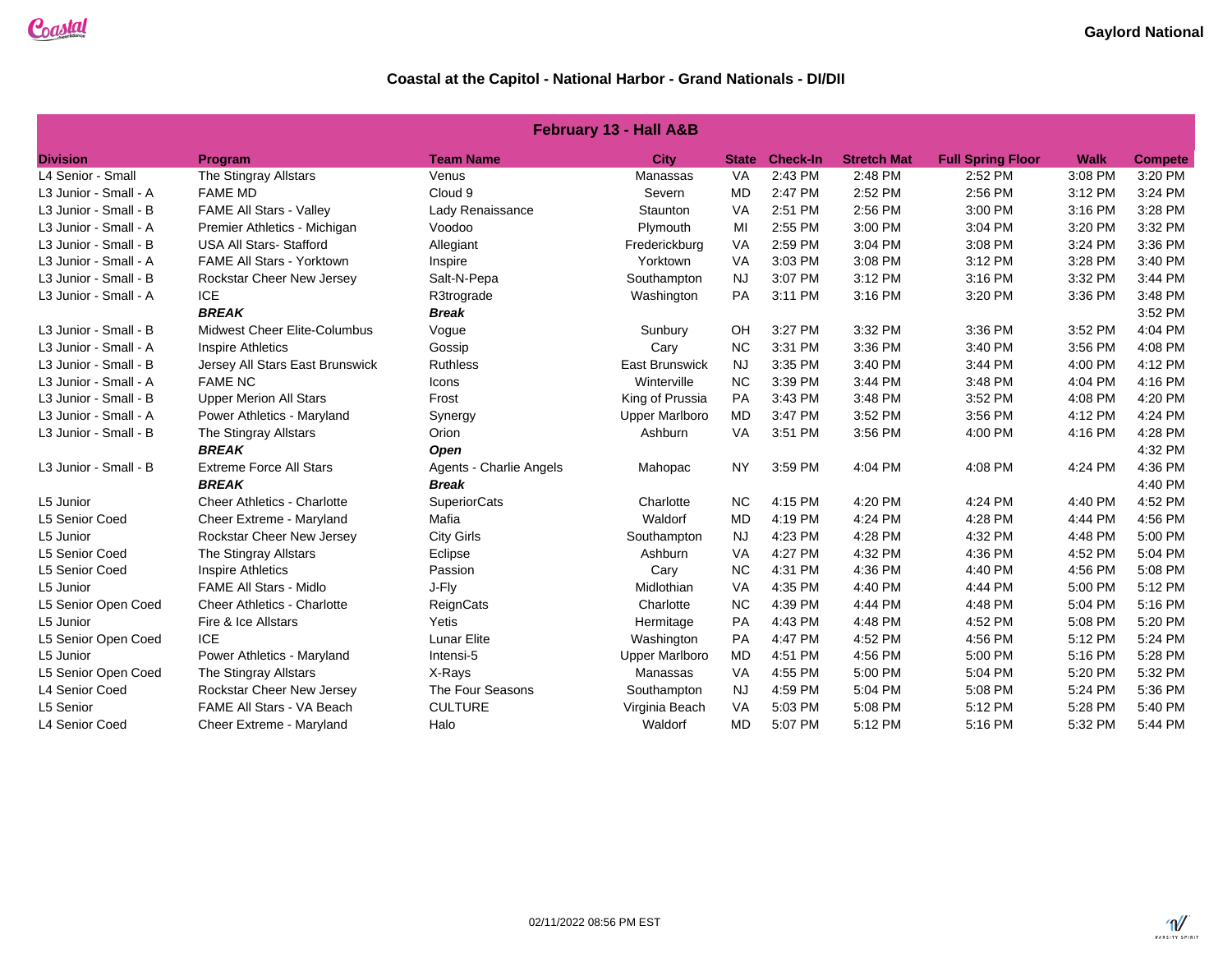Gaylord National

## Coastal at the Capitol - National Harbor - Grand Nationals - DI/DII

| February 13 - Hall A&B | | | | | | | | | |
|---|---|---|---|---|---|---|---|---|---|
| **Division** | **Program** | **Team Name** | **City** | **State** | **Check-In** | **Stretch Mat** | **Full Spring Floor** | **Walk** | **Compete** |
| L4 Senior - Small | The Stingray Allstars | Venus | Manassas | VA | 2:43 PM | 2:48 PM | 2:52 PM | 3:08 PM | 3:20 PM |
| L3 Junior - Small - A | FAME MD | Cloud 9 | Severn | MD | 2:47 PM | 2:52 PM | 2:56 PM | 3:12 PM | 3:24 PM |
| L3 Junior - Small - B | FAME All Stars - Valley | Lady Renaissance | Staunton | VA | 2:51 PM | 2:56 PM | 3:00 PM | 3:16 PM | 3:28 PM |
| L3 Junior - Small - A | Premier Athletics - Michigan | Voodoo | Plymouth | MI | 2:55 PM | 3:00 PM | 3:04 PM | 3:20 PM | 3:32 PM |
| L3 Junior - Small - B | USA All Stars- Stafford | Allegiant | Frederickburg | VA | 2:59 PM | 3:04 PM | 3:08 PM | 3:24 PM | 3:36 PM |
| L3 Junior - Small - A | FAME All Stars - Yorktown | Inspire | Yorktown | VA | 3:03 PM | 3:08 PM | 3:12 PM | 3:28 PM | 3:40 PM |
| L3 Junior - Small - B | Rockstar Cheer New Jersey | Salt-N-Pepa | Southampton | NJ | 3:07 PM | 3:12 PM | 3:16 PM | 3:32 PM | 3:44 PM |
| L3 Junior - Small - A | ICE | R3trograde | Washington | PA | 3:11 PM | 3:16 PM | 3:20 PM | 3:36 PM | 3:48 PM |
| | ***BREAK*** | ***Break*** | | | | | | | 3:52 PM |
| L3 Junior - Small - B | Midwest Cheer Elite-Columbus | Vogue | Sunbury | OH | 3:27 PM | 3:32 PM | 3:36 PM | 3:52 PM | 4:04 PM |
| L3 Junior - Small - A | Inspire Athletics | Gossip | Cary | NC | 3:31 PM | 3:36 PM | 3:40 PM | 3:56 PM | 4:08 PM |
| L3 Junior - Small - B | Jersey All Stars East Brunswick | Ruthless | East Brunswick | NJ | 3:35 PM | 3:40 PM | 3:44 PM | 4:00 PM | 4:12 PM |
| L3 Junior - Small - A | FAME NC | Icons | Winterville | NC | 3:39 PM | 3:44 PM | 3:48 PM | 4:04 PM | 4:16 PM |
| L3 Junior - Small - B | Upper Merion All Stars | Frost | King of Prussia | PA | 3:43 PM | 3:48 PM | 3:52 PM | 4:08 PM | 4:20 PM |
| L3 Junior - Small - A | Power Athletics - Maryland | Synergy | Upper Marlboro | MD | 3:47 PM | 3:52 PM | 3:56 PM | 4:12 PM | 4:24 PM |
| L3 Junior - Small - B | The Stingray Allstars | Orion | Ashburn | VA | 3:51 PM | 3:56 PM | 4:00 PM | 4:16 PM | 4:28 PM |
| | ***BREAK*** | ***Open*** | | | | | | | 4:32 PM |
| L3 Junior - Small - B | Extreme Force All Stars | Agents - Charlie Angels | Mahopac | NY | 3:59 PM | 4:04 PM | 4:08 PM | 4:24 PM | 4:36 PM |
| | ***BREAK*** | ***Break*** | | | | | | | 4:40 PM |
| L5 Junior | Cheer Athletics - Charlotte | SuperiorCats | Charlotte | NC | 4:15 PM | 4:20 PM | 4:24 PM | 4:40 PM | 4:52 PM |
| L5 Senior Coed | Cheer Extreme - Maryland | Mafia | Waldorf | MD | 4:19 PM | 4:24 PM | 4:28 PM | 4:44 PM | 4:56 PM |
| L5 Junior | Rockstar Cheer New Jersey | City Girls | Southampton | NJ | 4:23 PM | 4:28 PM | 4:32 PM | 4:48 PM | 5:00 PM |
| L5 Senior Coed | The Stingray Allstars | Eclipse | Ashburn | VA | 4:27 PM | 4:32 PM | 4:36 PM | 4:52 PM | 5:04 PM |
| L5 Senior Coed | Inspire Athletics | Passion | Cary | NC | 4:31 PM | 4:36 PM | 4:40 PM | 4:56 PM | 5:08 PM |
| L5 Junior | FAME All Stars - Midlo | J-Fly | Midlothian | VA | 4:35 PM | 4:40 PM | 4:44 PM | 5:00 PM | 5:12 PM |
| L5 Senior Open Coed | Cheer Athletics - Charlotte | ReignCats | Charlotte | NC | 4:39 PM | 4:44 PM | 4:48 PM | 5:04 PM | 5:16 PM |
| L5 Junior | Fire & Ice Allstars | Yetis | Hermitage | PA | 4:43 PM | 4:48 PM | 4:52 PM | 5:08 PM | 5:20 PM |
| L5 Senior Open Coed | ICE | Lunar Elite | Washington | PA | 4:47 PM | 4:52 PM | 4:56 PM | 5:12 PM | 5:24 PM |
| L5 Junior | Power Athletics - Maryland | Intensi-5 | Upper Marlboro | MD | 4:51 PM | 4:56 PM | 5:00 PM | 5:16 PM | 5:28 PM |
| L5 Senior Open Coed | The Stingray Allstars | X-Rays | Manassas | VA | 4:55 PM | 5:00 PM | 5:04 PM | 5:20 PM | 5:32 PM |
| L4 Senior Coed | Rockstar Cheer New Jersey | The Four Seasons | Southampton | NJ | 4:59 PM | 5:04 PM | 5:08 PM | 5:24 PM | 5:36 PM |
| L5 Senior | FAME All Stars - VA Beach | CULTURE | Virginia Beach | VA | 5:03 PM | 5:08 PM | 5:12 PM | 5:28 PM | 5:40 PM |
| L4 Senior Coed | Cheer Extreme - Maryland | Halo | Waldorf | MD | 5:07 PM | 5:12 PM | 5:16 PM | 5:32 PM | 5:44 PM |

02/11/2022 08:56 PM EST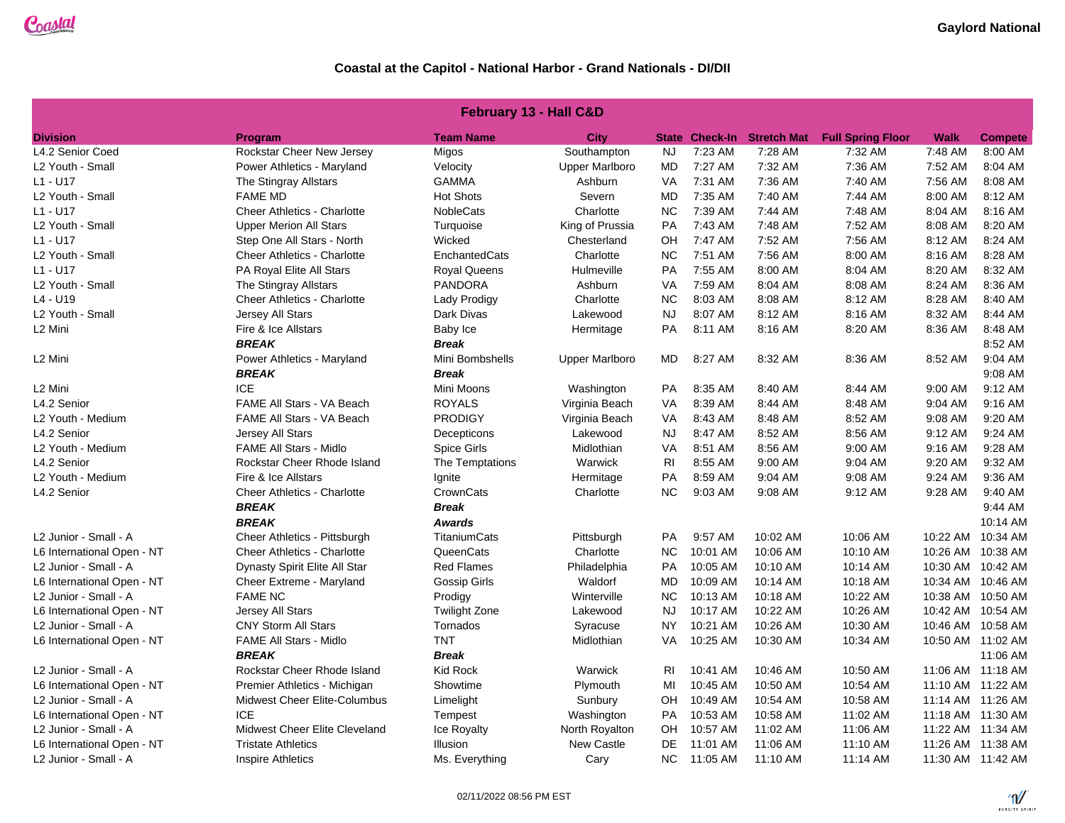**Gaylord National**

## Coastal at the Capitol - National Harbor - Grand Nationals - DI/DII

| February 13 - Hall C&D | | | | | | | | | |
|---|---|---|---|---|---|---|---|---|---|
| **Division** | **Program** | **Team Name** | **City** | **State** | **Check-In** | **Stretch Mat** | **Full Spring Floor** | **Walk** | **Compete** |
| L4.2 Senior Coed | Rockstar Cheer New Jersey | Migos | Southampton | NJ | 7:23 AM | 7:28 AM | 7:32 AM | 7:48 AM | 8:00 AM |
| L2 Youth - Small | Power Athletics - Maryland | Velocity | Upper Marlboro | MD | 7:27 AM | 7:32 AM | 7:36 AM | 7:52 AM | 8:04 AM |
| L1 - U17 | The Stingray Allstars | GAMMA | Ashburn | VA | 7:31 AM | 7:36 AM | 7:40 AM | 7:56 AM | 8:08 AM |
| L2 Youth - Small | FAME MD | Hot Shots | Severn | MD | 7:35 AM | 7:40 AM | 7:44 AM | 8:00 AM | 8:12 AM |
| L1 - U17 | Cheer Athletics - Charlotte | NobleCats | Charlotte | NC | 7:39 AM | 7:44 AM | 7:48 AM | 8:04 AM | 8:16 AM |
| L2 Youth - Small | Upper Merion All Stars | Turquoise | King of Prussia | PA | 7:43 AM | 7:48 AM | 7:52 AM | 8:08 AM | 8:20 AM |
| L1 - U17 | Step One All Stars - North | Wicked | Chesterland | OH | 7:47 AM | 7:52 AM | 7:56 AM | 8:12 AM | 8:24 AM |
| L2 Youth - Small | Cheer Athletics - Charlotte | EnchantedCats | Charlotte | NC | 7:51 AM | 7:56 AM | 8:00 AM | 8:16 AM | 8:28 AM |
| L1 - U17 | PA Royal Elite All Stars | Royal Queens | Hulmeville | PA | 7:55 AM | 8:00 AM | 8:04 AM | 8:20 AM | 8:32 AM |
| L2 Youth - Small | The Stingray Allstars | PANDORA | Ashburn | VA | 7:59 AM | 8:04 AM | 8:08 AM | 8:24 AM | 8:36 AM |
| L4 - U19 | Cheer Athletics - Charlotte | Lady Prodigy | Charlotte | NC | 8:03 AM | 8:08 AM | 8:12 AM | 8:28 AM | 8:40 AM |
| L2 Youth - Small | Jersey All Stars | Dark Divas | Lakewood | NJ | 8:07 AM | 8:12 AM | 8:16 AM | 8:32 AM | 8:44 AM |
| L2 Mini | Fire & Ice Allstars | Baby Ice | Hermitage | PA | 8:11 AM | 8:16 AM | 8:20 AM | 8:36 AM | 8:48 AM |
| | ***BREAK*** | ***Break*** | | | | | | | 8:52 AM |
| L2 Mini | Power Athletics - Maryland | Mini Bombshells | Upper Marlboro | MD | 8:27 AM | 8:32 AM | 8:36 AM | 8:52 AM | 9:04 AM |
| | ***BREAK*** | ***Break*** | | | | | | | 9:08 AM |
| L2 Mini | ICE | Mini Moons | Washington | PA | 8:35 AM | 8:40 AM | 8:44 AM | 9:00 AM | 9:12 AM |
| L4.2 Senior | FAME All Stars - VA Beach | ROYALS | Virginia Beach | VA | 8:39 AM | 8:44 AM | 8:48 AM | 9:04 AM | 9:16 AM |
| L2 Youth - Medium | FAME All Stars - VA Beach | PRODIGY | Virginia Beach | VA | 8:43 AM | 8:48 AM | 8:52 AM | 9:08 AM | 9:20 AM |
| L4.2 Senior | Jersey All Stars | Decepticons | Lakewood | NJ | 8:47 AM | 8:52 AM | 8:56 AM | 9:12 AM | 9:24 AM |
| L2 Youth - Medium | FAME All Stars - Midlo | Spice Girls | Midlothian | VA | 8:51 AM | 8:56 AM | 9:00 AM | 9:16 AM | 9:28 AM |
| L4.2 Senior | Rockstar Cheer Rhode Island | The Temptations | Warwick | RI | 8:55 AM | 9:00 AM | 9:04 AM | 9:20 AM | 9:32 AM |
| L2 Youth - Medium | Fire & Ice Allstars | Ignite | Hermitage | PA | 8:59 AM | 9:04 AM | 9:08 AM | 9:24 AM | 9:36 AM |
| L4.2 Senior | Cheer Athletics - Charlotte | CrownCats | Charlotte | NC | 9:03 AM | 9:08 AM | 9:12 AM | 9:28 AM | 9:40 AM |
| | ***BREAK*** | ***Break*** | | | | | | | 9:44 AM |
| | ***BREAK*** | ***Awards*** | | | | | | | 10:14 AM |
| L2 Junior - Small - A | Cheer Athletics - Pittsburgh | TitaniumCats | Pittsburgh | PA | 9:57 AM | 10:02 AM | 10:06 AM | 10:22 AM | 10:34 AM |
| L6 International Open - NT | Cheer Athletics - Charlotte | QueenCats | Charlotte | NC | 10:01 AM | 10:06 AM | 10:10 AM | 10:26 AM | 10:38 AM |
| L2 Junior - Small - A | Dynasty Spirit Elite All Star | Red Flames | Philadelphia | PA | 10:05 AM | 10:10 AM | 10:14 AM | 10:30 AM | 10:42 AM |
| L6 International Open - NT | Cheer Extreme - Maryland | Gossip Girls | Waldorf | MD | 10:09 AM | 10:14 AM | 10:18 AM | 10:34 AM | 10:46 AM |
| L2 Junior - Small - A | FAME NC | Prodigy | Winterville | NC | 10:13 AM | 10:18 AM | 10:22 AM | 10:38 AM | 10:50 AM |
| L6 International Open - NT | Jersey All Stars | Twilight Zone | Lakewood | NJ | 10:17 AM | 10:22 AM | 10:26 AM | 10:42 AM | 10:54 AM |
| L2 Junior - Small - A | CNY Storm All Stars | Tornados | Syracuse | NY | 10:21 AM | 10:26 AM | 10:30 AM | 10:46 AM | 10:58 AM |
| L6 International Open - NT | FAME All Stars - Midlo | TNT | Midlothian | VA | 10:25 AM | 10:30 AM | 10:34 AM | 10:50 AM | 11:02 AM |
| | ***BREAK*** | ***Break*** | | | | | | | 11:06 AM |
| L2 Junior - Small - A | Rockstar Cheer Rhode Island | Kid Rock | Warwick | RI | 10:41 AM | 10:46 AM | 10:50 AM | 11:06 AM | 11:18 AM |
| L6 International Open - NT | Premier Athletics - Michigan | Showtime | Plymouth | MI | 10:45 AM | 10:50 AM | 10:54 AM | 11:10 AM | 11:22 AM |
| L2 Junior - Small - A | Midwest Cheer Elite-Columbus | Limelight | Sunbury | OH | 10:49 AM | 10:54 AM | 10:58 AM | 11:14 AM | 11:26 AM |
| L6 International Open - NT | ICE | Tempest | Washington | PA | 10:53 AM | 10:58 AM | 11:02 AM | 11:18 AM | 11:30 AM |
| L2 Junior - Small - A | Midwest Cheer Elite Cleveland | Ice Royalty | North Royalton | OH | 10:57 AM | 11:02 AM | 11:06 AM | 11:22 AM | 11:34 AM |
| L6 International Open - NT | Tristate Athletics | Illusion | New Castle | DE | 11:01 AM | 11:06 AM | 11:10 AM | 11:26 AM | 11:38 AM |
| L2 Junior - Small - A | Inspire Athletics | Ms. Everything | Cary | NC | 11:05 AM | 11:10 AM | 11:14 AM | 11:30 AM | 11:42 AM |

02/11/2022 08:56 PM EST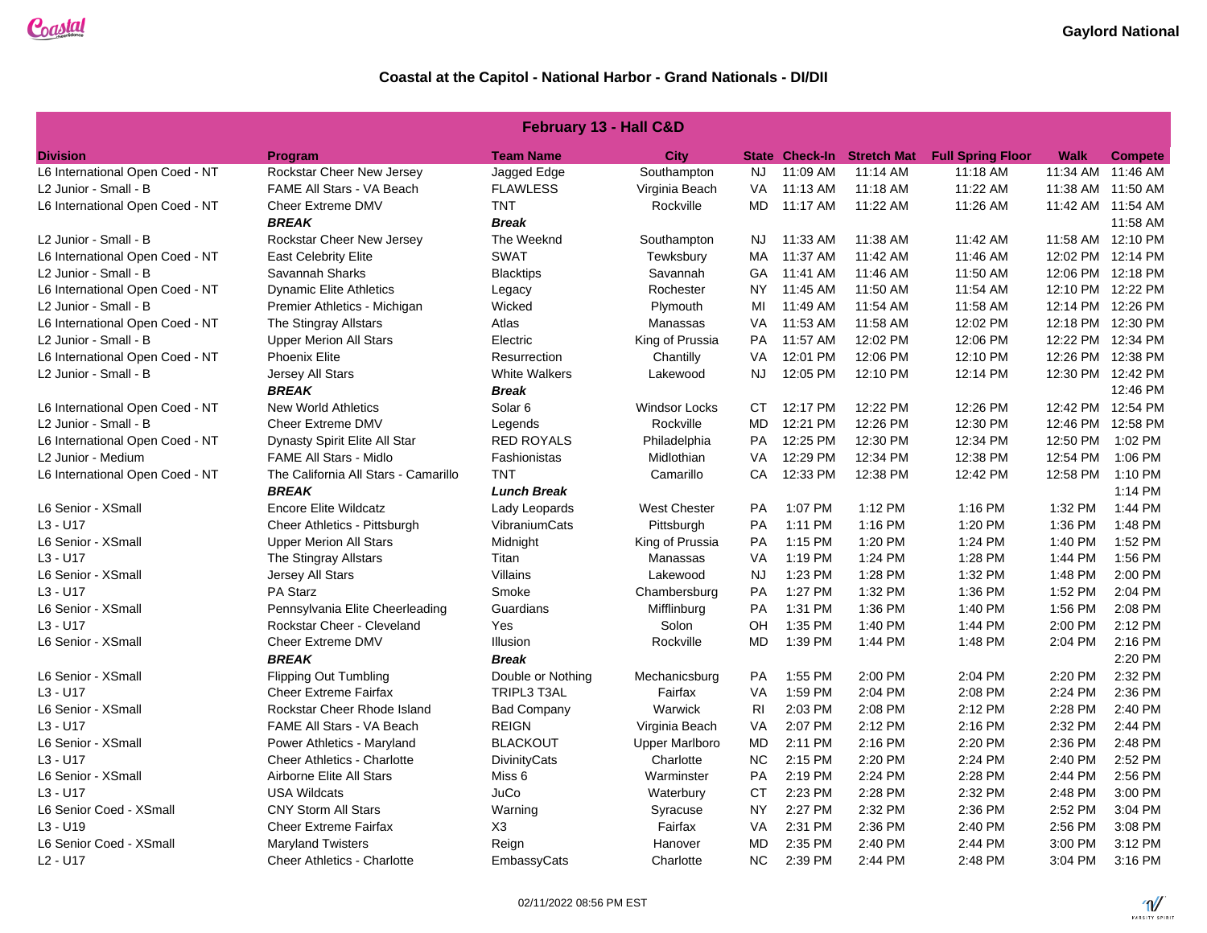Gaylord National

## Coastal at the Capitol - National Harbor - Grand Nationals - DI/DII

| February 13 - Hall C&D | | | | | | | | | |
|---|---|---|---|---|---|---|---|---|---|
| **Division** | **Program** | **Team Name** | **City** | **State** | **Check-In** | **Stretch Mat** | **Full Spring Floor** | **Walk** | **Compete** |
| L6 International Open Coed - NT | Rockstar Cheer New Jersey | Jagged Edge | Southampton | NJ | 11:09 AM | 11:14 AM | 11:18 AM | 11:34 AM | 11:46 AM |
| L2 Junior - Small - B | FAME All Stars - VA Beach | FLAWLESS | Virginia Beach | VA | 11:13 AM | 11:18 AM | 11:22 AM | 11:38 AM | 11:50 AM |
| L6 International Open Coed - NT | Cheer Extreme DMV | TNT | Rockville | MD | 11:17 AM | 11:22 AM | 11:26 AM | 11:42 AM | 11:54 AM |
| | ***BREAK*** | ***Break*** | | | | | | | 11:58 AM |
| L2 Junior - Small - B | Rockstar Cheer New Jersey | The Weeknd | Southampton | NJ | 11:33 AM | 11:38 AM | 11:42 AM | 11:58 AM | 12:10 PM |
| L6 International Open Coed - NT | East Celebrity Elite | SWAT | Tewksbury | MA | 11:37 AM | 11:42 AM | 11:46 AM | 12:02 PM | 12:14 PM |
| L2 Junior - Small - B | Savannah Sharks | Blacktips | Savannah | GA | 11:41 AM | 11:46 AM | 11:50 AM | 12:06 PM | 12:18 PM |
| L6 International Open Coed - NT | Dynamic Elite Athletics | Legacy | Rochester | NY | 11:45 AM | 11:50 AM | 11:54 AM | 12:10 PM | 12:22 PM |
| L2 Junior - Small - B | Premier Athletics - Michigan | Wicked | Plymouth | MI | 11:49 AM | 11:54 AM | 11:58 AM | 12:14 PM | 12:26 PM |
| L6 International Open Coed - NT | The Stingray Allstars | Atlas | Manassas | VA | 11:53 AM | 11:58 AM | 12:02 PM | 12:18 PM | 12:30 PM |
| L2 Junior - Small - B | Upper Merion All Stars | Electric | King of Prussia | PA | 11:57 AM | 12:02 PM | 12:06 PM | 12:22 PM | 12:34 PM |
| L6 International Open Coed - NT | Phoenix Elite | Resurrection | Chantilly | VA | 12:01 PM | 12:06 PM | 12:10 PM | 12:26 PM | 12:38 PM |
| L2 Junior - Small - B | Jersey All Stars | White Walkers | Lakewood | NJ | 12:05 PM | 12:10 PM | 12:14 PM | 12:30 PM | 12:42 PM |
| | ***BREAK*** | ***Break*** | | | | | | | 12:46 PM |
| L6 International Open Coed - NT | New World Athletics | Solar 6 | Windsor Locks | CT | 12:17 PM | 12:22 PM | 12:26 PM | 12:42 PM | 12:54 PM |
| L2 Junior - Small - B | Cheer Extreme DMV | Legends | Rockville | MD | 12:21 PM | 12:26 PM | 12:30 PM | 12:46 PM | 12:58 PM |
| L6 International Open Coed - NT | Dynasty Spirit Elite All Star | RED ROYALS | Philadelphia | PA | 12:25 PM | 12:30 PM | 12:34 PM | 12:50 PM | 1:02 PM |
| L2 Junior - Medium | FAME All Stars - Midlo | Fashionistas | Midlothian | VA | 12:29 PM | 12:34 PM | 12:38 PM | 12:54 PM | 1:06 PM |
| L6 International Open Coed - NT | The California All Stars - Camarillo | TNT | Camarillo | CA | 12:33 PM | 12:38 PM | 12:42 PM | 12:58 PM | 1:10 PM |
| | ***BREAK*** | ***Lunch Break*** | | | | | | | 1:14 PM |
| L6 Senior - XSmall | Encore Elite Wildcatz | Lady Leopards | West Chester | PA | 1:07 PM | 1:12 PM | 1:16 PM | 1:32 PM | 1:44 PM |
| L3 - U17 | Cheer Athletics - Pittsburgh | VibraniumCats | Pittsburgh | PA | 1:11 PM | 1:16 PM | 1:20 PM | 1:36 PM | 1:48 PM |
| L6 Senior - XSmall | Upper Merion All Stars | Midnight | King of Prussia | PA | 1:15 PM | 1:20 PM | 1:24 PM | 1:40 PM | 1:52 PM |
| L3 - U17 | The Stingray Allstars | Titan | Manassas | VA | 1:19 PM | 1:24 PM | 1:28 PM | 1:44 PM | 1:56 PM |
| L6 Senior - XSmall | Jersey All Stars | Villains | Lakewood | NJ | 1:23 PM | 1:28 PM | 1:32 PM | 1:48 PM | 2:00 PM |
| L3 - U17 | PA Starz | Smoke | Chambersburg | PA | 1:27 PM | 1:32 PM | 1:36 PM | 1:52 PM | 2:04 PM |
| L6 Senior - XSmall | Pennsylvania Elite Cheerleading | Guardians | Mifflinburg | PA | 1:31 PM | 1:36 PM | 1:40 PM | 1:56 PM | 2:08 PM |
| L3 - U17 | Rockstar Cheer - Cleveland | Yes | Solon | OH | 1:35 PM | 1:40 PM | 1:44 PM | 2:00 PM | 2:12 PM |
| L6 Senior - XSmall | Cheer Extreme DMV | Illusion | Rockville | MD | 1:39 PM | 1:44 PM | 1:48 PM | 2:04 PM | 2:16 PM |
| | ***BREAK*** | ***Break*** | | | | | | | 2:20 PM |
| L6 Senior - XSmall | Flipping Out Tumbling | Double or Nothing | Mechanicsburg | PA | 1:55 PM | 2:00 PM | 2:04 PM | 2:20 PM | 2:32 PM |
| L3 - U17 | Cheer Extreme Fairfax | TRIPL3 T3AL | Fairfax | VA | 1:59 PM | 2:04 PM | 2:08 PM | 2:24 PM | 2:36 PM |
| L6 Senior - XSmall | Rockstar Cheer Rhode Island | Bad Company | Warwick | RI | 2:03 PM | 2:08 PM | 2:12 PM | 2:28 PM | 2:40 PM |
| L3 - U17 | FAME All Stars - VA Beach | REIGN | Virginia Beach | VA | 2:07 PM | 2:12 PM | 2:16 PM | 2:32 PM | 2:44 PM |
| L6 Senior - XSmall | Power Athletics - Maryland | BLACKOUT | Upper Marlboro | MD | 2:11 PM | 2:16 PM | 2:20 PM | 2:36 PM | 2:48 PM |
| L3 - U17 | Cheer Athletics - Charlotte | DivinityCats | Charlotte | NC | 2:15 PM | 2:20 PM | 2:24 PM | 2:40 PM | 2:52 PM |
| L6 Senior - XSmall | Airborne Elite All Stars | Miss 6 | Warminster | PA | 2:19 PM | 2:24 PM | 2:28 PM | 2:44 PM | 2:56 PM |
| L3 - U17 | USA Wildcats | JuCo | Waterbury | CT | 2:23 PM | 2:28 PM | 2:32 PM | 2:48 PM | 3:00 PM |
| L6 Senior Coed - XSmall | CNY Storm All Stars | Warning | Syracuse | NY | 2:27 PM | 2:32 PM | 2:36 PM | 2:52 PM | 3:04 PM |
| L3 - U19 | Cheer Extreme Fairfax | X3 | Fairfax | VA | 2:31 PM | 2:36 PM | 2:40 PM | 2:56 PM | 3:08 PM |
| L6 Senior Coed - XSmall | Maryland Twisters | Reign | Hanover | MD | 2:35 PM | 2:40 PM | 2:44 PM | 3:00 PM | 3:12 PM |
| L2 - U17 | Cheer Athletics - Charlotte | EmbassyCats | Charlotte | NC | 2:39 PM | 2:44 PM | 2:48 PM | 3:04 PM | 3:16 PM |

02/11/2022 08:56 PM EST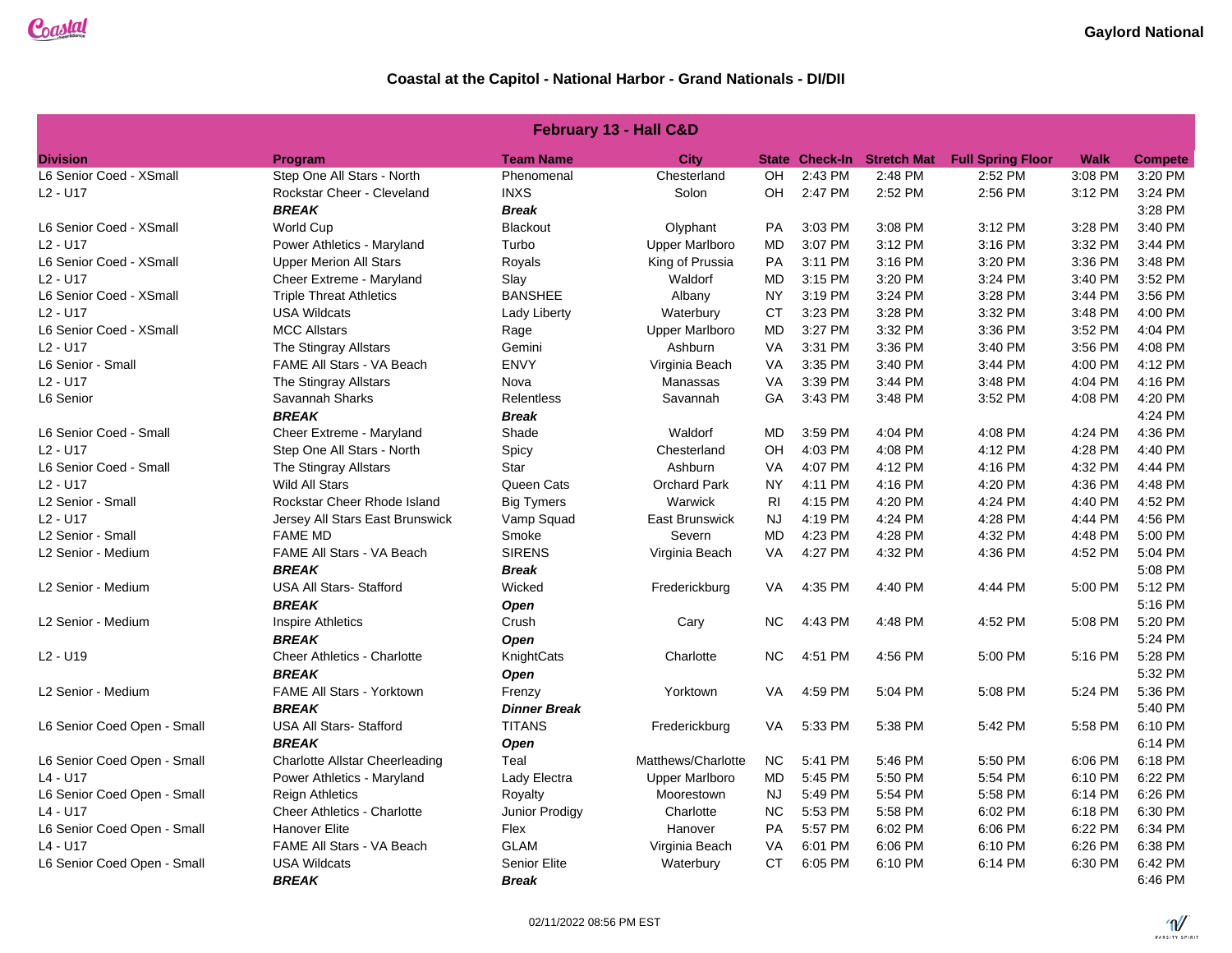Gaylord National

# Coastal at the Capitol - National Harbor - Grand Nationals - DI/DII

| February 13 - Hall C&D | | | | | | | | | |
|---|---|---|---|---|---|---|---|---|---|
| **Division** | **Program** | **Team Name** | **City** | **State** | **Check-In** | **Stretch Mat** | **Full Spring Floor** | **Walk** | **Compete** |
| L6 Senior Coed - XSmall | Step One All Stars - North | Phenomenal | Chesterland | OH | 2:43 PM | 2:48 PM | 2:52 PM | 3:08 PM | 3:20 PM |
| L2 - U17 | Rockstar Cheer - Cleveland | INXS | Solon | OH | 2:47 PM | 2:52 PM | 2:56 PM | 3:12 PM | 3:24 PM |
| | ***BREAK*** | ***Break*** | | | | | | | 3:28 PM |
| L6 Senior Coed - XSmall | World Cup | Blackout | Olyphant | PA | 3:03 PM | 3:08 PM | 3:12 PM | 3:28 PM | 3:40 PM |
| L2 - U17 | Power Athletics - Maryland | Turbo | Upper Marlboro | MD | 3:07 PM | 3:12 PM | 3:16 PM | 3:32 PM | 3:44 PM |
| L6 Senior Coed - XSmall | Upper Merion All Stars | Royals | King of Prussia | PA | 3:11 PM | 3:16 PM | 3:20 PM | 3:36 PM | 3:48 PM |
| L2 - U17 | Cheer Extreme - Maryland | Slay | Waldorf | MD | 3:15 PM | 3:20 PM | 3:24 PM | 3:40 PM | 3:52 PM |
| L6 Senior Coed - XSmall | Triple Threat Athletics | BANSHEE | Albany | NY | 3:19 PM | 3:24 PM | 3:28 PM | 3:44 PM | 3:56 PM |
| L2 - U17 | USA Wildcats | Lady Liberty | Waterbury | CT | 3:23 PM | 3:28 PM | 3:32 PM | 3:48 PM | 4:00 PM |
| L6 Senior Coed - XSmall | MCC Allstars | Rage | Upper Marlboro | MD | 3:27 PM | 3:32 PM | 3:36 PM | 3:52 PM | 4:04 PM |
| L2 - U17 | The Stingray Allstars | Gemini | Ashburn | VA | 3:31 PM | 3:36 PM | 3:40 PM | 3:56 PM | 4:08 PM |
| L6 Senior - Small | FAME All Stars - VA Beach | ENVY | Virginia Beach | VA | 3:35 PM | 3:40 PM | 3:44 PM | 4:00 PM | 4:12 PM |
| L2 - U17 | The Stingray Allstars | Nova | Manassas | VA | 3:39 PM | 3:44 PM | 3:48 PM | 4:04 PM | 4:16 PM |
| L6 Senior | Savannah Sharks | Relentless | Savannah | GA | 3:43 PM | 3:48 PM | 3:52 PM | 4:08 PM | 4:20 PM |
| | ***BREAK*** | ***Break*** | | | | | | | 4:24 PM |
| L6 Senior Coed - Small | Cheer Extreme - Maryland | Shade | Waldorf | MD | 3:59 PM | 4:04 PM | 4:08 PM | 4:24 PM | 4:36 PM |
| L2 - U17 | Step One All Stars - North | Spicy | Chesterland | OH | 4:03 PM | 4:08 PM | 4:12 PM | 4:28 PM | 4:40 PM |
| L6 Senior Coed - Small | The Stingray Allstars | Star | Ashburn | VA | 4:07 PM | 4:12 PM | 4:16 PM | 4:32 PM | 4:44 PM |
| L2 - U17 | Wild All Stars | Queen Cats | Orchard Park | NY | 4:11 PM | 4:16 PM | 4:20 PM | 4:36 PM | 4:48 PM |
| L2 Senior - Small | Rockstar Cheer Rhode Island | Big Tymers | Warwick | RI | 4:15 PM | 4:20 PM | 4:24 PM | 4:40 PM | 4:52 PM |
| L2 - U17 | Jersey All Stars East Brunswick | Vamp Squad | East Brunswick | NJ | 4:19 PM | 4:24 PM | 4:28 PM | 4:44 PM | 4:56 PM |
| L2 Senior - Small | FAME MD | Smoke | Severn | MD | 4:23 PM | 4:28 PM | 4:32 PM | 4:48 PM | 5:00 PM |
| L2 Senior - Medium | FAME All Stars - VA Beach | SIRENS | Virginia Beach | VA | 4:27 PM | 4:32 PM | 4:36 PM | 4:52 PM | 5:04 PM |
| | ***BREAK*** | ***Break*** | | | | | | | 5:08 PM |
| L2 Senior - Medium | USA All Stars- Stafford | Wicked | Fredericksburg | VA | 4:35 PM | 4:40 PM | 4:44 PM | 5:00 PM | 5:12 PM |
| | ***BREAK*** | ***Open*** | | | | | | | 5:16 PM |
| L2 Senior - Medium | Inspire Athletics | Crush | Cary | NC | 4:43 PM | 4:48 PM | 4:52 PM | 5:08 PM | 5:20 PM |
| | ***BREAK*** | ***Open*** | | | | | | | 5:24 PM |
| L2 - U19 | Cheer Athletics - Charlotte | KnightCats | Charlotte | NC | 4:51 PM | 4:56 PM | 5:00 PM | 5:16 PM | 5:28 PM |
| | ***BREAK*** | ***Open*** | | | | | | | 5:32 PM |
| L2 Senior - Medium | FAME All Stars - Yorktown | Frenzy | Yorktown | VA | 4:59 PM | 5:04 PM | 5:08 PM | 5:24 PM | 5:36 PM |
| | ***BREAK*** | ***Dinner Break*** | | | | | | | 5:40 PM |
| L6 Senior Coed Open - Small | USA All Stars- Stafford | TITANS | Fredericksburg | VA | 5:33 PM | 5:38 PM | 5:42 PM | 5:58 PM | 6:10 PM |
| | ***BREAK*** | ***Open*** | | | | | | | 6:14 PM |
| L6 Senior Coed Open - Small | Charlotte Allstar Cheerleading | Teal | Matthews/Charlotte | NC | 5:41 PM | 5:46 PM | 5:50 PM | 6:06 PM | 6:18 PM |
| L4 - U17 | Power Athletics - Maryland | Lady Electra | Upper Marlboro | MD | 5:45 PM | 5:50 PM | 5:54 PM | 6:10 PM | 6:22 PM |
| L6 Senior Coed Open - Small | Reign Athletics | Royalty | Moorestown | NJ | 5:49 PM | 5:54 PM | 5:58 PM | 6:14 PM | 6:26 PM |
| L4 - U17 | Cheer Athletics - Charlotte | Junior Prodigy | Charlotte | NC | 5:53 PM | 5:58 PM | 6:02 PM | 6:18 PM | 6:30 PM |
| L6 Senior Coed Open - Small | Hanover Elite | Flex | Hanover | PA | 5:57 PM | 6:02 PM | 6:06 PM | 6:22 PM | 6:34 PM |
| L4 - U17 | FAME All Stars - VA Beach | GLAM | Virginia Beach | VA | 6:01 PM | 6:06 PM | 6:10 PM | 6:26 PM | 6:38 PM |
| L6 Senior Coed Open - Small | USA Wildcats | Senior Elite | Waterbury | CT | 6:05 PM | 6:10 PM | 6:14 PM | 6:30 PM | 6:42 PM |
| | ***BREAK*** | ***Break*** | | | | | | | 6:46 PM |

02/11/2022 08:56 PM EST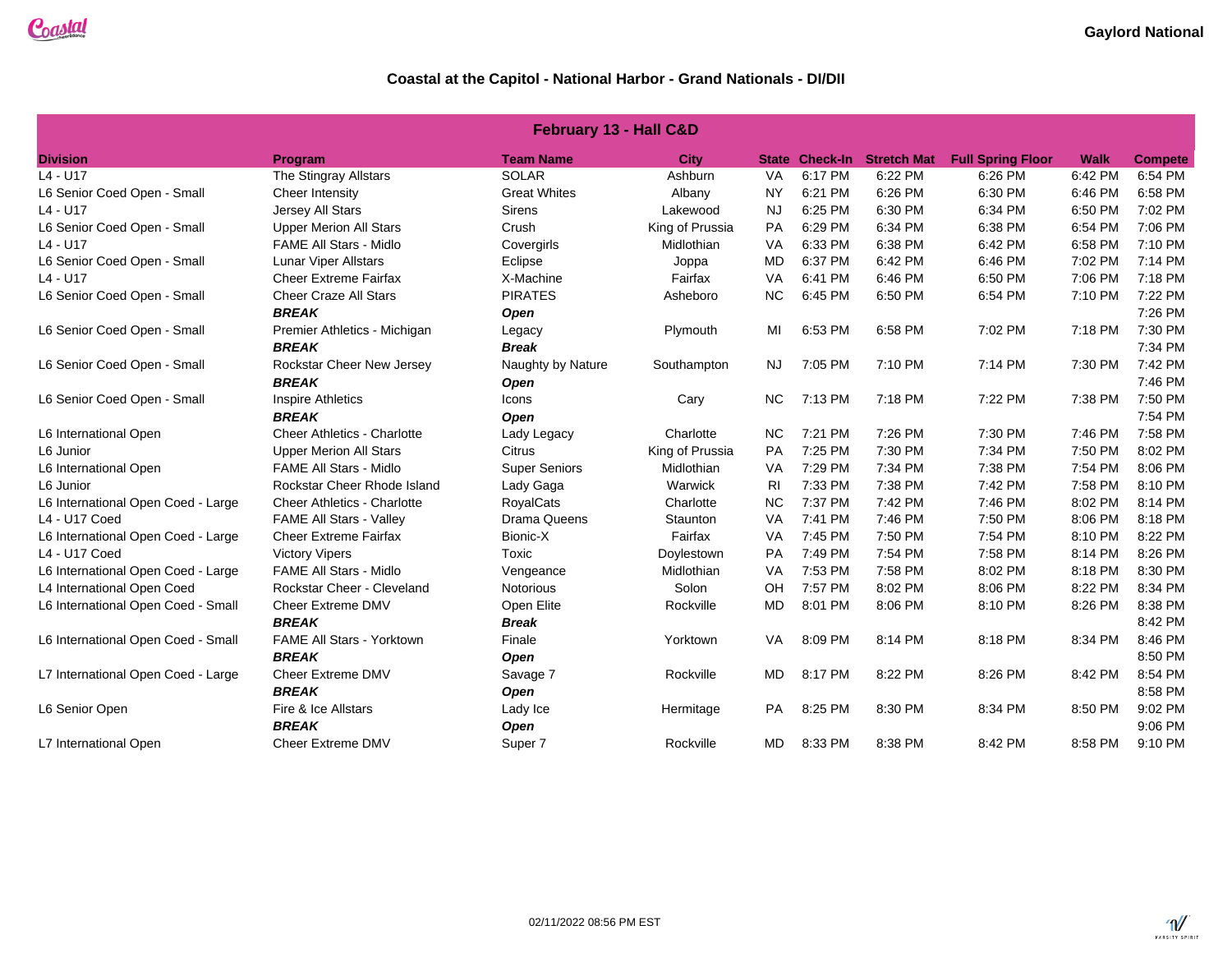Gaylord National

## Coastal at the Capitol - National Harbor - Grand Nationals - DI/DII

| February 13 - Hall C&D | | | | | | | | | |
|---|---|---|---|---|---|---|---|---|---|
| **Division** | **Program** | **Team Name** | **City** | **State** | **Check-In** | **Stretch Mat** | **Full Spring Floor** | **Walk** | **Compete** |
| L4 - U17 | The Stingray Allstars | SOLAR | Ashburn | VA | 6:17 PM | 6:22 PM | 6:26 PM | 6:42 PM | 6:54 PM |
| L6 Senior Coed Open - Small | Cheer Intensity | Great Whites | Albany | NY | 6:21 PM | 6:26 PM | 6:30 PM | 6:46 PM | 6:58 PM |
| L4 - U17 | Jersey All Stars | Sirens | Lakewood | NJ | 6:25 PM | 6:30 PM | 6:34 PM | 6:50 PM | 7:02 PM |
| L6 Senior Coed Open - Small | Upper Merion All Stars | Crush | King of Prussia | PA | 6:29 PM | 6:34 PM | 6:38 PM | 6:54 PM | 7:06 PM |
| L4 - U17 | FAME All Stars - Midlo | Covergirls | Midlothian | VA | 6:33 PM | 6:38 PM | 6:42 PM | 6:58 PM | 7:10 PM |
| L6 Senior Coed Open - Small | Lunar Viper Allstars | Eclipse | Joppa | MD | 6:37 PM | 6:42 PM | 6:46 PM | 7:02 PM | 7:14 PM |
| L4 - U17 | Cheer Extreme Fairfax | X-Machine | Fairfax | VA | 6:41 PM | 6:46 PM | 6:50 PM | 7:06 PM | 7:18 PM |
| L6 Senior Coed Open - Small | Cheer Craze All Stars | PIRATES | Asheboro | NC | 6:45 PM | 6:50 PM | 6:54 PM | 7:10 PM | 7:22 PM |
| | ***BREAK*** | ***Open*** | | | | | | | 7:26 PM |
| L6 Senior Coed Open - Small | Premier Athletics - Michigan | Legacy | Plymouth | MI | 6:53 PM | 6:58 PM | 7:02 PM | 7:18 PM | 7:30 PM |
| | ***BREAK*** | ***Break*** | | | | | | | 7:34 PM |
| L6 Senior Coed Open - Small | Rockstar Cheer New Jersey | Naughty by Nature | Southampton | NJ | 7:05 PM | 7:10 PM | 7:14 PM | 7:30 PM | 7:42 PM |
| | ***BREAK*** | ***Open*** | | | | | | | 7:46 PM |
| L6 Senior Coed Open - Small | Inspire Athletics | Icons | Cary | NC | 7:13 PM | 7:18 PM | 7:22 PM | 7:38 PM | 7:50 PM |
| | ***BREAK*** | ***Open*** | | | | | | | 7:54 PM |
| L6 International Open | Cheer Athletics - Charlotte | Lady Legacy | Charlotte | NC | 7:21 PM | 7:26 PM | 7:30 PM | 7:46 PM | 7:58 PM |
| L6 Junior | Upper Merion All Stars | Citrus | King of Prussia | PA | 7:25 PM | 7:30 PM | 7:34 PM | 7:50 PM | 8:02 PM |
| L6 International Open | FAME All Stars - Midlo | Super Seniors | Midlothian | VA | 7:29 PM | 7:34 PM | 7:38 PM | 7:54 PM | 8:06 PM |
| L6 Junior | Rockstar Cheer Rhode Island | Lady Gaga | Warwick | RI | 7:33 PM | 7:38 PM | 7:42 PM | 7:58 PM | 8:10 PM |
| L6 International Open Coed - Large | Cheer Athletics - Charlotte | RoyalCats | Charlotte | NC | 7:37 PM | 7:42 PM | 7:46 PM | 8:02 PM | 8:14 PM |
| L4 - U17 Coed | FAME All Stars - Valley | Drama Queens | Staunton | VA | 7:41 PM | 7:46 PM | 7:50 PM | 8:06 PM | 8:18 PM |
| L6 International Open Coed - Large | Cheer Extreme Fairfax | Bionic-X | Fairfax | VA | 7:45 PM | 7:50 PM | 7:54 PM | 8:10 PM | 8:22 PM |
| L4 - U17 Coed | Victory Vipers | Toxic | Doylestown | PA | 7:49 PM | 7:54 PM | 7:58 PM | 8:14 PM | 8:26 PM |
| L6 International Open Coed - Large | FAME All Stars - Midlo | Vengeance | Midlothian | VA | 7:53 PM | 7:58 PM | 8:02 PM | 8:18 PM | 8:30 PM |
| L4 International Open Coed | Rockstar Cheer - Cleveland | Notorious | Solon | OH | 7:57 PM | 8:02 PM | 8:06 PM | 8:22 PM | 8:34 PM |
| L6 International Open Coed - Small | Cheer Extreme DMV | Open Elite | Rockville | MD | 8:01 PM | 8:06 PM | 8:10 PM | 8:26 PM | 8:38 PM |
| | ***BREAK*** | ***Break*** | | | | | | | 8:42 PM |
| L6 International Open Coed - Small | FAME All Stars - Yorktown | Finale | Yorktown | VA | 8:09 PM | 8:14 PM | 8:18 PM | 8:34 PM | 8:46 PM |
| | ***BREAK*** | ***Open*** | | | | | | | 8:50 PM |
| L7 International Open Coed - Large | Cheer Extreme DMV | Savage 7 | Rockville | MD | 8:17 PM | 8:22 PM | 8:26 PM | 8:42 PM | 8:54 PM |
| | ***BREAK*** | ***Open*** | | | | | | | 8:58 PM |
| L6 Senior Open | Fire & Ice Allstars | Lady Ice | Hermitage | PA | 8:25 PM | 8:30 PM | 8:34 PM | 8:50 PM | 9:02 PM |
| | ***BREAK*** | ***Open*** | | | | | | | 9:06 PM |
| L7 International Open | Cheer Extreme DMV | Super 7 | Rockville | MD | 8:33 PM | 8:38 PM | 8:42 PM | 8:58 PM | 9:10 PM |

02/11/2022 08:56 PM EST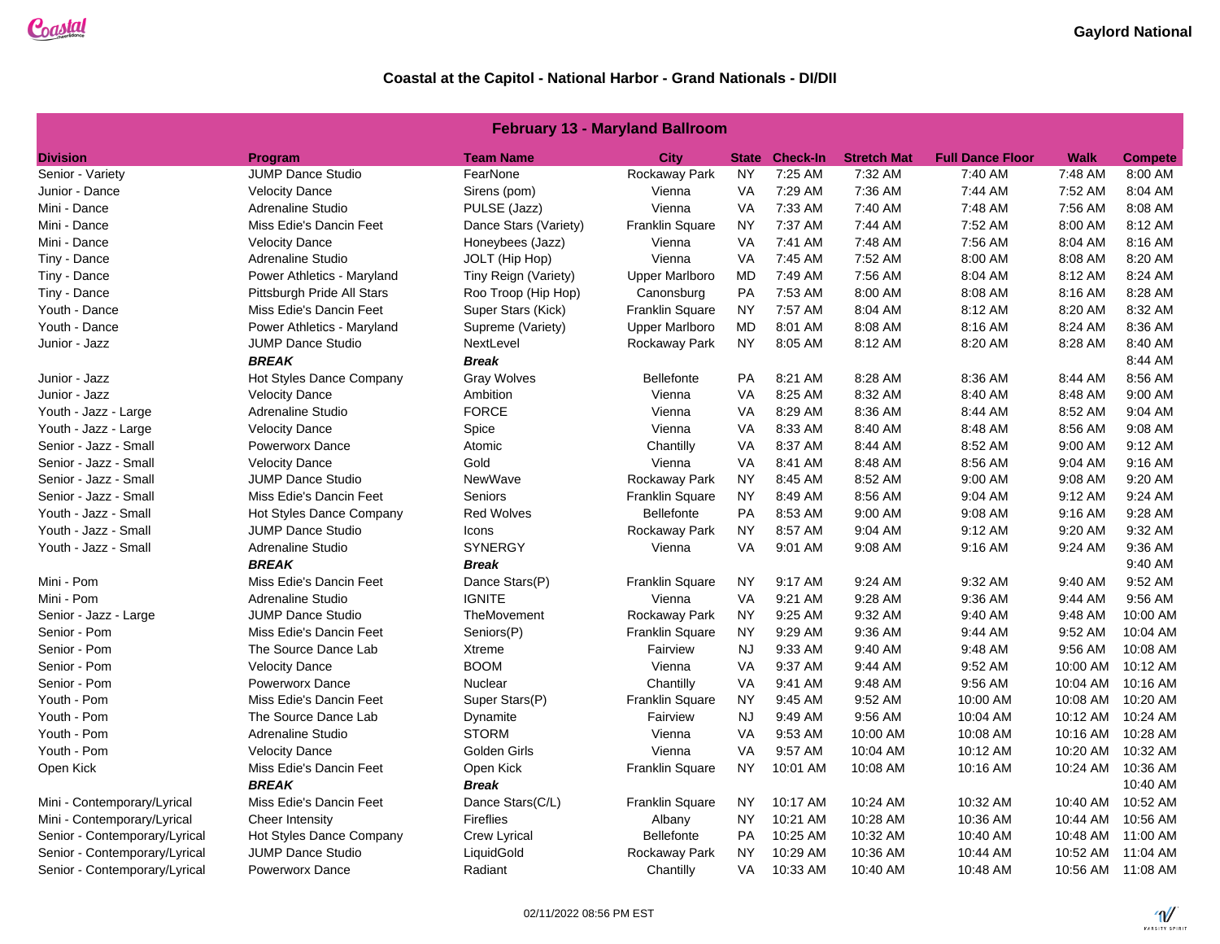Gaylord National

## Coastal at the Capitol - National Harbor - Grand Nationals - DI/DII

| February 13 - Maryland Ballroom | | | | | | | | | |
|---|---|---|---|---|---|---|---|---|---|
| **Division** | **Program** | **Team Name** | **City** | **State** | **Check-In** | **Stretch Mat** | **Full Dance Floor** | **Walk** | **Compete** |
| Senior - Variety | JUMP Dance Studio | FearNone | Rockaway Park | NY | 7:25 AM | 7:32 AM | 7:40 AM | 7:48 AM | 8:00 AM |
| Junior - Dance | Velocity Dance | Sirens (pom) | Vienna | VA | 7:29 AM | 7:36 AM | 7:44 AM | 7:52 AM | 8:04 AM |
| Mini - Dance | Adrenaline Studio | PULSE (Jazz) | Vienna | VA | 7:33 AM | 7:40 AM | 7:48 AM | 7:56 AM | 8:08 AM |
| Mini - Dance | Miss Edie's Dancin Feet | Dance Stars (Variety) | Franklin Square | NY | 7:37 AM | 7:44 AM | 7:52 AM | 8:00 AM | 8:12 AM |
| Mini - Dance | Velocity Dance | Honeybees (Jazz) | Vienna | VA | 7:41 AM | 7:48 AM | 7:56 AM | 8:04 AM | 8:16 AM |
| Tiny - Dance | Adrenaline Studio | JOLT (Hip Hop) | Vienna | VA | 7:45 AM | 7:52 AM | 8:00 AM | 8:08 AM | 8:20 AM |
| Tiny - Dance | Power Athletics - Maryland | Tiny Reign (Variety) | Upper Marlboro | MD | 7:49 AM | 7:56 AM | 8:04 AM | 8:12 AM | 8:24 AM |
| Tiny - Dance | Pittsburgh Pride All Stars | Roo Troop (Hip Hop) | Canonsburg | PA | 7:53 AM | 8:00 AM | 8:08 AM | 8:16 AM | 8:28 AM |
| Youth - Dance | Miss Edie's Dancin Feet | Super Stars (Kick) | Franklin Square | NY | 7:57 AM | 8:04 AM | 8:12 AM | 8:20 AM | 8:32 AM |
| Youth - Dance | Power Athletics - Maryland | Supreme (Variety) | Upper Marlboro | MD | 8:01 AM | 8:08 AM | 8:16 AM | 8:24 AM | 8:36 AM |
| Junior - Jazz | JUMP Dance Studio | NextLevel | Rockaway Park | NY | 8:05 AM | 8:12 AM | 8:20 AM | 8:28 AM | 8:40 AM |
| | ***BREAK*** | ***Break*** | | | | | | | 8:44 AM |
| Junior - Jazz | Hot Styles Dance Company | Gray Wolves | Bellefonte | PA | 8:21 AM | 8:28 AM | 8:36 AM | 8:44 AM | 8:56 AM |
| Junior - Jazz | Velocity Dance | Ambition | Vienna | VA | 8:25 AM | 8:32 AM | 8:40 AM | 8:48 AM | 9:00 AM |
| Youth - Jazz - Large | Adrenaline Studio | FORCE | Vienna | VA | 8:29 AM | 8:36 AM | 8:44 AM | 8:52 AM | 9:04 AM |
| Youth - Jazz - Large | Velocity Dance | Spice | Vienna | VA | 8:33 AM | 8:40 AM | 8:48 AM | 8:56 AM | 9:08 AM |
| Senior - Jazz - Small | Powerworx Dance | Atomic | Chantilly | VA | 8:37 AM | 8:44 AM | 8:52 AM | 9:00 AM | 9:12 AM |
| Senior - Jazz - Small | Velocity Dance | Gold | Vienna | VA | 8:41 AM | 8:48 AM | 8:56 AM | 9:04 AM | 9:16 AM |
| Senior - Jazz - Small | JUMP Dance Studio | NewWave | Rockaway Park | NY | 8:45 AM | 8:52 AM | 9:00 AM | 9:08 AM | 9:20 AM |
| Senior - Jazz - Small | Miss Edie's Dancin Feet | Seniors | Franklin Square | NY | 8:49 AM | 8:56 AM | 9:04 AM | 9:12 AM | 9:24 AM |
| Youth - Jazz - Small | Hot Styles Dance Company | Red Wolves | Bellefonte | PA | 8:53 AM | 9:00 AM | 9:08 AM | 9:16 AM | 9:28 AM |
| Youth - Jazz - Small | JUMP Dance Studio | Icons | Rockaway Park | NY | 8:57 AM | 9:04 AM | 9:12 AM | 9:20 AM | 9:32 AM |
| Youth - Jazz - Small | Adrenaline Studio | SYNERGY | Vienna | VA | 9:01 AM | 9:08 AM | 9:16 AM | 9:24 AM | 9:36 AM |
| | ***BREAK*** | ***Break*** | | | | | | | 9:40 AM |
| Mini - Pom | Miss Edie's Dancin Feet | Dance Stars(P) | Franklin Square | NY | 9:17 AM | 9:24 AM | 9:32 AM | 9:40 AM | 9:52 AM |
| Mini - Pom | Adrenaline Studio | IGNITE | Vienna | VA | 9:21 AM | 9:28 AM | 9:36 AM | 9:44 AM | 9:56 AM |
| Senior - Jazz - Large | JUMP Dance Studio | TheMovement | Rockaway Park | NY | 9:25 AM | 9:32 AM | 9:40 AM | 9:48 AM | 10:00 AM |
| Senior - Pom | Miss Edie's Dancin Feet | Seniors(P) | Franklin Square | NY | 9:29 AM | 9:36 AM | 9:44 AM | 9:52 AM | 10:04 AM |
| Senior - Pom | The Source Dance Lab | Xtreme | Fairview | NJ | 9:33 AM | 9:40 AM | 9:48 AM | 9:56 AM | 10:08 AM |
| Senior - Pom | Velocity Dance | BOOM | Vienna | VA | 9:37 AM | 9:44 AM | 9:52 AM | 10:00 AM | 10:12 AM |
| Senior - Pom | Powerworx Dance | Nuclear | Chantilly | VA | 9:41 AM | 9:48 AM | 9:56 AM | 10:04 AM | 10:16 AM |
| Youth - Pom | Miss Edie's Dancin Feet | Super Stars(P) | Franklin Square | NY | 9:45 AM | 9:52 AM | 10:00 AM | 10:08 AM | 10:20 AM |
| Youth - Pom | The Source Dance Lab | Dynamite | Fairview | NJ | 9:49 AM | 9:56 AM | 10:04 AM | 10:12 AM | 10:24 AM |
| Youth - Pom | Adrenaline Studio | STORM | Vienna | VA | 9:53 AM | 10:00 AM | 10:08 AM | 10:16 AM | 10:28 AM |
| Youth - Pom | Velocity Dance | Golden Girls | Vienna | VA | 9:57 AM | 10:04 AM | 10:12 AM | 10:20 AM | 10:32 AM |
| Open Kick | Miss Edie's Dancin Feet | Open Kick | Franklin Square | NY | 10:01 AM | 10:08 AM | 10:16 AM | 10:24 AM | 10:36 AM |
| | ***BREAK*** | ***Break*** | | | | | | | 10:40 AM |
| Mini - Contemporary/Lyrical | Miss Edie's Dancin Feet | Dance Stars(C/L) | Franklin Square | NY | 10:17 AM | 10:24 AM | 10:32 AM | 10:40 AM | 10:52 AM |
| Mini - Contemporary/Lyrical | Cheer Intensity | Fireflies | Albany | NY | 10:21 AM | 10:28 AM | 10:36 AM | 10:44 AM | 10:56 AM |
| Senior - Contemporary/Lyrical | Hot Styles Dance Company | Crew Lyrical | Bellefonte | PA | 10:25 AM | 10:32 AM | 10:40 AM | 10:48 AM | 11:00 AM |
| Senior - Contemporary/Lyrical | JUMP Dance Studio | LiquidGold | Rockaway Park | NY | 10:29 AM | 10:36 AM | 10:44 AM | 10:52 AM | 11:04 AM |
| Senior - Contemporary/Lyrical | Powerworx Dance | Radiant | Chantilly | VA | 10:33 AM | 10:40 AM | 10:48 AM | 10:56 AM | 11:08 AM |

02/11/2022 08:56 PM EST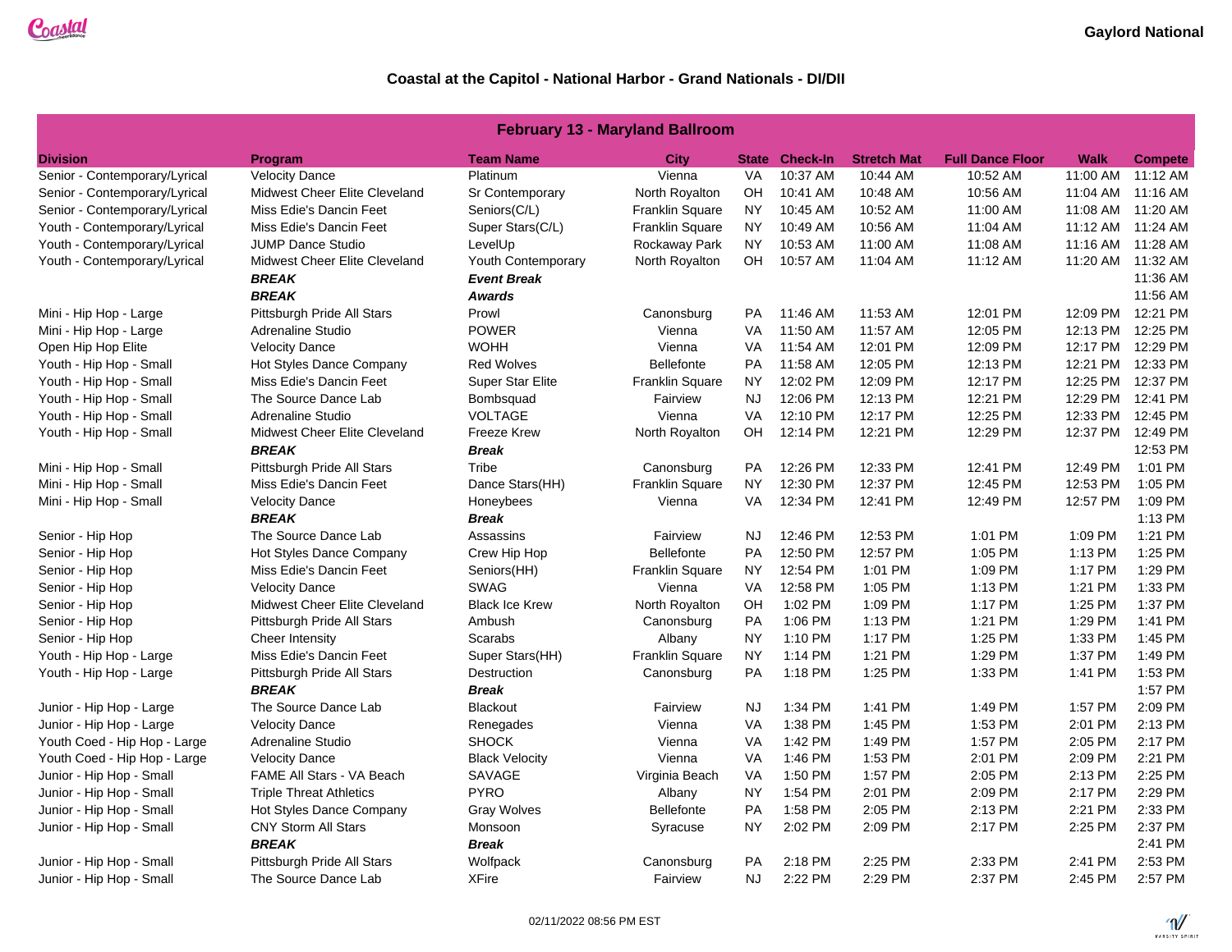Coastal

Gaylord National

# Coastal at the Capitol - National Harbor - Grand Nationals - DI/DII

## February 13 - Maryland Ballroom

| Division | Program | Team Name | City | State | Check-In | Stretch Mat | Full Dance Floor | Walk | Compete |
|---|---|---|---|---|---|---|---|---|---|
| Senior - Contemporary/Lyrical | Velocity Dance | Platinum | Vienna | VA | 10:37 AM | 10:44 AM | 10:52 AM | 11:00 AM | 11:12 AM |
| Senior - Contemporary/Lyrical | Midwest Cheer Elite Cleveland | Sr Contemporary | North Royalton | OH | 10:41 AM | 10:48 AM | 10:56 AM | 11:04 AM | 11:16 AM |
| Senior - Contemporary/Lyrical | Miss Edie's Dancin Feet | Seniors(C/L) | Franklin Square | NY | 10:45 AM | 10:52 AM | 11:00 AM | 11:08 AM | 11:20 AM |
| Youth - Contemporary/Lyrical | Miss Edie's Dancin Feet | Super Stars(C/L) | Franklin Square | NY | 10:49 AM | 10:56 AM | 11:04 AM | 11:12 AM | 11:24 AM |
| Youth - Contemporary/Lyrical | JUMP Dance Studio | LevelUp | Rockaway Park | NY | 10:53 AM | 11:00 AM | 11:08 AM | 11:16 AM | 11:28 AM |
| Youth - Contemporary/Lyrical | Midwest Cheer Elite Cleveland | Youth Contemporary | North Royalton | OH | 10:57 AM | 11:04 AM | 11:12 AM | 11:20 AM | 11:32 AM |
| | ***BREAK*** | ***Event Break*** | | | | | | | 11:36 AM |
| | ***BREAK*** | ***Awards*** | | | | | | | 11:56 AM |
| Mini - Hip Hop - Large | Pittsburgh Pride All Stars | Prowl | Canonsburg | PA | 11:46 AM | 11:53 AM | 12:01 PM | 12:09 PM | 12:21 PM |
| Mini - Hip Hop - Large | Adrenaline Studio | POWER | Vienna | VA | 11:50 AM | 11:57 AM | 12:05 PM | 12:13 PM | 12:25 PM |
| Open Hip Hop Elite | Velocity Dance | WOHH | Vienna | VA | 11:54 AM | 12:01 PM | 12:09 PM | 12:17 PM | 12:29 PM |
| Youth - Hip Hop - Small | Hot Styles Dance Company | Red Wolves | Bellefonte | PA | 11:58 AM | 12:05 PM | 12:13 PM | 12:21 PM | 12:33 PM |
| Youth - Hip Hop - Small | Miss Edie's Dancin Feet | Super Star Elite | Franklin Square | NY | 12:02 PM | 12:09 PM | 12:17 PM | 12:25 PM | 12:37 PM |
| Youth - Hip Hop - Small | The Source Dance Lab | Bombsquad | Fairview | NJ | 12:06 PM | 12:13 PM | 12:21 PM | 12:29 PM | 12:41 PM |
| Youth - Hip Hop - Small | Adrenaline Studio | VOLTAGE | Vienna | VA | 12:10 PM | 12:17 PM | 12:25 PM | 12:33 PM | 12:45 PM |
| Youth - Hip Hop - Small | Midwest Cheer Elite Cleveland | Freeze Krew | North Royalton | OH | 12:14 PM | 12:21 PM | 12:29 PM | 12:37 PM | 12:49 PM |
| | ***BREAK*** | ***Break*** | | | | | | | 12:53 PM |
| Mini - Hip Hop - Small | Pittsburgh Pride All Stars | Tribe | Canonsburg | PA | 12:26 PM | 12:33 PM | 12:41 PM | 12:49 PM | 1:01 PM |
| Mini - Hip Hop - Small | Miss Edie's Dancin Feet | Dance Stars(HH) | Franklin Square | NY | 12:30 PM | 12:37 PM | 12:45 PM | 12:53 PM | 1:05 PM |
| Mini - Hip Hop - Small | Velocity Dance | Honeybees | Vienna | VA | 12:34 PM | 12:41 PM | 12:49 PM | 12:57 PM | 1:09 PM |
| | ***BREAK*** | ***Break*** | | | | | | | 1:13 PM |
| Senior - Hip Hop | The Source Dance Lab | Assassins | Fairview | NJ | 12:46 PM | 12:53 PM | 1:01 PM | 1:09 PM | 1:21 PM |
| Senior - Hip Hop | Hot Styles Dance Company | Crew Hip Hop | Bellefonte | PA | 12:50 PM | 12:57 PM | 1:05 PM | 1:13 PM | 1:25 PM |
| Senior - Hip Hop | Miss Edie's Dancin Feet | Seniors(HH) | Franklin Square | NY | 12:54 PM | 1:01 PM | 1:09 PM | 1:17 PM | 1:29 PM |
| Senior - Hip Hop | Velocity Dance | SWAG | Vienna | VA | 12:58 PM | 1:05 PM | 1:13 PM | 1:21 PM | 1:33 PM |
| Senior - Hip Hop | Midwest Cheer Elite Cleveland | Black Ice Krew | North Royalton | OH | 1:02 PM | 1:09 PM | 1:17 PM | 1:25 PM | 1:37 PM |
| Senior - Hip Hop | Pittsburgh Pride All Stars | Ambush | Canonsburg | PA | 1:06 PM | 1:13 PM | 1:21 PM | 1:29 PM | 1:41 PM |
| Senior - Hip Hop | Cheer Intensity | Scarabs | Albany | NY | 1:10 PM | 1:17 PM | 1:25 PM | 1:33 PM | 1:45 PM |
| Youth - Hip Hop - Large | Miss Edie's Dancin Feet | Super Stars(HH) | Franklin Square | NY | 1:14 PM | 1:21 PM | 1:29 PM | 1:37 PM | 1:49 PM |
| Youth - Hip Hop - Large | Pittsburgh Pride All Stars | Destruction | Canonsburg | PA | 1:18 PM | 1:25 PM | 1:33 PM | 1:41 PM | 1:53 PM |
| | ***BREAK*** | ***Break*** | | | | | | | 1:57 PM |
| Junior - Hip Hop - Large | The Source Dance Lab | Blackout | Fairview | NJ | 1:34 PM | 1:41 PM | 1:49 PM | 1:57 PM | 2:09 PM |
| Junior - Hip Hop - Large | Velocity Dance | Renegades | Vienna | VA | 1:38 PM | 1:45 PM | 1:53 PM | 2:01 PM | 2:13 PM |
| Youth Coed - Hip Hop - Large | Adrenaline Studio | SHOCK | Vienna | VA | 1:42 PM | 1:49 PM | 1:57 PM | 2:05 PM | 2:17 PM |
| Youth Coed - Hip Hop - Large | Velocity Dance | Black Velocity | Vienna | VA | 1:46 PM | 1:53 PM | 2:01 PM | 2:09 PM | 2:21 PM |
| Junior - Hip Hop - Small | FAME All Stars - VA Beach | SAVAGE | Virginia Beach | VA | 1:50 PM | 1:57 PM | 2:05 PM | 2:13 PM | 2:25 PM |
| Junior - Hip Hop - Small | Triple Threat Athletics | PYRO | Albany | NY | 1:54 PM | 2:01 PM | 2:09 PM | 2:17 PM | 2:29 PM |
| Junior - Hip Hop - Small | Hot Styles Dance Company | Gray Wolves | Bellefonte | PA | 1:58 PM | 2:05 PM | 2:13 PM | 2:21 PM | 2:33 PM |
| Junior - Hip Hop - Small | CNY Storm All Stars | Monsoon | Syracuse | NY | 2:02 PM | 2:09 PM | 2:17 PM | 2:25 PM | 2:37 PM |
| | ***BREAK*** | ***Break*** | | | | | | | 2:41 PM |
| Junior - Hip Hop - Small | Pittsburgh Pride All Stars | Wolfpack | Canonsburg | PA | 2:18 PM | 2:25 PM | 2:33 PM | 2:41 PM | 2:53 PM |
| Junior - Hip Hop - Small | The Source Dance Lab | XFire | Fairview | NJ | 2:22 PM | 2:29 PM | 2:37 PM | 2:45 PM | 2:57 PM |

02/11/2022 08:56 PM EST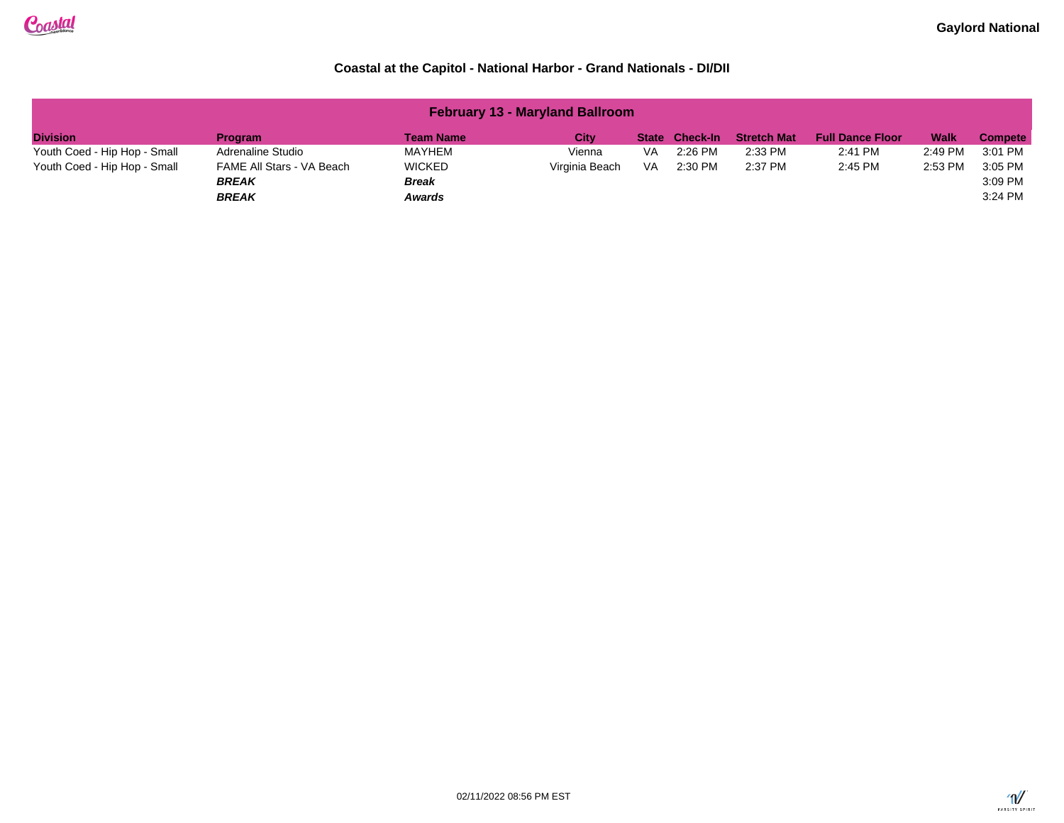Gaylord National

### Coastal at the Capitol - National Harbor - Grand Nationals - DI/DII

| February 13 - Maryland Ballroom | | | | | | | | | |
|---|---|---|---|---|---|---|---|---|---|
| **Division** | **Program** | **Team Name** | **City** | **State** | **Check-In** | **Stretch Mat** | **Full Dance Floor** | **Walk** | **Compete** |
| Youth Coed - Hip Hop - Small | Adrenaline Studio | MAYHEM | Vienna | VA | 2:26 PM | 2:33 PM | 2:41 PM | 2:49 PM | 3:01 PM |
| Youth Coed - Hip Hop - Small | FAME All Stars - VA Beach | WICKED | Virginia Beach | VA | 2:30 PM | 2:37 PM | 2:45 PM | 2:53 PM | 3:05 PM |
| | ***BREAK*** | ***Break*** | | | | | | | 3:09 PM |
| | ***BREAK*** | ***Awards*** | | | | | | | 3:24 PM |

02/11/2022 08:56 PM EST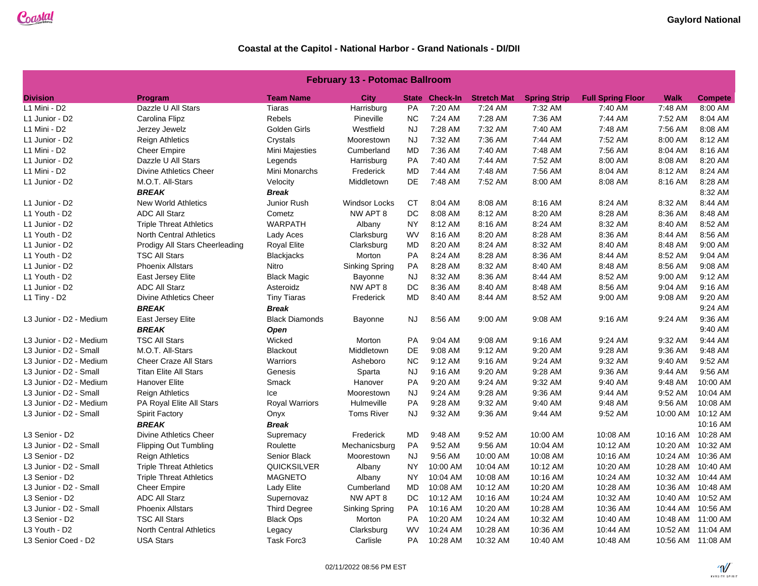Gaylord National

## Coastal at the Capitol - National Harbor - Grand Nationals - DI/DII

| February 13 - Potomac Ballroom | | | | | | | | | | |
|---|---|---|---|---|---|---|---|---|---|---|
| **Division** | **Program** | **Team Name** | **City** | **State** | **Check-In** | **Stretch Mat** | **Spring Strip** | **Full Spring Floor** | **Walk** | **Compete** |
| L1 Mini - D2 | Dazzle U All Stars | Tiaras | Harrisburg | PA | 7:20 AM | 7:24 AM | 7:32 AM | 7:40 AM | 7:48 AM | 8:00 AM |
| L1 Junior - D2 | Carolina Flipz | Rebels | Pineville | NC | 7:24 AM | 7:28 AM | 7:36 AM | 7:44 AM | 7:52 AM | 8:04 AM |
| L1 Mini - D2 | Jerzey Jewelz | Golden Girls | Westfield | NJ | 7:28 AM | 7:32 AM | 7:40 AM | 7:48 AM | 7:56 AM | 8:08 AM |
| L1 Junior - D2 | Reign Athletics | Crystals | Moorestown | NJ | 7:32 AM | 7:36 AM | 7:44 AM | 7:52 AM | 8:00 AM | 8:12 AM |
| L1 Mini - D2 | Cheer Empire | Mini Majesties | Cumberland | MD | 7:36 AM | 7:40 AM | 7:48 AM | 7:56 AM | 8:04 AM | 8:16 AM |
| L1 Junior - D2 | Dazzle U All Stars | Legends | Harrisburg | PA | 7:40 AM | 7:44 AM | 7:52 AM | 8:00 AM | 8:08 AM | 8:20 AM |
| L1 Mini - D2 | Divine Athletics Cheer | Mini Monarchs | Frederick | MD | 7:44 AM | 7:48 AM | 7:56 AM | 8:04 AM | 8:12 AM | 8:24 AM |
| L1 Junior - D2 | M.O.T. All-Stars | Velocity | Middletown | DE | 7:48 AM | 7:52 AM | 8:00 AM | 8:08 AM | 8:16 AM | 8:28 AM |
| | ***BREAK*** | ***Break*** | | | | | | | | 8:32 AM |
| L1 Junior - D2 | New World Athletics | Junior Rush | Windsor Locks | CT | 8:04 AM | 8:08 AM | 8:16 AM | 8:24 AM | 8:32 AM | 8:44 AM |
| L1 Youth - D2 | ADC All Starz | Cometz | NW APT 8 | DC | 8:08 AM | 8:12 AM | 8:20 AM | 8:28 AM | 8:36 AM | 8:48 AM |
| L1 Junior - D2 | Triple Threat Athletics | WARPATH | Albany | NY | 8:12 AM | 8:16 AM | 8:24 AM | 8:32 AM | 8:40 AM | 8:52 AM |
| L1 Youth - D2 | North Central Athletics | Lady Aces | Clarksburg | WV | 8:16 AM | 8:20 AM | 8:28 AM | 8:36 AM | 8:44 AM | 8:56 AM |
| L1 Junior - D2 | Prodigy All Stars Cheerleading | Royal Elite | Clarksburg | MD | 8:20 AM | 8:24 AM | 8:32 AM | 8:40 AM | 8:48 AM | 9:00 AM |
| L1 Youth - D2 | TSC All Stars | Blackjacks | Morton | PA | 8:24 AM | 8:28 AM | 8:36 AM | 8:44 AM | 8:52 AM | 9:04 AM |
| L1 Junior - D2 | Phoenix Allstars | Nitro | Sinking Spring | PA | 8:28 AM | 8:32 AM | 8:40 AM | 8:48 AM | 8:56 AM | 9:08 AM |
| L1 Youth - D2 | East Jersey Elite | Black Magic | Bayonne | NJ | 8:32 AM | 8:36 AM | 8:44 AM | 8:52 AM | 9:00 AM | 9:12 AM |
| L1 Junior - D2 | ADC All Starz | Asteroidz | NW APT 8 | DC | 8:36 AM | 8:40 AM | 8:48 AM | 8:56 AM | 9:04 AM | 9:16 AM |
| L1 Tiny - D2 | Divine Athletics Cheer | Tiny Tiaras | Frederick | MD | 8:40 AM | 8:44 AM | 8:52 AM | 9:00 AM | 9:08 AM | 9:20 AM |
| | ***BREAK*** | ***Break*** | | | | | | | | 9:24 AM |
| L3 Junior - D2 - Medium | East Jersey Elite | Black Diamonds | Bayonne | NJ | 8:56 AM | 9:00 AM | 9:08 AM | 9:16 AM | 9:24 AM | 9:36 AM |
| | ***BREAK*** | ***Open*** | | | | | | | | 9:40 AM |
| L3 Junior - D2 - Medium | TSC All Stars | Wicked | Morton | PA | 9:04 AM | 9:08 AM | 9:16 AM | 9:24 AM | 9:32 AM | 9:44 AM |
| L3 Junior - D2 - Small | M.O.T. All-Stars | Blackout | Middletown | DE | 9:08 AM | 9:12 AM | 9:20 AM | 9:28 AM | 9:36 AM | 9:48 AM |
| L3 Junior - D2 - Medium | Cheer Craze All Stars | Warriors | Asheboro | NC | 9:12 AM | 9:16 AM | 9:24 AM | 9:32 AM | 9:40 AM | 9:52 AM |
| L3 Junior - D2 - Small | Titan Elite All Stars | Genesis | Sparta | NJ | 9:16 AM | 9:20 AM | 9:28 AM | 9:36 AM | 9:44 AM | 9:56 AM |
| L3 Junior - D2 - Medium | Hanover Elite | Smack | Hanover | PA | 9:20 AM | 9:24 AM | 9:32 AM | 9:40 AM | 9:48 AM | 10:00 AM |
| L3 Junior - D2 - Small | Reign Athletics | Ice | Moorestown | NJ | 9:24 AM | 9:28 AM | 9:36 AM | 9:44 AM | 9:52 AM | 10:04 AM |
| L3 Junior - D2 - Medium | PA Royal Elite All Stars | Royal Warriors | Hulmeville | PA | 9:28 AM | 9:32 AM | 9:40 AM | 9:48 AM | 9:56 AM | 10:08 AM |
| L3 Junior - D2 - Small | Spirit Factory | Onyx | Toms River | NJ | 9:32 AM | 9:36 AM | 9:44 AM | 9:52 AM | 10:00 AM | 10:12 AM |
| | ***BREAK*** | ***Break*** | | | | | | | | 10:16 AM |
| L3 Senior - D2 | Divine Athletics Cheer | Supremacy | Frederick | MD | 9:48 AM | 9:52 AM | 10:00 AM | 10:08 AM | 10:16 AM | 10:28 AM |
| L3 Junior - D2 - Small | Flipping Out Tumbling | Roulette | Mechanicsburg | PA | 9:52 AM | 9:56 AM | 10:04 AM | 10:12 AM | 10:20 AM | 10:32 AM |
| L3 Senior - D2 | Reign Athletics | Senior Black | Moorestown | NJ | 9:56 AM | 10:00 AM | 10:08 AM | 10:16 AM | 10:24 AM | 10:36 AM |
| L3 Junior - D2 - Small | Triple Threat Athletics | QUICKSILVER | Albany | NY | 10:00 AM | 10:04 AM | 10:12 AM | 10:20 AM | 10:28 AM | 10:40 AM |
| L3 Senior - D2 | Triple Threat Athletics | MAGNETO | Albany | NY | 10:04 AM | 10:08 AM | 10:16 AM | 10:24 AM | 10:32 AM | 10:44 AM |
| L3 Junior - D2 - Small | Cheer Empire | Lady Elite | Cumberland | MD | 10:08 AM | 10:12 AM | 10:20 AM | 10:28 AM | 10:36 AM | 10:48 AM |
| L3 Senior - D2 | ADC All Starz | Supernovaz | NW APT 8 | DC | 10:12 AM | 10:16 AM | 10:24 AM | 10:32 AM | 10:40 AM | 10:52 AM |
| L3 Junior - D2 - Small | Phoenix Allstars | Third Degree | Sinking Spring | PA | 10:16 AM | 10:20 AM | 10:28 AM | 10:36 AM | 10:44 AM | 10:56 AM |
| L3 Senior - D2 | TSC All Stars | Black Ops | Morton | PA | 10:20 AM | 10:24 AM | 10:32 AM | 10:40 AM | 10:48 AM | 11:00 AM |
| L3 Youth - D2 | North Central Athletics | Legacy | Clarksburg | WV | 10:24 AM | 10:28 AM | 10:36 AM | 10:44 AM | 10:52 AM | 11:04 AM |
| L3 Senior Coed - D2 | USA Stars | Task Forc3 | Carlisle | PA | 10:28 AM | 10:32 AM | 10:40 AM | 10:48 AM | 10:56 AM | 11:08 AM |

02/11/2022 08:56 PM EST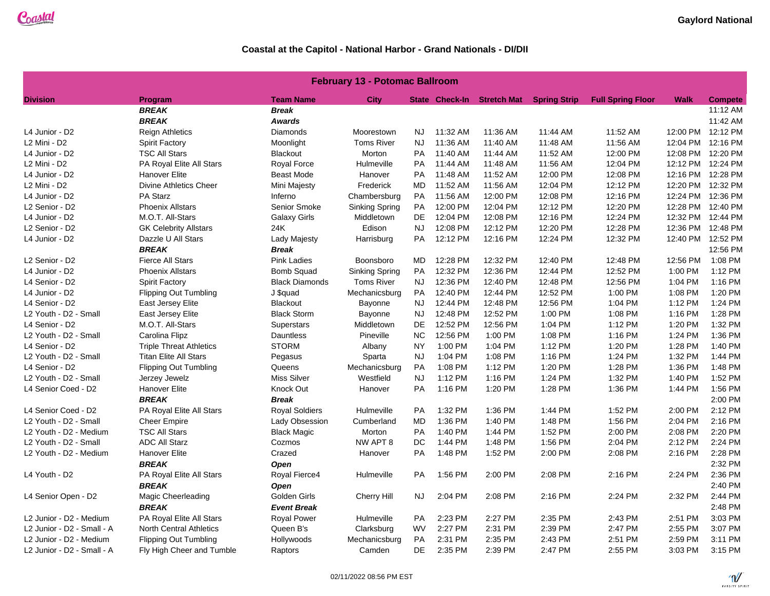Gaylord National

## Coastal at the Capitol - National Harbor - Grand Nationals - DI/DII

| February 13 - Potomac Ballroom | | | | | | | | | | |
|---|---|---|---|---|---|---|---|---|---|---|
| **Division** | **Program** | **Team Name** | **City** | **State** | **Check-In** | **Stretch Mat** | **Spring Strip** | **Full Spring Floor** | **Walk** | **Compete** |
| | ***BREAK*** | ***Break*** | | | | | | | | 11:12 AM |
| | ***BREAK*** | ***Awards*** | | | | | | | | 11:42 AM |
| L4 Junior - D2 | Reign Athletics | Diamonds | Moorestown | NJ | 11:32 AM | 11:36 AM | 11:44 AM | 11:52 AM | 12:00 PM | 12:12 PM |
| L2 Mini - D2 | Spirit Factory | Moonlight | Toms River | NJ | 11:36 AM | 11:40 AM | 11:48 AM | 11:56 AM | 12:04 PM | 12:16 PM |
| L4 Junior - D2 | TSC All Stars | Blackout | Morton | PA | 11:40 AM | 11:44 AM | 11:52 AM | 12:00 PM | 12:08 PM | 12:20 PM |
| L2 Mini - D2 | PA Royal Elite All Stars | Royal Force | Hulmeville | PA | 11:44 AM | 11:48 AM | 11:56 AM | 12:04 PM | 12:12 PM | 12:24 PM |
| L4 Junior - D2 | Hanover Elite | Beast Mode | Hanover | PA | 11:48 AM | 11:52 AM | 12:00 PM | 12:08 PM | 12:16 PM | 12:28 PM |
| L2 Mini - D2 | Divine Athletics Cheer | Mini Majesty | Frederick | MD | 11:52 AM | 11:56 AM | 12:04 PM | 12:12 PM | 12:20 PM | 12:32 PM |
| L4 Junior - D2 | PA Starz | Inferno | Chambersburg | PA | 11:56 AM | 12:00 PM | 12:08 PM | 12:16 PM | 12:24 PM | 12:36 PM |
| L2 Senior - D2 | Phoenix Allstars | Senior Smoke | Sinking Spring | PA | 12:00 PM | 12:04 PM | 12:12 PM | 12:20 PM | 12:28 PM | 12:40 PM |
| L4 Junior - D2 | M.O.T. All-Stars | Galaxy Girls | Middletown | DE | 12:04 PM | 12:08 PM | 12:16 PM | 12:24 PM | 12:32 PM | 12:44 PM |
| L2 Senior - D2 | GK Celebrity Allstars | 24K | Edison | NJ | 12:08 PM | 12:12 PM | 12:20 PM | 12:28 PM | 12:36 PM | 12:48 PM |
| L4 Junior - D2 | Dazzle U All Stars | Lady Majesty | Harrisburg | PA | 12:12 PM | 12:16 PM | 12:24 PM | 12:32 PM | 12:40 PM | 12:52 PM |
| | ***BREAK*** | ***Break*** | | | | | | | | 12:56 PM |
| L2 Senior - D2 | Fierce All Stars | Pink Ladies | Boonsboro | MD | 12:28 PM | 12:32 PM | 12:40 PM | 12:48 PM | 12:56 PM | 1:08 PM |
| L4 Junior - D2 | Phoenix Allstars | Bomb Squad | Sinking Spring | PA | 12:32 PM | 12:36 PM | 12:44 PM | 12:52 PM | 1:00 PM | 1:12 PM |
| L4 Senior - D2 | Spirit Factory | Black Diamonds | Toms River | NJ | 12:36 PM | 12:40 PM | 12:48 PM | 12:56 PM | 1:04 PM | 1:16 PM |
| L4 Junior - D2 | Flipping Out Tumbling | J $quad | Mechanicsburg | PA | 12:40 PM | 12:44 PM | 12:52 PM | 1:00 PM | 1:08 PM | 1:20 PM |
| L4 Senior - D2 | East Jersey Elite | Blackout | Bayonne | NJ | 12:44 PM | 12:48 PM | 12:56 PM | 1:04 PM | 1:12 PM | 1:24 PM |
| L2 Youth - D2 - Small | East Jersey Elite | Black Storm | Bayonne | NJ | 12:48 PM | 12:52 PM | 1:00 PM | 1:08 PM | 1:16 PM | 1:28 PM |
| L4 Senior - D2 | M.O.T. All-Stars | Superstars | Middletown | DE | 12:52 PM | 12:56 PM | 1:04 PM | 1:12 PM | 1:20 PM | 1:32 PM |
| L2 Youth - D2 - Small | Carolina Flipz | Dauntless | Pineville | NC | 12:56 PM | 1:00 PM | 1:08 PM | 1:16 PM | 1:24 PM | 1:36 PM |
| L4 Senior - D2 | Triple Threat Athletics | STORM | Albany | NY | 1:00 PM | 1:04 PM | 1:12 PM | 1:20 PM | 1:28 PM | 1:40 PM |
| L2 Youth - D2 - Small | Titan Elite All Stars | Pegasus | Sparta | NJ | 1:04 PM | 1:08 PM | 1:16 PM | 1:24 PM | 1:32 PM | 1:44 PM |
| L4 Senior - D2 | Flipping Out Tumbling | Queens | Mechanicsburg | PA | 1:08 PM | 1:12 PM | 1:20 PM | 1:28 PM | 1:36 PM | 1:48 PM |
| L2 Youth - D2 - Small | Jerzey Jewelz | Miss Silver | Westfield | NJ | 1:12 PM | 1:16 PM | 1:24 PM | 1:32 PM | 1:40 PM | 1:52 PM |
| L4 Senior Coed - D2 | Hanover Elite | Knock Out | Hanover | PA | 1:16 PM | 1:20 PM | 1:28 PM | 1:36 PM | 1:44 PM | 1:56 PM |
| | ***BREAK*** | ***Break*** | | | | | | | | 2:00 PM |
| L4 Senior Coed - D2 | PA Royal Elite All Stars | Royal Soldiers | Hulmeville | PA | 1:32 PM | 1:36 PM | 1:44 PM | 1:52 PM | 2:00 PM | 2:12 PM |
| L2 Youth - D2 - Small | Cheer Empire | Lady Obsession | Cumberland | MD | 1:36 PM | 1:40 PM | 1:48 PM | 1:56 PM | 2:04 PM | 2:16 PM |
| L2 Youth - D2 - Medium | TSC All Stars | Black Magic | Morton | PA | 1:40 PM | 1:44 PM | 1:52 PM | 2:00 PM | 2:08 PM | 2:20 PM |
| L2 Youth - D2 - Small | ADC All Starz | Cozmos | NW APT 8 | DC | 1:44 PM | 1:48 PM | 1:56 PM | 2:04 PM | 2:12 PM | 2:24 PM |
| L2 Youth - D2 - Medium | Hanover Elite | Crazed | Hanover | PA | 1:48 PM | 1:52 PM | 2:00 PM | 2:08 PM | 2:16 PM | 2:28 PM |
| | ***BREAK*** | ***Open*** | | | | | | | | 2:32 PM |
| L4 Youth - D2 | PA Royal Elite All Stars | Royal Fierce4 | Hulmeville | PA | 1:56 PM | 2:00 PM | 2:08 PM | 2:16 PM | 2:24 PM | 2:36 PM |
| | ***BREAK*** | ***Open*** | | | | | | | | 2:40 PM |
| L4 Senior Open - D2 | Magic Cheerleading | Golden Girls | Cherry Hill | NJ | 2:04 PM | 2:08 PM | 2:16 PM | 2:24 PM | 2:32 PM | 2:44 PM |
| | ***BREAK*** | ***Event Break*** | | | | | | | | 2:48 PM |
| L2 Junior - D2 - Medium | PA Royal Elite All Stars | Royal Power | Hulmeville | PA | 2:23 PM | 2:27 PM | 2:35 PM | 2:43 PM | 2:51 PM | 3:03 PM |
| L2 Junior - D2 - Small - A | North Central Athletics | Queen B's | Clarksburg | WV | 2:27 PM | 2:31 PM | 2:39 PM | 2:47 PM | 2:55 PM | 3:07 PM |
| L2 Junior - D2 - Medium | Flipping Out Tumbling | Hollywoods | Mechanicsburg | PA | 2:31 PM | 2:35 PM | 2:43 PM | 2:51 PM | 2:59 PM | 3:11 PM |
| L2 Junior - D2 - Small - A | Fly High Cheer and Tumble | Raptors | Camden | DE | 2:35 PM | 2:39 PM | 2:47 PM | 2:55 PM | 3:03 PM | 3:15 PM |

02/11/2022 08:56 PM EST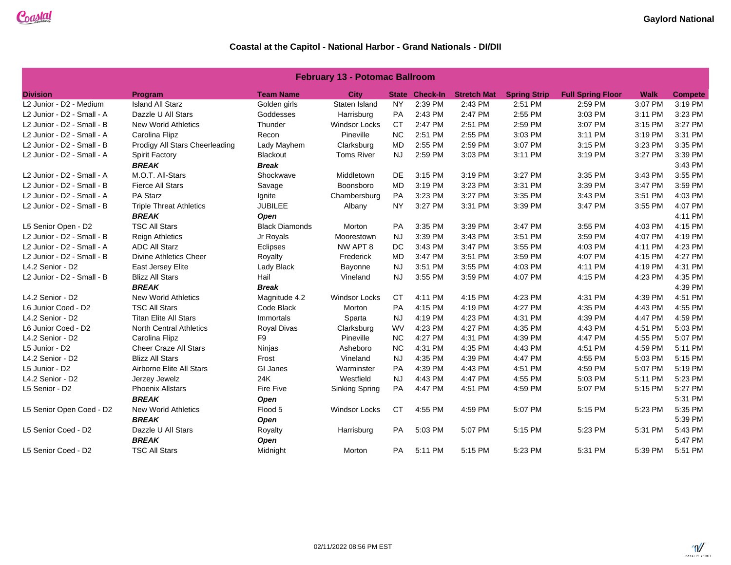Gaylord National

## Coastal at the Capitol - National Harbor - Grand Nationals - DI/DII

| February 13 - Potomac Ballroom | | | | | | | | | | |
|---|---|---|---|---|---|---|---|---|---|---|
| **Division** | **Program** | **Team Name** | **City** | **State** | **Check-In** | **Stretch Mat** | **Spring Strip** | **Full Spring Floor** | **Walk** | **Compete** |
| L2 Junior - D2 - Medium | Island All Starz | Golden girls | Staten Island | NY | 2:39 PM | 2:43 PM | 2:51 PM | 2:59 PM | 3:07 PM | 3:19 PM |
| L2 Junior - D2 - Small - A | Dazzle U All Stars | Goddesses | Harrisburg | PA | 2:43 PM | 2:47 PM | 2:55 PM | 3:03 PM | 3:11 PM | 3:23 PM |
| L2 Junior - D2 - Small - B | New World Athletics | Thunder | Windsor Locks | CT | 2:47 PM | 2:51 PM | 2:59 PM | 3:07 PM | 3:15 PM | 3:27 PM |
| L2 Junior - D2 - Small - A | Carolina Flipz | Recon | Pineville | NC | 2:51 PM | 2:55 PM | 3:03 PM | 3:11 PM | 3:19 PM | 3:31 PM |
| L2 Junior - D2 - Small - B | Prodigy All Stars Cheerleading | Lady Mayhem | Clarksburg | MD | 2:55 PM | 2:59 PM | 3:07 PM | 3:15 PM | 3:23 PM | 3:35 PM |
| L2 Junior - D2 - Small - A | Spirit Factory | Blackout | Toms River | NJ | 2:59 PM | 3:03 PM | 3:11 PM | 3:19 PM | 3:27 PM | 3:39 PM |
| | ***BREAK*** | ***Break*** | | | | | | | | 3:43 PM |
| L2 Junior - D2 - Small - A | M.O.T. All-Stars | Shockwave | Middletown | DE | 3:15 PM | 3:19 PM | 3:27 PM | 3:35 PM | 3:43 PM | 3:55 PM |
| L2 Junior - D2 - Small - B | Fierce All Stars | Savage | Boonsboro | MD | 3:19 PM | 3:23 PM | 3:31 PM | 3:39 PM | 3:47 PM | 3:59 PM |
| L2 Junior - D2 - Small - A | PA Starz | Ignite | Chambersburg | PA | 3:23 PM | 3:27 PM | 3:35 PM | 3:43 PM | 3:51 PM | 4:03 PM |
| L2 Junior - D2 - Small - B | Triple Threat Athletics | JUBILEE | Albany | NY | 3:27 PM | 3:31 PM | 3:39 PM | 3:47 PM | 3:55 PM | 4:07 PM |
| | ***BREAK*** | ***Open*** | | | | | | | | 4:11 PM |
| L5 Senior Open - D2 | TSC All Stars | Black Diamonds | Morton | PA | 3:35 PM | 3:39 PM | 3:47 PM | 3:55 PM | 4:03 PM | 4:15 PM |
| L2 Junior - D2 - Small - B | Reign Athletics | Jr Royals | Moorestown | NJ | 3:39 PM | 3:43 PM | 3:51 PM | 3:59 PM | 4:07 PM | 4:19 PM |
| L2 Junior - D2 - Small - A | ADC All Starz | Eclipses | NW APT 8 | DC | 3:43 PM | 3:47 PM | 3:55 PM | 4:03 PM | 4:11 PM | 4:23 PM |
| L2 Junior - D2 - Small - B | Divine Athletics Cheer | Royalty | Frederick | MD | 3:47 PM | 3:51 PM | 3:59 PM | 4:07 PM | 4:15 PM | 4:27 PM |
| L4.2 Senior - D2 | East Jersey Elite | Lady Black | Bayonne | NJ | 3:51 PM | 3:55 PM | 4:03 PM | 4:11 PM | 4:19 PM | 4:31 PM |
| L2 Junior - D2 - Small - B | Blizz All Stars | Hail | Vineland | NJ | 3:55 PM | 3:59 PM | 4:07 PM | 4:15 PM | 4:23 PM | 4:35 PM |
| | ***BREAK*** | ***Break*** | | | | | | | | 4:39 PM |
| L4.2 Senior - D2 | New World Athletics | Magnitude 4.2 | Windsor Locks | CT | 4:11 PM | 4:15 PM | 4:23 PM | 4:31 PM | 4:39 PM | 4:51 PM |
| L6 Junior Coed - D2 | TSC All Stars | Code Black | Morton | PA | 4:15 PM | 4:19 PM | 4:27 PM | 4:35 PM | 4:43 PM | 4:55 PM |
| L4.2 Senior - D2 | Titan Elite All Stars | Immortals | Sparta | NJ | 4:19 PM | 4:23 PM | 4:31 PM | 4:39 PM | 4:47 PM | 4:59 PM |
| L6 Junior Coed - D2 | North Central Athletics | Royal Divas | Clarksburg | WV | 4:23 PM | 4:27 PM | 4:35 PM | 4:43 PM | 4:51 PM | 5:03 PM |
| L4.2 Senior - D2 | Carolina Flipz | F9 | Pineville | NC | 4:27 PM | 4:31 PM | 4:39 PM | 4:47 PM | 4:55 PM | 5:07 PM |
| L5 Junior - D2 | Cheer Craze All Stars | Ninjas | Asheboro | NC | 4:31 PM | 4:35 PM | 4:43 PM | 4:51 PM | 4:59 PM | 5:11 PM |
| L4.2 Senior - D2 | Blizz All Stars | Frost | Vineland | NJ | 4:35 PM | 4:39 PM | 4:47 PM | 4:55 PM | 5:03 PM | 5:15 PM |
| L5 Junior - D2 | Airborne Elite All Stars | GI Janes | Warminster | PA | 4:39 PM | 4:43 PM | 4:51 PM | 4:59 PM | 5:07 PM | 5:19 PM |
| L4.2 Senior - D2 | Jerzey Jewelz | 24K | Westfield | NJ | 4:43 PM | 4:47 PM | 4:55 PM | 5:03 PM | 5:11 PM | 5:23 PM |
| L5 Senior - D2 | Phoenix Allstars | Fire Five | Sinking Spring | PA | 4:47 PM | 4:51 PM | 4:59 PM | 5:07 PM | 5:15 PM | 5:27 PM |
| | ***BREAK*** | ***Open*** | | | | | | | | 5:31 PM |
| L5 Senior Open Coed - D2 | New World Athletics | Flood 5 | Windsor Locks | CT | 4:55 PM | 4:59 PM | 5:07 PM | 5:15 PM | 5:23 PM | 5:35 PM |
| | ***BREAK*** | ***Open*** | | | | | | | | 5:39 PM |
| L5 Senior Coed - D2 | Dazzle U All Stars | Royalty | Harrisburg | PA | 5:03 PM | 5:07 PM | 5:15 PM | 5:23 PM | 5:31 PM | 5:43 PM |
| | ***BREAK*** | ***Open*** | | | | | | | | 5:47 PM |
| L5 Senior Coed - D2 | TSC All Stars | Midnight | Morton | PA | 5:11 PM | 5:15 PM | 5:23 PM | 5:31 PM | 5:39 PM | 5:51 PM |

02/11/2022 08:56 PM EST